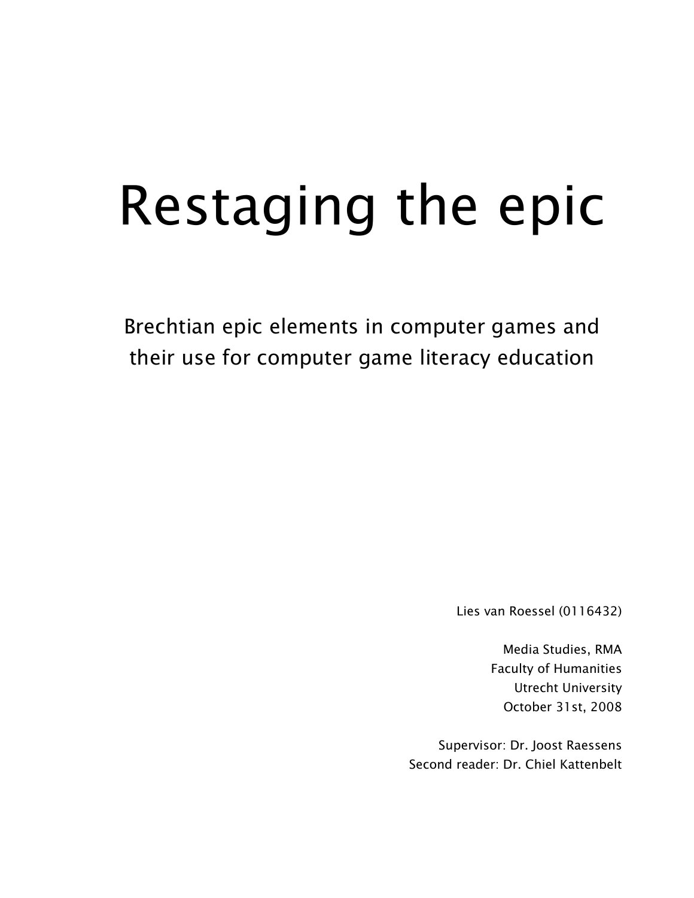# Restaging the epic

## Brechtian epic elements in computer games and their use for computer game literacy education

Lies van Roessel (0116432)

Media Studies, RMA
Faculty of Humanities
Utrecht University
October 31st, 2008

Supervisor: Dr. Joost Raessens
Second reader: Dr. Chiel Kattenbelt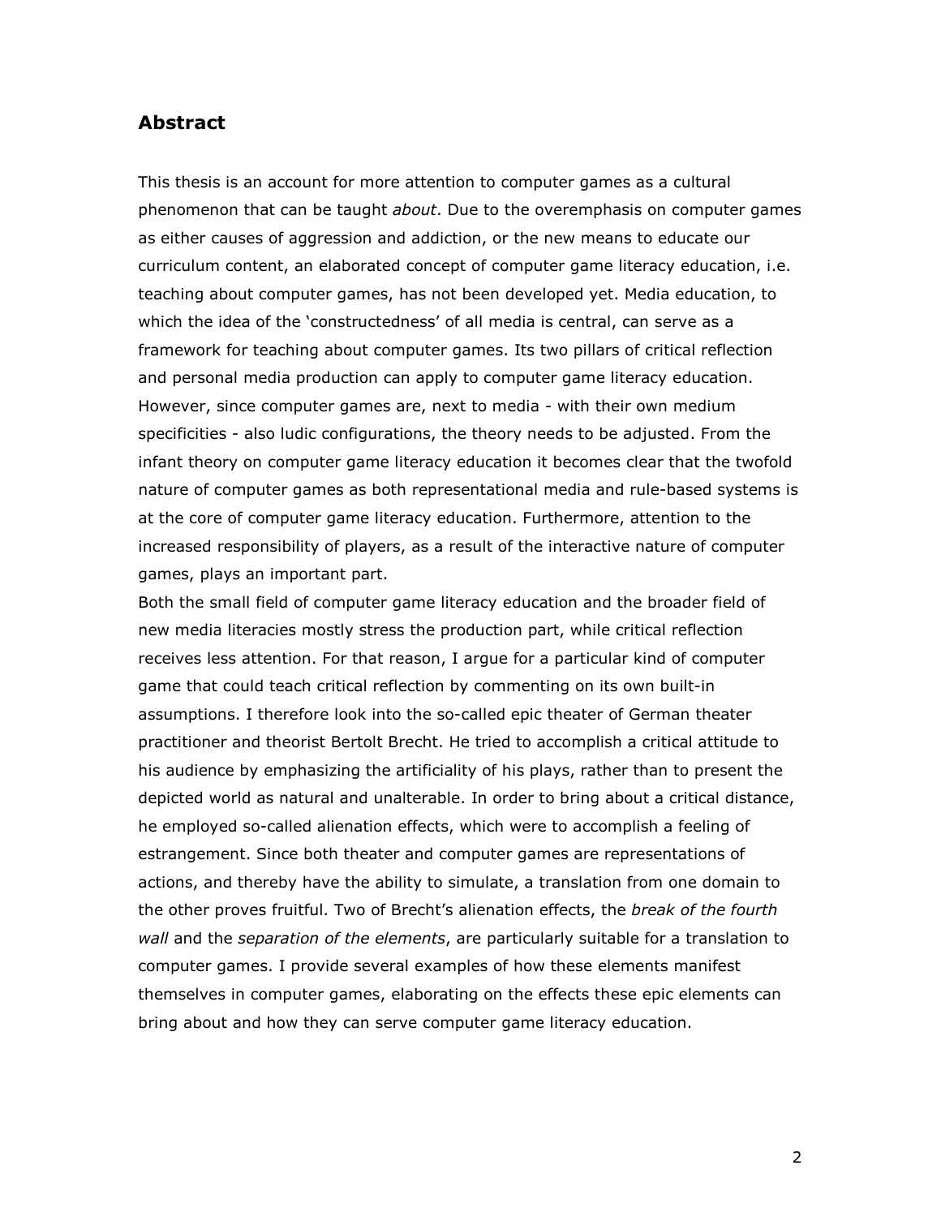## Abstract

This thesis is an account for more attention to computer games as a cultural phenomenon that can be taught *about*. Due to the overemphasis on computer games as either causes of aggression and addiction, or the new means to educate our curriculum content, an elaborated concept of computer game literacy education, i.e. teaching about computer games, has not been developed yet. Media education, to which the idea of the 'constructedness' of all media is central, can serve as a framework for teaching about computer games. Its two pillars of critical reflection and personal media production can apply to computer game literacy education. However, since computer games are, next to media - with their own medium specificities - also ludic configurations, the theory needs to be adjusted. From the infant theory on computer game literacy education it becomes clear that the twofold nature of computer games as both representational media and rule-based systems is at the core of computer game literacy education. Furthermore, attention to the increased responsibility of players, as a result of the interactive nature of computer games, plays an important part.

Both the small field of computer game literacy education and the broader field of new media literacies mostly stress the production part, while critical reflection receives less attention. For that reason, I argue for a particular kind of computer game that could teach critical reflection by commenting on its own built-in assumptions. I therefore look into the so-called epic theater of German theater practitioner and theorist Bertolt Brecht. He tried to accomplish a critical attitude to his audience by emphasizing the artificiality of his plays, rather than to present the depicted world as natural and unalterable. In order to bring about a critical distance, he employed so-called alienation effects, which were to accomplish a feeling of estrangement. Since both theater and computer games are representations of actions, and thereby have the ability to simulate, a translation from one domain to the other proves fruitful. Two of Brecht's alienation effects, the *break of the fourth wall* and the *separation of the elements*, are particularly suitable for a translation to computer games. I provide several examples of how these elements manifest themselves in computer games, elaborating on the effects these epic elements can bring about and how they can serve computer game literacy education.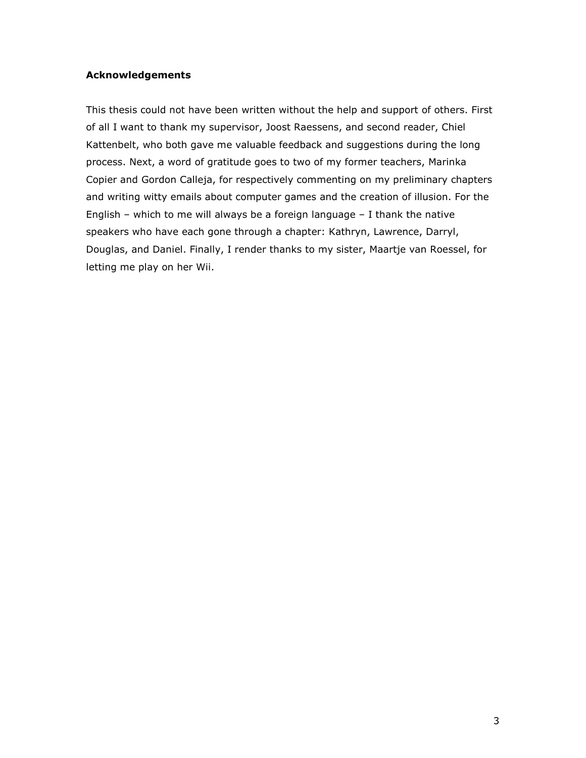## Acknowledgements

This thesis could not have been written without the help and support of others. First of all I want to thank my supervisor, Joost Raessens, and second reader, Chiel Kattenbelt, who both gave me valuable feedback and suggestions during the long process. Next, a word of gratitude goes to two of my former teachers, Marinka Copier and Gordon Calleja, for respectively commenting on my preliminary chapters and writing witty emails about computer games and the creation of illusion. For the English – which to me will always be a foreign language – I thank the native speakers who have each gone through a chapter: Kathryn, Lawrence, Darryl, Douglas, and Daniel. Finally, I render thanks to my sister, Maartje van Roessel, for letting me play on her Wii.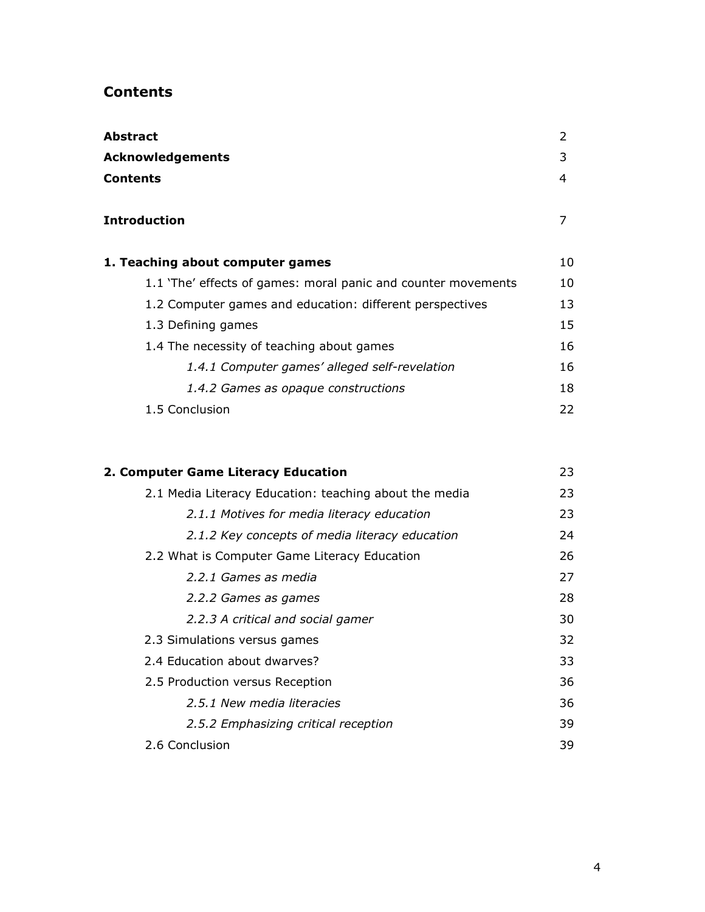## Contents

| | |
|---|---|
| **Abstract** | 2 |
| **Acknowledgements** | 3 |
| **Contents** | 4 |
| | |
| **Introduction** | 7 |
| | |
| **1. Teaching about computer games** | 10 |
| 1.1 'The' effects of games: moral panic and counter movements | 10 |
| 1.2 Computer games and education: different perspectives | 13 |
| 1.3 Defining games | 15 |
| 1.4 The necessity of teaching about games | 16 |
| *1.4.1 Computer games' alleged self-revelation* | 16 |
| *1.4.2 Games as opaque constructions* | 18 |
| 1.5 Conclusion | 22 |
| | |
| **2. Computer Game Literacy Education** | 23 |
| 2.1 Media Literacy Education: teaching about the media | 23 |
| *2.1.1 Motives for media literacy education* | 23 |
| *2.1.2 Key concepts of media literacy education* | 24 |
| 2.2 What is Computer Game Literacy Education | 26 |
| *2.2.1 Games as media* | 27 |
| *2.2.2 Games as games* | 28 |
| *2.2.3 A critical and social gamer* | 30 |
| 2.3 Simulations versus games | 32 |
| 2.4 Education about dwarves? | 33 |
| 2.5 Production versus Reception | 36 |
| *2.5.1 New media literacies* | 36 |
| *2.5.2 Emphasizing critical reception* | 39 |
| 2.6 Conclusion | 39 |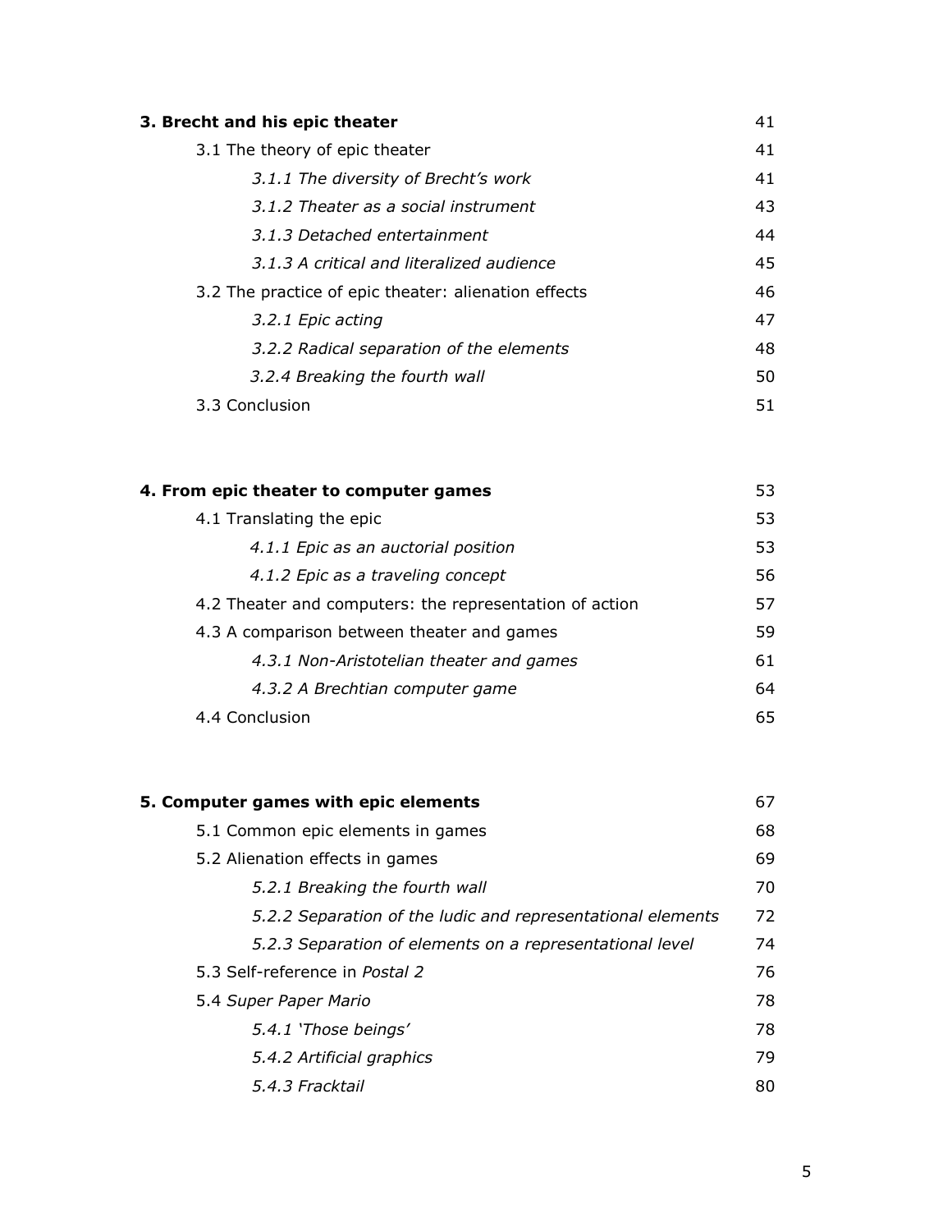| | |
|---|---|
| **3. Brecht and his epic theater** | 41 |
| 3.1 The theory of epic theater | 41 |
| *3.1.1 The diversity of Brecht's work* | 41 |
| *3.1.2 Theater as a social instrument* | 43 |
| *3.1.3 Detached entertainment* | 44 |
| *3.1.3 A critical and literalized audience* | 45 |
| 3.2 The practice of epic theater: alienation effects | 46 |
| *3.2.1 Epic acting* | 47 |
| *3.2.2 Radical separation of the elements* | 48 |
| *3.2.4 Breaking the fourth wall* | 50 |
| 3.3 Conclusion | 51 |

| | |
|---|---|
| **4. From epic theater to computer games** | 53 |
| 4.1 Translating the epic | 53 |
| *4.1.1 Epic as an auctorial position* | 53 |
| *4.1.2 Epic as a traveling concept* | 56 |
| 4.2 Theater and computers: the representation of action | 57 |
| 4.3 A comparison between theater and games | 59 |
| *4.3.1 Non-Aristotelian theater and games* | 61 |
| *4.3.2 A Brechtian computer game* | 64 |
| 4.4 Conclusion | 65 |

| | |
|---|---|
| **5. Computer games with epic elements** | 67 |
| 5.1 Common epic elements in games | 68 |
| 5.2 Alienation effects in games | 69 |
| *5.2.1 Breaking the fourth wall* | 70 |
| *5.2.2 Separation of the ludic and representational elements* | 72 |
| *5.2.3 Separation of elements on a representational level* | 74 |
| 5.3 Self-reference in *Postal 2* | 76 |
| 5.4 *Super Paper Mario* | 78 |
| *5.4.1 'Those beings'* | 78 |
| *5.4.2 Artificial graphics* | 79 |
| *5.4.3 Fracktail* | 80 |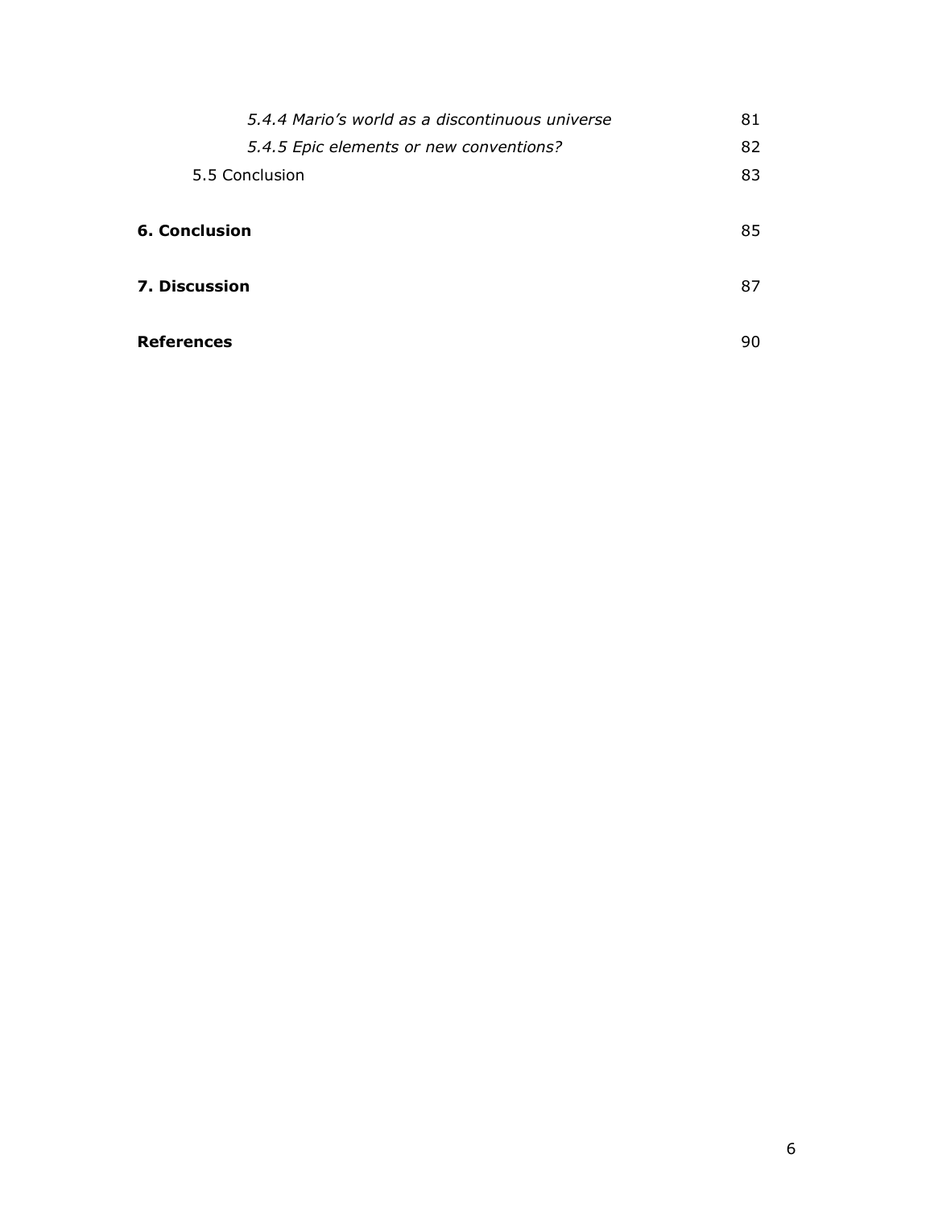*5.4.4 Mario's world as a discontinuous universe* 81

*5.4.5 Epic elements or new conventions?* 82

5.5 Conclusion 83

**6. Conclusion** 85

**7. Discussion** 87

**References** 90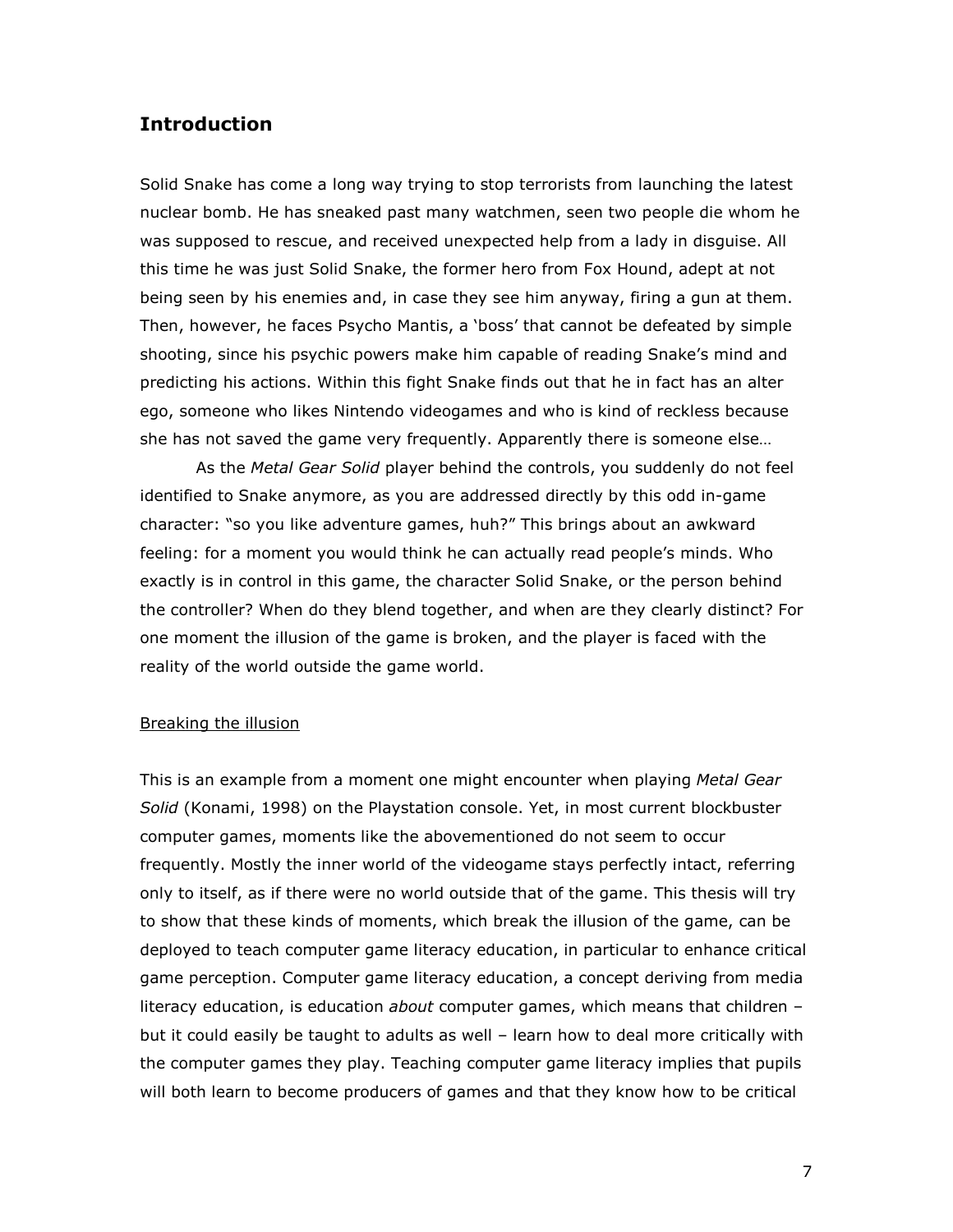## Introduction

Solid Snake has come a long way trying to stop terrorists from launching the latest nuclear bomb. He has sneaked past many watchmen, seen two people die whom he was supposed to rescue, and received unexpected help from a lady in disguise. All this time he was just Solid Snake, the former hero from Fox Hound, adept at not being seen by his enemies and, in case they see him anyway, firing a gun at them. Then, however, he faces Psycho Mantis, a 'boss' that cannot be defeated by simple shooting, since his psychic powers make him capable of reading Snake's mind and predicting his actions. Within this fight Snake finds out that he in fact has an alter ego, someone who likes Nintendo videogames and who is kind of reckless because she has not saved the game very frequently. Apparently there is someone else…

As the *Metal Gear Solid* player behind the controls, you suddenly do not feel identified to Snake anymore, as you are addressed directly by this odd in-game character: "so you like adventure games, huh?" This brings about an awkward feeling: for a moment you would think he can actually read people's minds. Who exactly is in control in this game, the character Solid Snake, or the person behind the controller? When do they blend together, and when are they clearly distinct? For one moment the illusion of the game is broken, and the player is faced with the reality of the world outside the game world.

### Breaking the illusion

This is an example from a moment one might encounter when playing *Metal Gear Solid* (Konami, 1998) on the Playstation console. Yet, in most current blockbuster computer games, moments like the abovementioned do not seem to occur frequently. Mostly the inner world of the videogame stays perfectly intact, referring only to itself, as if there were no world outside that of the game. This thesis will try to show that these kinds of moments, which break the illusion of the game, can be deployed to teach computer game literacy education, in particular to enhance critical game perception. Computer game literacy education, a concept deriving from media literacy education, is education *about* computer games, which means that children – but it could easily be taught to adults as well – learn how to deal more critically with the computer games they play. Teaching computer game literacy implies that pupils will both learn to become producers of games and that they know how to be critical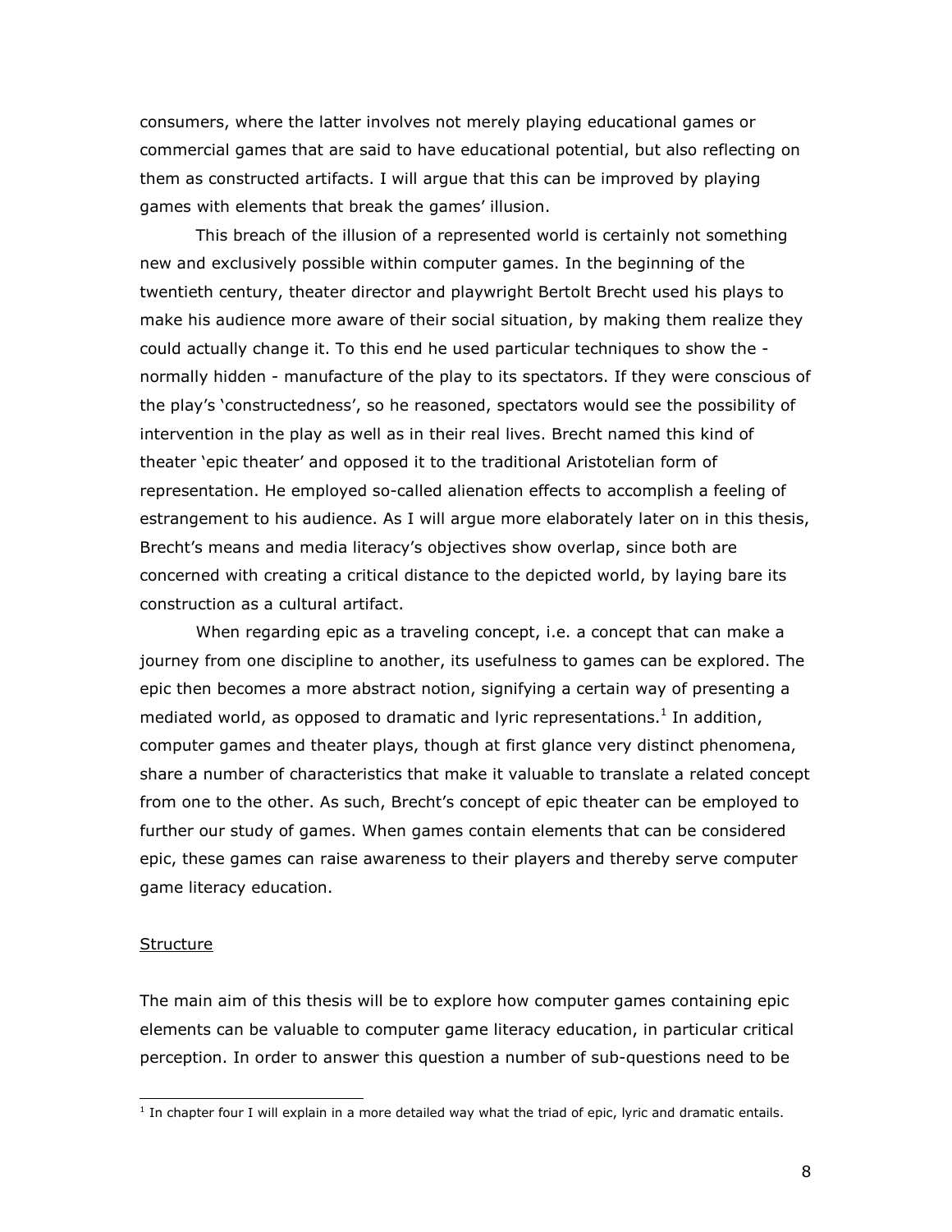consumers, where the latter involves not merely playing educational games or commercial games that are said to have educational potential, but also reflecting on them as constructed artifacts. I will argue that this can be improved by playing games with elements that break the games' illusion.

This breach of the illusion of a represented world is certainly not something new and exclusively possible within computer games. In the beginning of the twentieth century, theater director and playwright Bertolt Brecht used his plays to make his audience more aware of their social situation, by making them realize they could actually change it. To this end he used particular techniques to show the - normally hidden - manufacture of the play to its spectators. If they were conscious of the play's 'constructedness', so he reasoned, spectators would see the possibility of intervention in the play as well as in their real lives. Brecht named this kind of theater 'epic theater' and opposed it to the traditional Aristotelian form of representation. He employed so-called alienation effects to accomplish a feeling of estrangement to his audience. As I will argue more elaborately later on in this thesis, Brecht's means and media literacy's objectives show overlap, since both are concerned with creating a critical distance to the depicted world, by laying bare its construction as a cultural artifact.

When regarding epic as a traveling concept, i.e. a concept that can make a journey from one discipline to another, its usefulness to games can be explored. The epic then becomes a more abstract notion, signifying a certain way of presenting a mediated world, as opposed to dramatic and lyric representations.[1] In addition, computer games and theater plays, though at first glance very distinct phenomena, share a number of characteristics that make it valuable to translate a related concept from one to the other. As such, Brecht's concept of epic theater can be employed to further our study of games. When games contain elements that can be considered epic, these games can raise awareness to their players and thereby serve computer game literacy education.

### Structure

The main aim of this thesis will be to explore how computer games containing epic elements can be valuable to computer game literacy education, in particular critical perception. In order to answer this question a number of sub-questions need to be

[1] In chapter four I will explain in a more detailed way what the triad of epic, lyric and dramatic entails.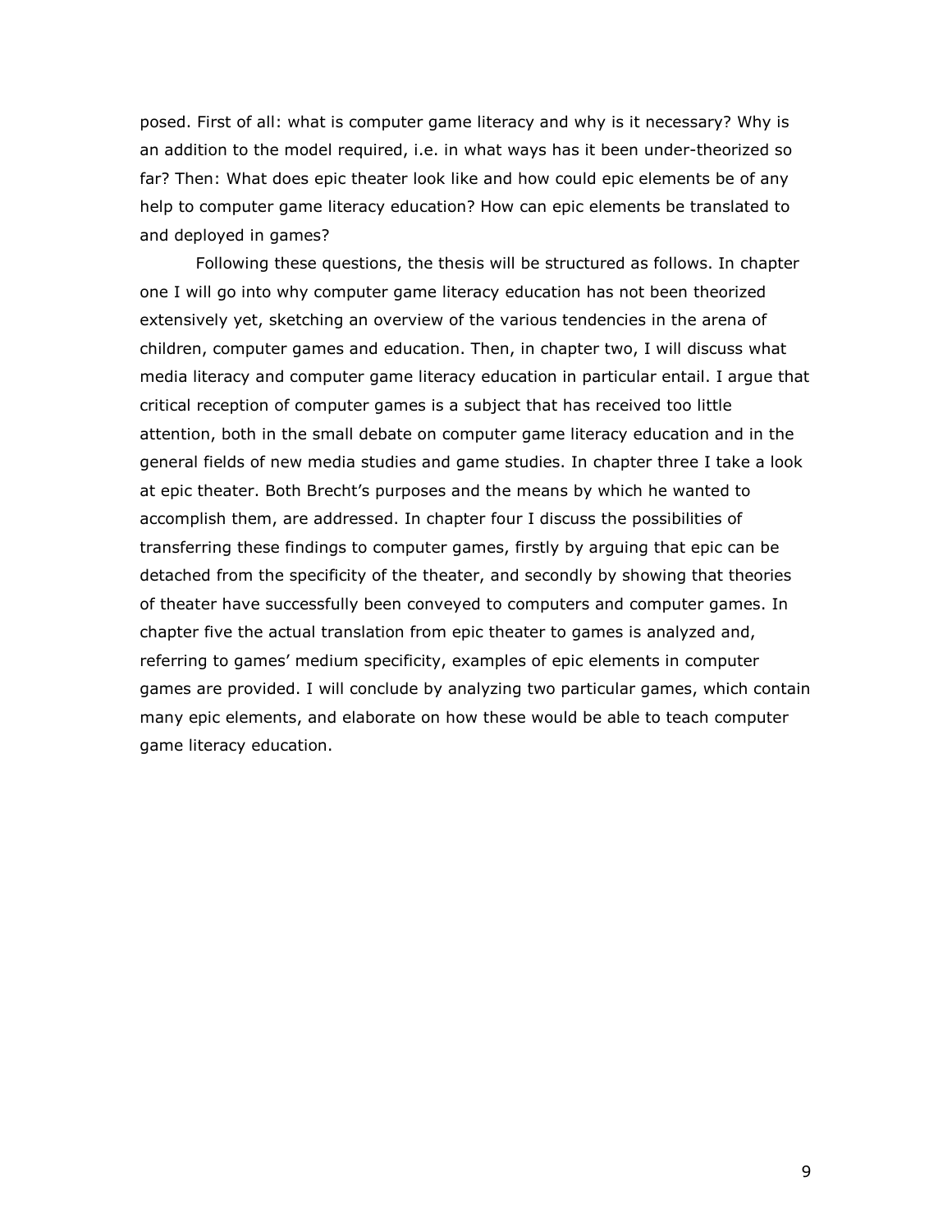posed. First of all: what is computer game literacy and why is it necessary? Why is an addition to the model required, i.e. in what ways has it been under-theorized so far? Then: What does epic theater look like and how could epic elements be of any help to computer game literacy education? How can epic elements be translated to and deployed in games?

Following these questions, the thesis will be structured as follows. In chapter one I will go into why computer game literacy education has not been theorized extensively yet, sketching an overview of the various tendencies in the arena of children, computer games and education. Then, in chapter two, I will discuss what media literacy and computer game literacy education in particular entail. I argue that critical reception of computer games is a subject that has received too little attention, both in the small debate on computer game literacy education and in the general fields of new media studies and game studies. In chapter three I take a look at epic theater. Both Brecht's purposes and the means by which he wanted to accomplish them, are addressed. In chapter four I discuss the possibilities of transferring these findings to computer games, firstly by arguing that epic can be detached from the specificity of the theater, and secondly by showing that theories of theater have successfully been conveyed to computers and computer games. In chapter five the actual translation from epic theater to games is analyzed and, referring to games' medium specificity, examples of epic elements in computer games are provided. I will conclude by analyzing two particular games, which contain many epic elements, and elaborate on how these would be able to teach computer game literacy education.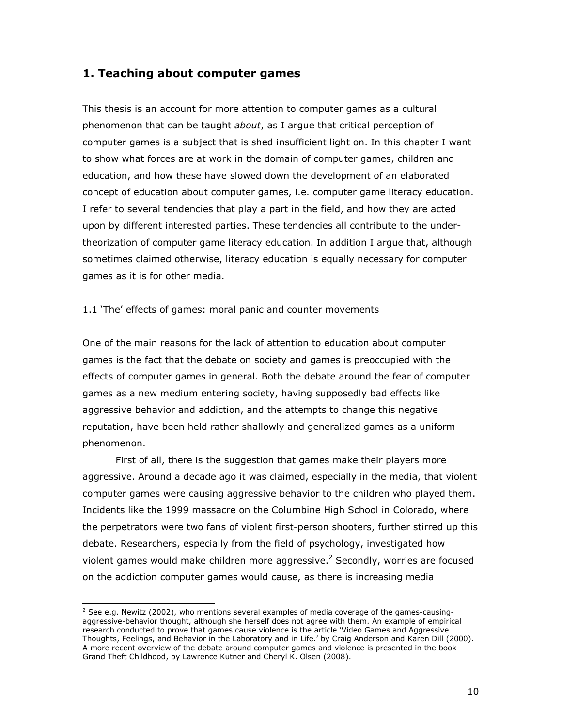## 1. Teaching about computer games

This thesis is an account for more attention to computer games as a cultural phenomenon that can be taught *about*, as I argue that critical perception of computer games is a subject that is shed insufficient light on. In this chapter I want to show what forces are at work in the domain of computer games, children and education, and how these have slowed down the development of an elaborated concept of education about computer games, i.e. computer game literacy education. I refer to several tendencies that play a part in the field, and how they are acted upon by different interested parties. These tendencies all contribute to the under-theorization of computer game literacy education. In addition I argue that, although sometimes claimed otherwise, literacy education is equally necessary for computer games as it is for other media.

### 1.1 'The' effects of games: moral panic and counter movements

One of the main reasons for the lack of attention to education about computer games is the fact that the debate on society and games is preoccupied with the effects of computer games in general. Both the debate around the fear of computer games as a new medium entering society, having supposedly bad effects like aggressive behavior and addiction, and the attempts to change this negative reputation, have been held rather shallowly and generalized games as a uniform phenomenon.

First of all, there is the suggestion that games make their players more aggressive. Around a decade ago it was claimed, especially in the media, that violent computer games were causing aggressive behavior to the children who played them. Incidents like the 1999 massacre on the Columbine High School in Colorado, where the perpetrators were two fans of violent first-person shooters, further stirred up this debate. Researchers, especially from the field of psychology, investigated how violent games would make children more aggressive.[2] Secondly, worries are focused on the addiction computer games would cause, as there is increasing media

[2] See e.g. Newitz (2002), who mentions several examples of media coverage of the games-causing-aggressive-behavior thought, although she herself does not agree with them. An example of empirical research conducted to prove that games cause violence is the article 'Video Games and Aggressive Thoughts, Feelings, and Behavior in the Laboratory and in Life.' by Craig Anderson and Karen Dill (2000). A more recent overview of the debate around computer games and violence is presented in the book Grand Theft Childhood, by Lawrence Kutner and Cheryl K. Olsen (2008).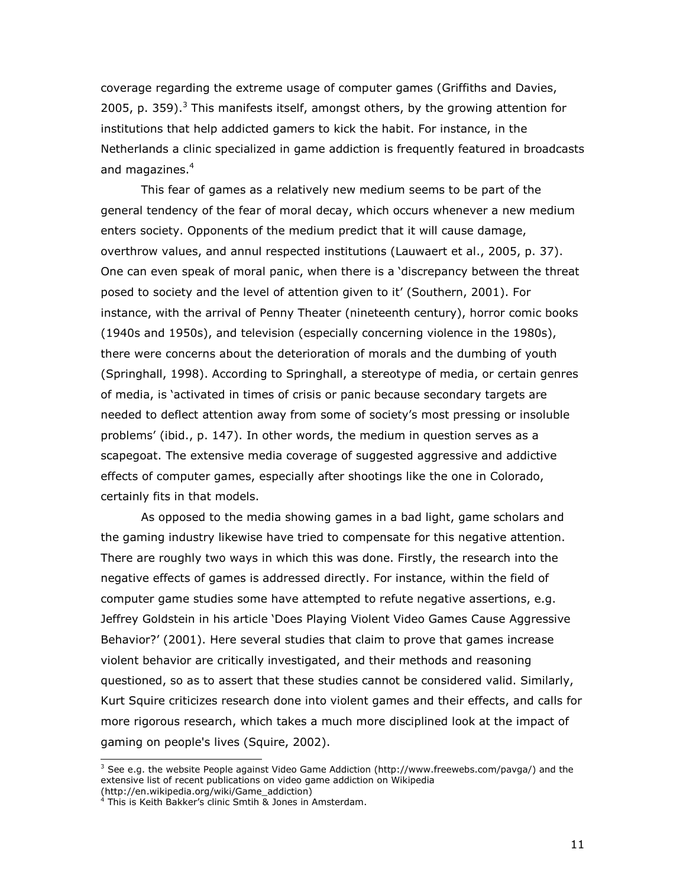coverage regarding the extreme usage of computer games (Griffiths and Davies, 2005, p. 359).[3] This manifests itself, amongst others, by the growing attention for institutions that help addicted gamers to kick the habit. For instance, in the Netherlands a clinic specialized in game addiction is frequently featured in broadcasts and magazines.[4]

This fear of games as a relatively new medium seems to be part of the general tendency of the fear of moral decay, which occurs whenever a new medium enters society. Opponents of the medium predict that it will cause damage, overthrow values, and annul respected institutions (Lauwaert et al., 2005, p. 37). One can even speak of moral panic, when there is a 'discrepancy between the threat posed to society and the level of attention given to it' (Southern, 2001). For instance, with the arrival of Penny Theater (nineteenth century), horror comic books (1940s and 1950s), and television (especially concerning violence in the 1980s), there were concerns about the deterioration of morals and the dumbing of youth (Springhall, 1998). According to Springhall, a stereotype of media, or certain genres of media, is 'activated in times of crisis or panic because secondary targets are needed to deflect attention away from some of society's most pressing or insoluble problems' (ibid., p. 147). In other words, the medium in question serves as a scapegoat. The extensive media coverage of suggested aggressive and addictive effects of computer games, especially after shootings like the one in Colorado, certainly fits in that models.

As opposed to the media showing games in a bad light, game scholars and the gaming industry likewise have tried to compensate for this negative attention. There are roughly two ways in which this was done. Firstly, the research into the negative effects of games is addressed directly. For instance, within the field of computer game studies some have attempted to refute negative assertions, e.g. Jeffrey Goldstein in his article 'Does Playing Violent Video Games Cause Aggressive Behavior?' (2001). Here several studies that claim to prove that games increase violent behavior are critically investigated, and their methods and reasoning questioned, so as to assert that these studies cannot be considered valid. Similarly, Kurt Squire criticizes research done into violent games and their effects, and calls for more rigorous research, which takes a much more disciplined look at the impact of gaming on people's lives (Squire, 2002).

---

[3] See e.g. the website People against Video Game Addiction (http://www.freewebs.com/pavga/) and the extensive list of recent publications on video game addiction on Wikipedia (http://en.wikipedia.org/wiki/Game_addiction)

[4] This is Keith Bakker's clinic Smtih & Jones in Amsterdam.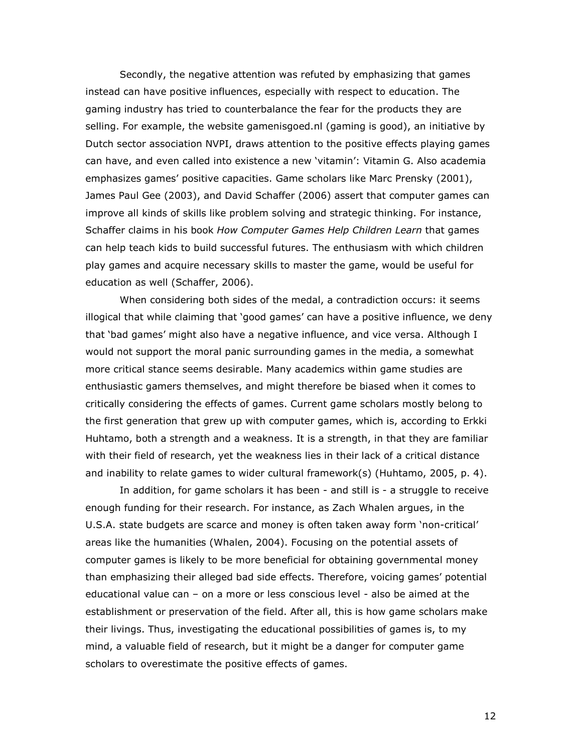Secondly, the negative attention was refuted by emphasizing that games instead can have positive influences, especially with respect to education. The gaming industry has tried to counterbalance the fear for the products they are selling. For example, the website gamenisgoed.nl (gaming is good), an initiative by Dutch sector association NVPI, draws attention to the positive effects playing games can have, and even called into existence a new 'vitamin': Vitamin G. Also academia emphasizes games' positive capacities. Game scholars like Marc Prensky (2001), James Paul Gee (2003), and David Schaffer (2006) assert that computer games can improve all kinds of skills like problem solving and strategic thinking. For instance, Schaffer claims in his book *How Computer Games Help Children Learn* that games can help teach kids to build successful futures. The enthusiasm with which children play games and acquire necessary skills to master the game, would be useful for education as well (Schaffer, 2006).

When considering both sides of the medal, a contradiction occurs: it seems illogical that while claiming that 'good games' can have a positive influence, we deny that 'bad games' might also have a negative influence, and vice versa. Although I would not support the moral panic surrounding games in the media, a somewhat more critical stance seems desirable. Many academics within game studies are enthusiastic gamers themselves, and might therefore be biased when it comes to critically considering the effects of games. Current game scholars mostly belong to the first generation that grew up with computer games, which is, according to Erkki Huhtamo, both a strength and a weakness. It is a strength, in that they are familiar with their field of research, yet the weakness lies in their lack of a critical distance and inability to relate games to wider cultural framework(s) (Huhtamo, 2005, p. 4).

In addition, for game scholars it has been - and still is - a struggle to receive enough funding for their research. For instance, as Zach Whalen argues, in the U.S.A. state budgets are scarce and money is often taken away form 'non-critical' areas like the humanities (Whalen, 2004). Focusing on the potential assets of computer games is likely to be more beneficial for obtaining governmental money than emphasizing their alleged bad side effects. Therefore, voicing games' potential educational value can – on a more or less conscious level - also be aimed at the establishment or preservation of the field. After all, this is how game scholars make their livings. Thus, investigating the educational possibilities of games is, to my mind, a valuable field of research, but it might be a danger for computer game scholars to overestimate the positive effects of games.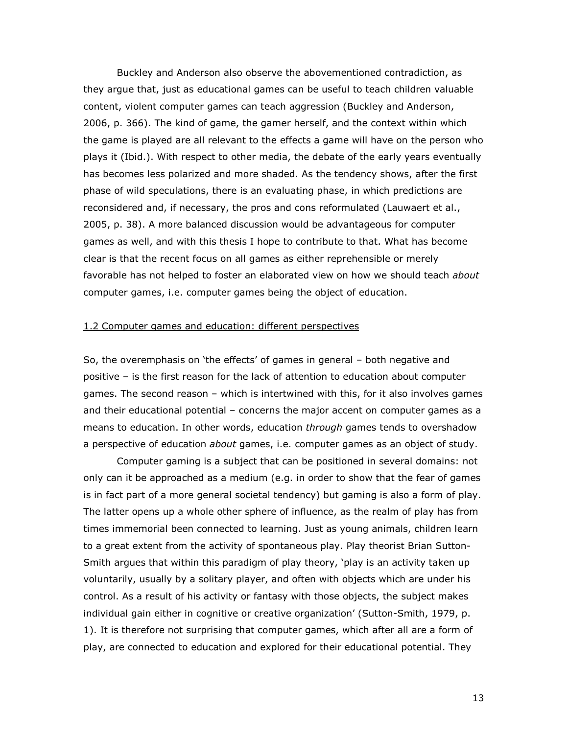Buckley and Anderson also observe the abovementioned contradiction, as they argue that, just as educational games can be useful to teach children valuable content, violent computer games can teach aggression (Buckley and Anderson, 2006, p. 366). The kind of game, the gamer herself, and the context within which the game is played are all relevant to the effects a game will have on the person who plays it (Ibid.). With respect to other media, the debate of the early years eventually has becomes less polarized and more shaded. As the tendency shows, after the first phase of wild speculations, there is an evaluating phase, in which predictions are reconsidered and, if necessary, the pros and cons reformulated (Lauwaert et al., 2005, p. 38). A more balanced discussion would be advantageous for computer games as well, and with this thesis I hope to contribute to that. What has become clear is that the recent focus on all games as either reprehensible or merely favorable has not helped to foster an elaborated view on how we should teach *about* computer games, i.e. computer games being the object of education.

## 1.2 Computer games and education: different perspectives

So, the overemphasis on 'the effects' of games in general – both negative and positive – is the first reason for the lack of attention to education about computer games. The second reason – which is intertwined with this, for it also involves games and their educational potential – concerns the major accent on computer games as a means to education. In other words, education *through* games tends to overshadow a perspective of education *about* games, i.e. computer games as an object of study.

Computer gaming is a subject that can be positioned in several domains: not only can it be approached as a medium (e.g. in order to show that the fear of games is in fact part of a more general societal tendency) but gaming is also a form of play. The latter opens up a whole other sphere of influence, as the realm of play has from times immemorial been connected to learning. Just as young animals, children learn to a great extent from the activity of spontaneous play. Play theorist Brian Sutton-Smith argues that within this paradigm of play theory, 'play is an activity taken up voluntarily, usually by a solitary player, and often with objects which are under his control. As a result of his activity or fantasy with those objects, the subject makes individual gain either in cognitive or creative organization' (Sutton-Smith, 1979, p. 1). It is therefore not surprising that computer games, which after all are a form of play, are connected to education and explored for their educational potential. They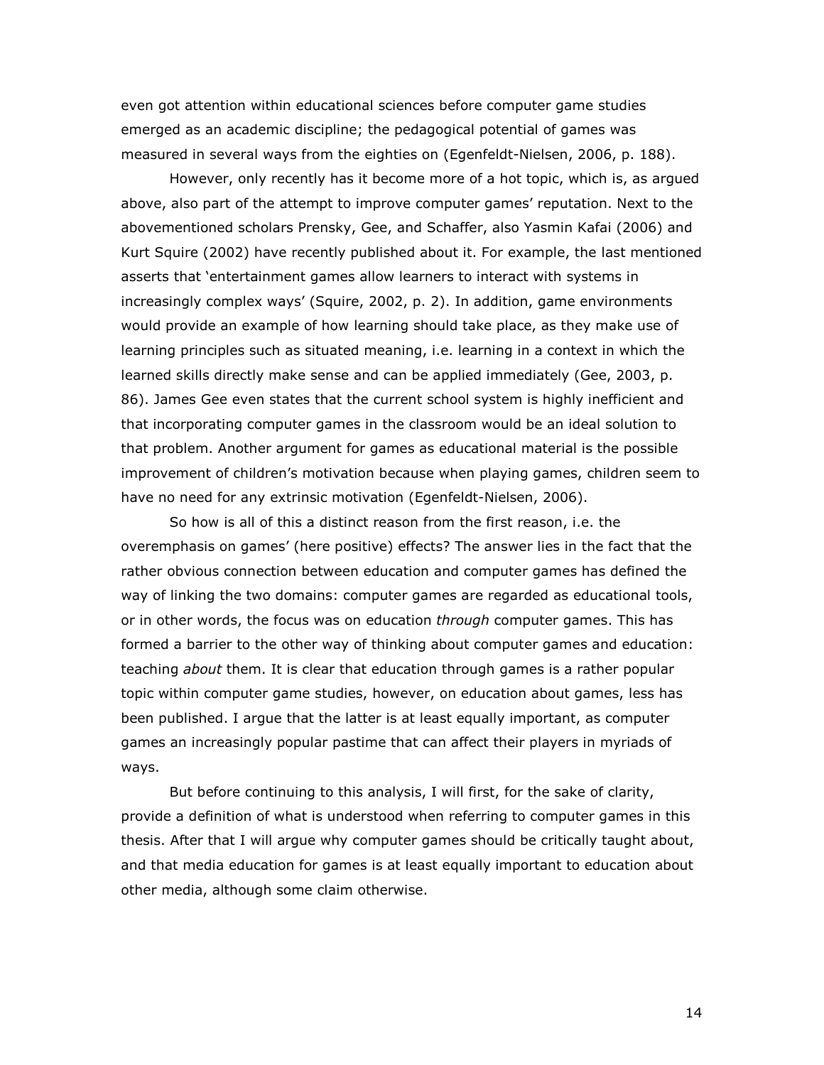even got attention within educational sciences before computer game studies emerged as an academic discipline; the pedagogical potential of games was measured in several ways from the eighties on (Egenfeldt-Nielsen, 2006, p. 188).

However, only recently has it become more of a hot topic, which is, as argued above, also part of the attempt to improve computer games' reputation. Next to the abovementioned scholars Prensky, Gee, and Schaffer, also Yasmin Kafai (2006) and Kurt Squire (2002) have recently published about it. For example, the last mentioned asserts that 'entertainment games allow learners to interact with systems in increasingly complex ways' (Squire, 2002, p. 2). In addition, game environments would provide an example of how learning should take place, as they make use of learning principles such as situated meaning, i.e. learning in a context in which the learned skills directly make sense and can be applied immediately (Gee, 2003, p. 86). James Gee even states that the current school system is highly inefficient and that incorporating computer games in the classroom would be an ideal solution to that problem. Another argument for games as educational material is the possible improvement of children's motivation because when playing games, children seem to have no need for any extrinsic motivation (Egenfeldt-Nielsen, 2006).

So how is all of this a distinct reason from the first reason, i.e. the overemphasis on games' (here positive) effects? The answer lies in the fact that the rather obvious connection between education and computer games has defined the way of linking the two domains: computer games are regarded as educational tools, or in other words, the focus was on education *through* computer games. This has formed a barrier to the other way of thinking about computer games and education: teaching *about* them. It is clear that education through games is a rather popular topic within computer game studies, however, on education about games, less has been published. I argue that the latter is at least equally important, as computer games an increasingly popular pastime that can affect their players in myriads of ways.

But before continuing to this analysis, I will first, for the sake of clarity, provide a definition of what is understood when referring to computer games in this thesis. After that I will argue why computer games should be critically taught about, and that media education for games is at least equally important to education about other media, although some claim otherwise.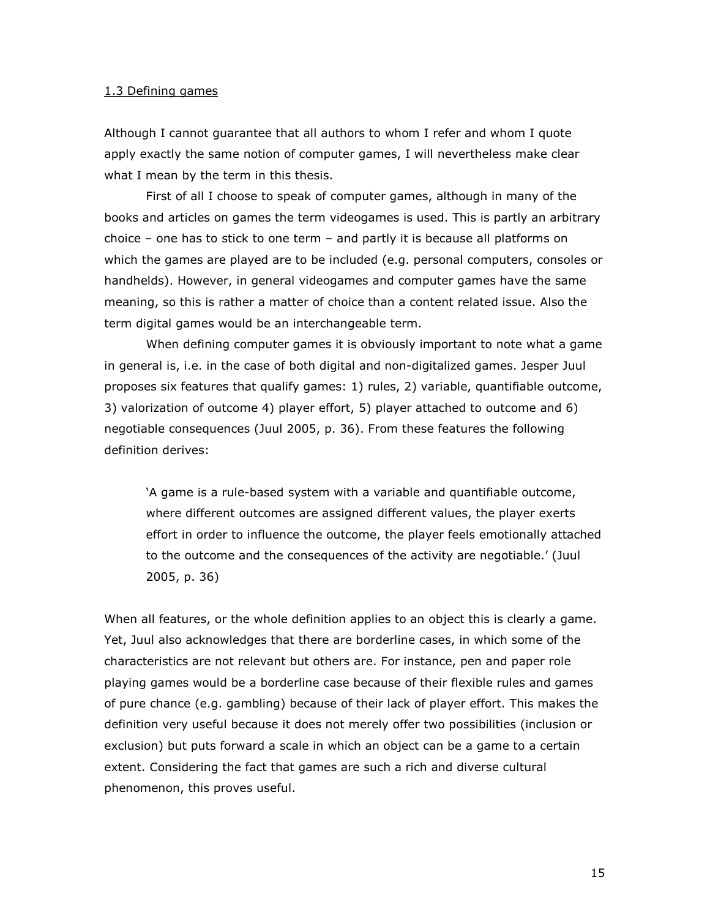### 1.3 Defining games

Although I cannot guarantee that all authors to whom I refer and whom I quote apply exactly the same notion of computer games, I will nevertheless make clear what I mean by the term in this thesis.

First of all I choose to speak of computer games, although in many of the books and articles on games the term videogames is used. This is partly an arbitrary choice – one has to stick to one term – and partly it is because all platforms on which the games are played are to be included (e.g. personal computers, consoles or handhelds). However, in general videogames and computer games have the same meaning, so this is rather a matter of choice than a content related issue. Also the term digital games would be an interchangeable term.

When defining computer games it is obviously important to note what a game in general is, i.e. in the case of both digital and non-digitalized games. Jesper Juul proposes six features that qualify games: 1) rules, 2) variable, quantifiable outcome, 3) valorization of outcome 4) player effort, 5) player attached to outcome and 6) negotiable consequences (Juul 2005, p. 36). From these features the following definition derives:

> 'A game is a rule-based system with a variable and quantifiable outcome, where different outcomes are assigned different values, the player exerts effort in order to influence the outcome, the player feels emotionally attached to the outcome and the consequences of the activity are negotiable.' (Juul 2005, p. 36)

When all features, or the whole definition applies to an object this is clearly a game. Yet, Juul also acknowledges that there are borderline cases, in which some of the characteristics are not relevant but others are. For instance, pen and paper role playing games would be a borderline case because of their flexible rules and games of pure chance (e.g. gambling) because of their lack of player effort. This makes the definition very useful because it does not merely offer two possibilities (inclusion or exclusion) but puts forward a scale in which an object can be a game to a certain extent. Considering the fact that games are such a rich and diverse cultural phenomenon, this proves useful.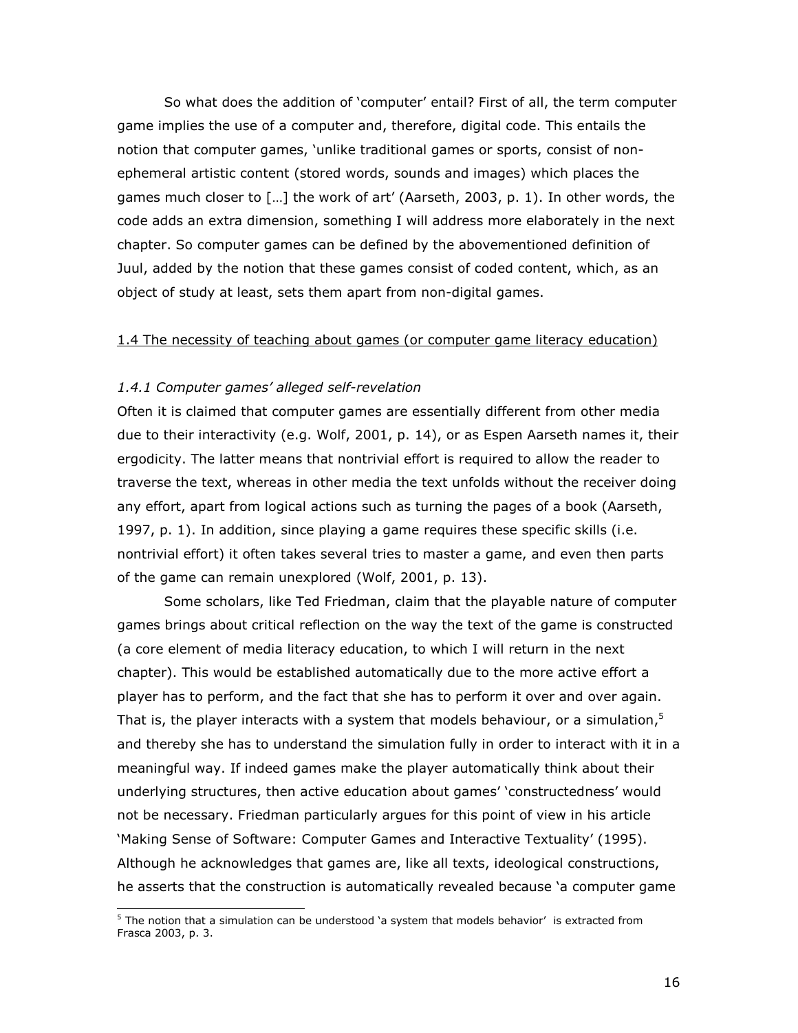So what does the addition of 'computer' entail? First of all, the term computer game implies the use of a computer and, therefore, digital code. This entails the notion that computer games, 'unlike traditional games or sports, consist of non-ephemeral artistic content (stored words, sounds and images) which places the games much closer to […] the work of art' (Aarseth, 2003, p. 1). In other words, the code adds an extra dimension, something I will address more elaborately in the next chapter. So computer games can be defined by the abovementioned definition of Juul, added by the notion that these games consist of coded content, which, as an object of study at least, sets them apart from non-digital games.

## 1.4 The necessity of teaching about games (or computer game literacy education)

### *1.4.1 Computer games' alleged self-revelation*

Often it is claimed that computer games are essentially different from other media due to their interactivity (e.g. Wolf, 2001, p. 14), or as Espen Aarseth names it, their ergodicity. The latter means that nontrivial effort is required to allow the reader to traverse the text, whereas in other media the text unfolds without the receiver doing any effort, apart from logical actions such as turning the pages of a book (Aarseth, 1997, p. 1). In addition, since playing a game requires these specific skills (i.e. nontrivial effort) it often takes several tries to master a game, and even then parts of the game can remain unexplored (Wolf, 2001, p. 13).

Some scholars, like Ted Friedman, claim that the playable nature of computer games brings about critical reflection on the way the text of the game is constructed (a core element of media literacy education, to which I will return in the next chapter). This would be established automatically due to the more active effort a player has to perform, and the fact that she has to perform it over and over again. That is, the player interacts with a system that models behaviour, or a simulation,[5] and thereby she has to understand the simulation fully in order to interact with it in a meaningful way. If indeed games make the player automatically think about their underlying structures, then active education about games' 'constructedness' would not be necessary. Friedman particularly argues for this point of view in his article 'Making Sense of Software: Computer Games and Interactive Textuality' (1995). Although he acknowledges that games are, like all texts, ideological constructions, he asserts that the construction is automatically revealed because 'a computer game

---

[5] The notion that a simulation can be understood 'a system that models behavior' is extracted from Frasca 2003, p. 3.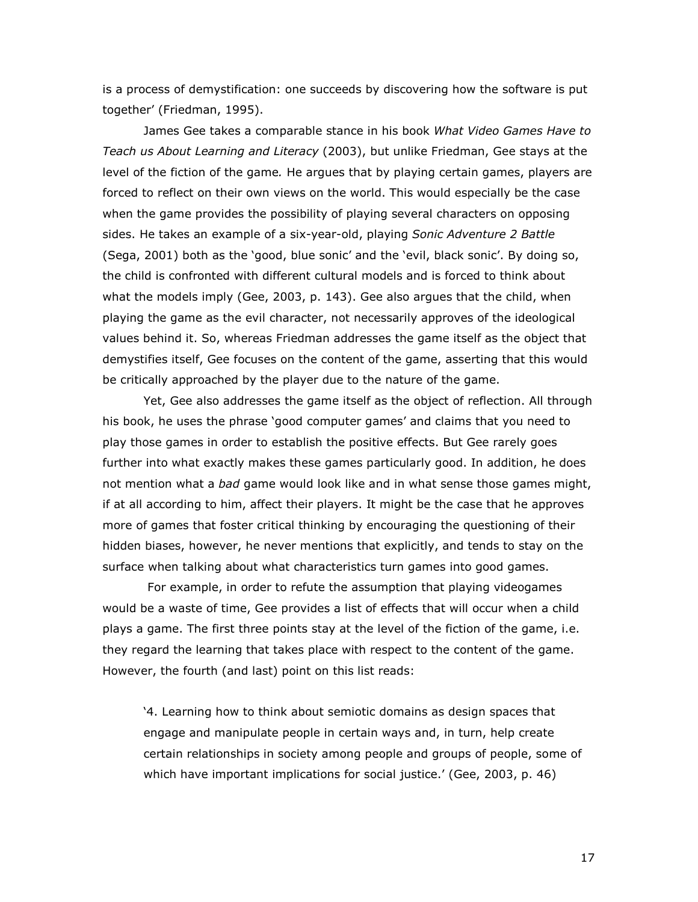is a process of demystification: one succeeds by discovering how the software is put together' (Friedman, 1995).

James Gee takes a comparable stance in his book *What Video Games Have to Teach us About Learning and Literacy* (2003), but unlike Friedman, Gee stays at the level of the fiction of the game. He argues that by playing certain games, players are forced to reflect on their own views on the world. This would especially be the case when the game provides the possibility of playing several characters on opposing sides. He takes an example of a six-year-old, playing *Sonic Adventure 2 Battle* (Sega, 2001) both as the 'good, blue sonic' and the 'evil, black sonic'. By doing so, the child is confronted with different cultural models and is forced to think about what the models imply (Gee, 2003, p. 143). Gee also argues that the child, when playing the game as the evil character, not necessarily approves of the ideological values behind it. So, whereas Friedman addresses the game itself as the object that demystifies itself, Gee focuses on the content of the game, asserting that this would be critically approached by the player due to the nature of the game.

Yet, Gee also addresses the game itself as the object of reflection. All through his book, he uses the phrase 'good computer games' and claims that you need to play those games in order to establish the positive effects. But Gee rarely goes further into what exactly makes these games particularly good. In addition, he does not mention what a *bad* game would look like and in what sense those games might, if at all according to him, affect their players. It might be the case that he approves more of games that foster critical thinking by encouraging the questioning of their hidden biases, however, he never mentions that explicitly, and tends to stay on the surface when talking about what characteristics turn games into good games.

For example, in order to refute the assumption that playing videogames would be a waste of time, Gee provides a list of effects that will occur when a child plays a game. The first three points stay at the level of the fiction of the game, i.e. they regard the learning that takes place with respect to the content of the game. However, the fourth (and last) point on this list reads:

> '4. Learning how to think about semiotic domains as design spaces that engage and manipulate people in certain ways and, in turn, help create certain relationships in society among people and groups of people, some of which have important implications for social justice.' (Gee, 2003, p. 46)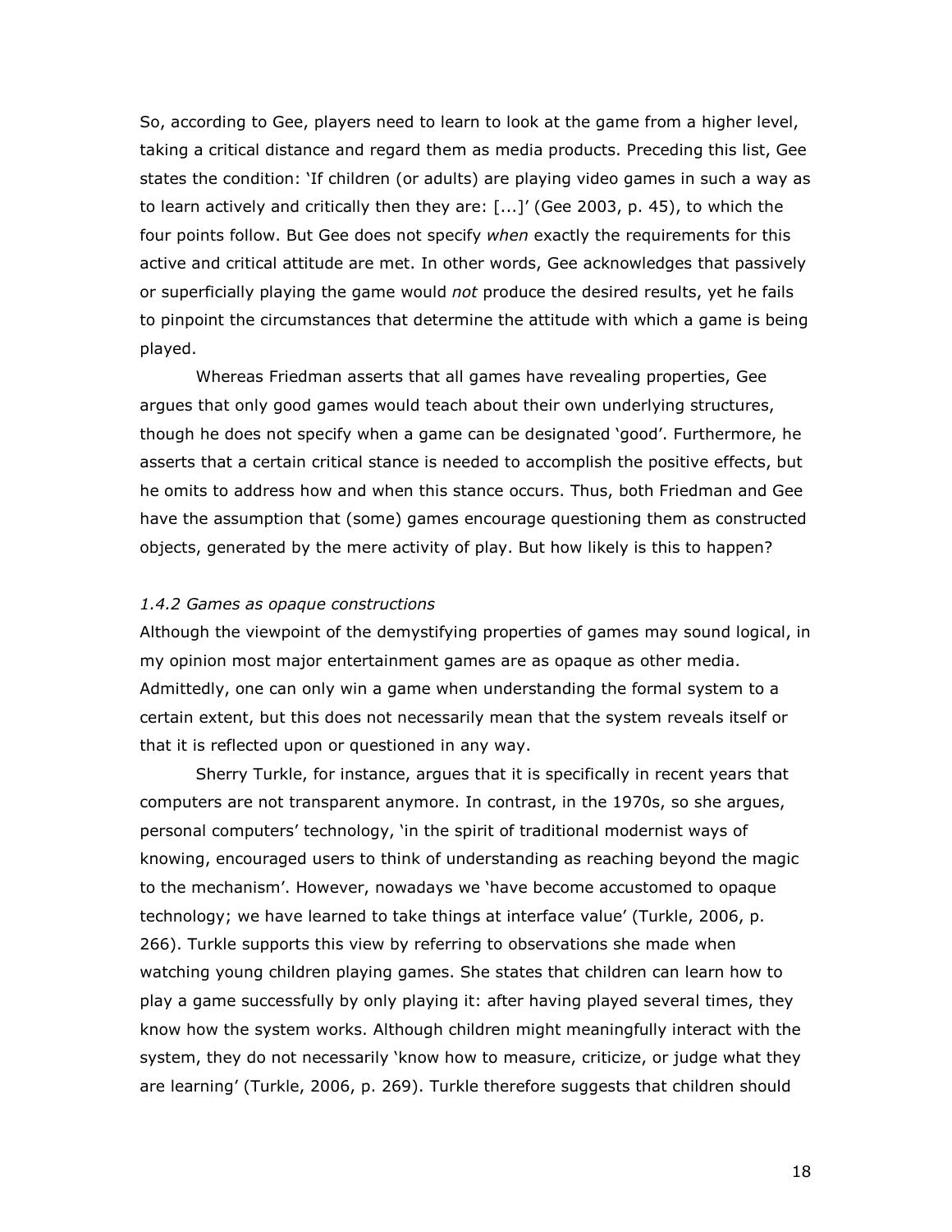So, according to Gee, players need to learn to look at the game from a higher level, taking a critical distance and regard them as media products. Preceding this list, Gee states the condition: 'If children (or adults) are playing video games in such a way as to learn actively and critically then they are: [...]' (Gee 2003, p. 45), to which the four points follow. But Gee does not specify *when* exactly the requirements for this active and critical attitude are met. In other words, Gee acknowledges that passively or superficially playing the game would *not* produce the desired results, yet he fails to pinpoint the circumstances that determine the attitude with which a game is being played.

Whereas Friedman asserts that all games have revealing properties, Gee argues that only good games would teach about their own underlying structures, though he does not specify when a game can be designated 'good'. Furthermore, he asserts that a certain critical stance is needed to accomplish the positive effects, but he omits to address how and when this stance occurs. Thus, both Friedman and Gee have the assumption that (some) games encourage questioning them as constructed objects, generated by the mere activity of play. But how likely is this to happen?

### *1.4.2 Games as opaque constructions*

Although the viewpoint of the demystifying properties of games may sound logical, in my opinion most major entertainment games are as opaque as other media. Admittedly, one can only win a game when understanding the formal system to a certain extent, but this does not necessarily mean that the system reveals itself or that it is reflected upon or questioned in any way.

Sherry Turkle, for instance, argues that it is specifically in recent years that computers are not transparent anymore. In contrast, in the 1970s, so she argues, personal computers' technology, 'in the spirit of traditional modernist ways of knowing, encouraged users to think of understanding as reaching beyond the magic to the mechanism'. However, nowadays we 'have become accustomed to opaque technology; we have learned to take things at interface value' (Turkle, 2006, p. 266). Turkle supports this view by referring to observations she made when watching young children playing games. She states that children can learn how to play a game successfully by only playing it: after having played several times, they know how the system works. Although children might meaningfully interact with the system, they do not necessarily 'know how to measure, criticize, or judge what they are learning' (Turkle, 2006, p. 269). Turkle therefore suggests that children should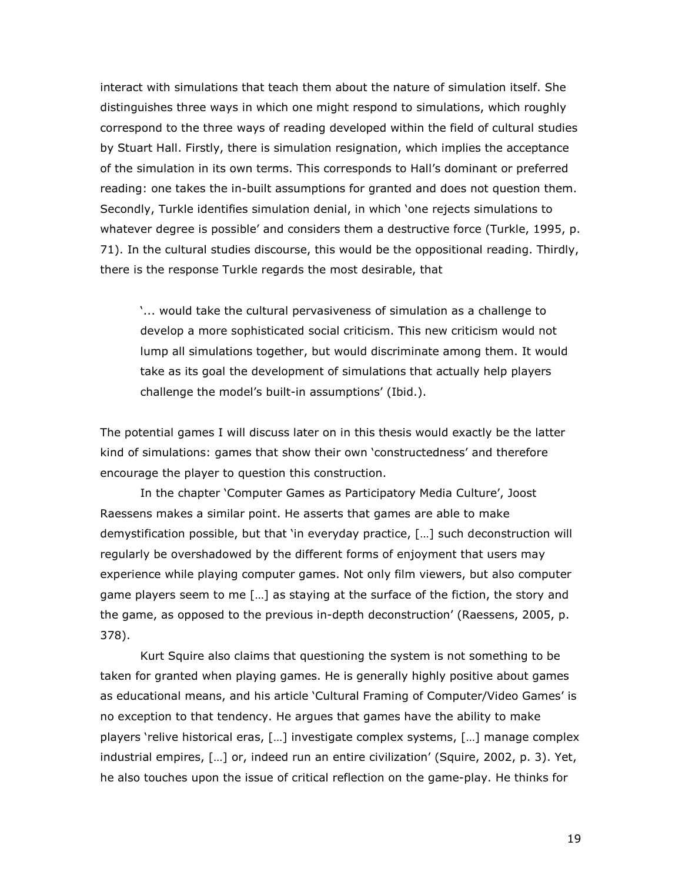interact with simulations that teach them about the nature of simulation itself. She distinguishes three ways in which one might respond to simulations, which roughly correspond to the three ways of reading developed within the field of cultural studies by Stuart Hall. Firstly, there is simulation resignation, which implies the acceptance of the simulation in its own terms. This corresponds to Hall's dominant or preferred reading: one takes the in-built assumptions for granted and does not question them. Secondly, Turkle identifies simulation denial, in which 'one rejects simulations to whatever degree is possible' and considers them a destructive force (Turkle, 1995, p. 71). In the cultural studies discourse, this would be the oppositional reading. Thirdly, there is the response Turkle regards the most desirable, that

> '... would take the cultural pervasiveness of simulation as a challenge to develop a more sophisticated social criticism. This new criticism would not lump all simulations together, but would discriminate among them. It would take as its goal the development of simulations that actually help players challenge the model's built-in assumptions' (Ibid.).

The potential games I will discuss later on in this thesis would exactly be the latter kind of simulations: games that show their own 'constructedness' and therefore encourage the player to question this construction.

In the chapter 'Computer Games as Participatory Media Culture', Joost Raessens makes a similar point. He asserts that games are able to make demystification possible, but that 'in everyday practice, […] such deconstruction will regularly be overshadowed by the different forms of enjoyment that users may experience while playing computer games. Not only film viewers, but also computer game players seem to me […] as staying at the surface of the fiction, the story and the game, as opposed to the previous in-depth deconstruction' (Raessens, 2005, p. 378).

Kurt Squire also claims that questioning the system is not something to be taken for granted when playing games. He is generally highly positive about games as educational means, and his article 'Cultural Framing of Computer/Video Games' is no exception to that tendency. He argues that games have the ability to make players 'relive historical eras, […] investigate complex systems, […] manage complex industrial empires, […] or, indeed run an entire civilization' (Squire, 2002, p. 3). Yet, he also touches upon the issue of critical reflection on the game-play. He thinks for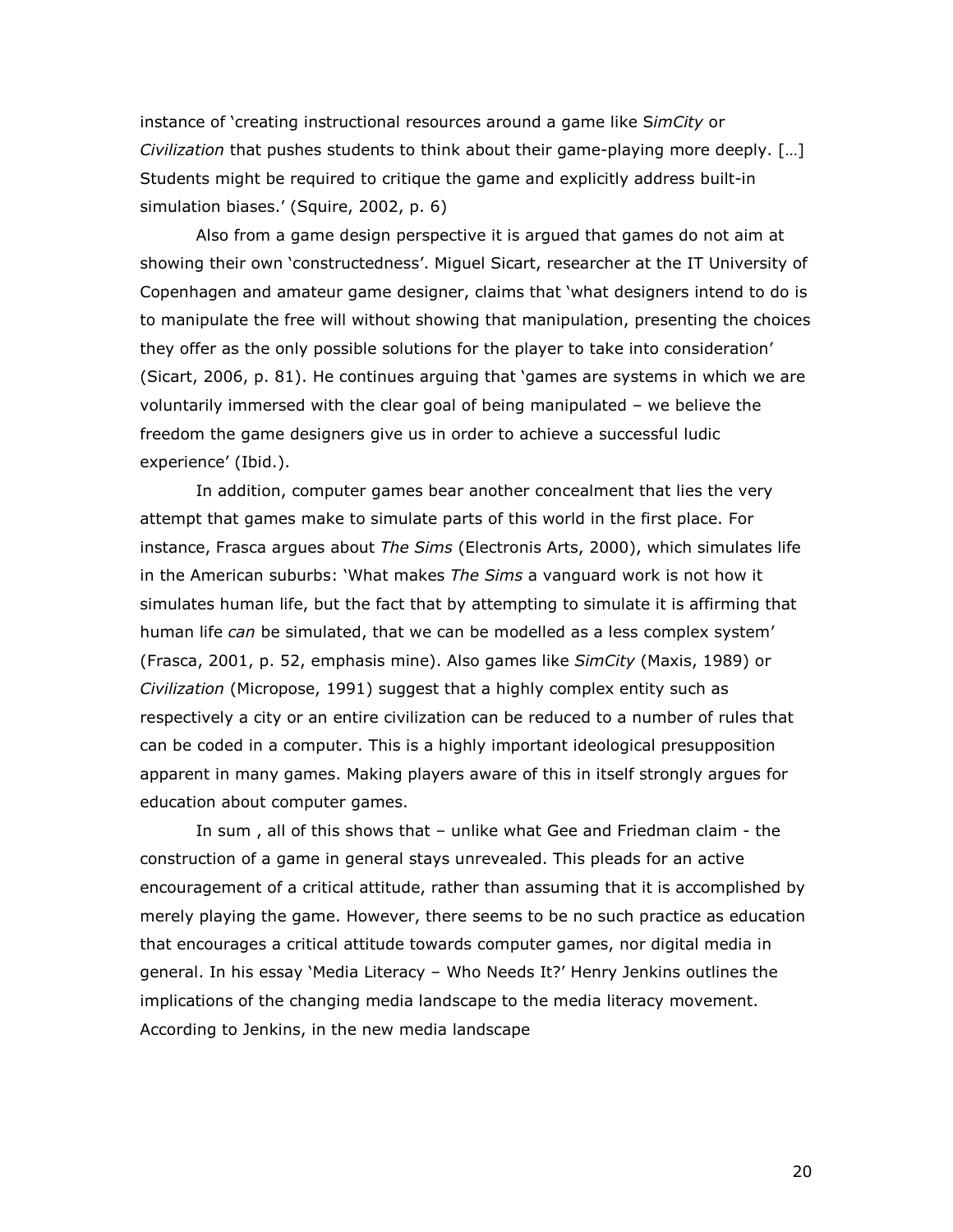instance of 'creating instructional resources around a game like S*imCity* or *Civilization* that pushes students to think about their game-playing more deeply. […] Students might be required to critique the game and explicitly address built-in simulation biases.' (Squire, 2002, p. 6)

Also from a game design perspective it is argued that games do not aim at showing their own 'constructedness'. Miguel Sicart, researcher at the IT University of Copenhagen and amateur game designer, claims that 'what designers intend to do is to manipulate the free will without showing that manipulation, presenting the choices they offer as the only possible solutions for the player to take into consideration' (Sicart, 2006, p. 81). He continues arguing that 'games are systems in which we are voluntarily immersed with the clear goal of being manipulated – we believe the freedom the game designers give us in order to achieve a successful ludic experience' (Ibid.).

In addition, computer games bear another concealment that lies the very attempt that games make to simulate parts of this world in the first place. For instance, Frasca argues about *The Sims* (Electronis Arts, 2000), which simulates life in the American suburbs: 'What makes *The Sims* a vanguard work is not how it simulates human life, but the fact that by attempting to simulate it is affirming that human life *can* be simulated, that we can be modelled as a less complex system' (Frasca, 2001, p. 52, emphasis mine). Also games like *SimCity* (Maxis, 1989) or *Civilization* (Micropose, 1991) suggest that a highly complex entity such as respectively a city or an entire civilization can be reduced to a number of rules that can be coded in a computer. This is a highly important ideological presupposition apparent in many games. Making players aware of this in itself strongly argues for education about computer games.

In sum , all of this shows that – unlike what Gee and Friedman claim - the construction of a game in general stays unrevealed. This pleads for an active encouragement of a critical attitude, rather than assuming that it is accomplished by merely playing the game. However, there seems to be no such practice as education that encourages a critical attitude towards computer games, nor digital media in general. In his essay 'Media Literacy – Who Needs It?' Henry Jenkins outlines the implications of the changing media landscape to the media literacy movement. According to Jenkins, in the new media landscape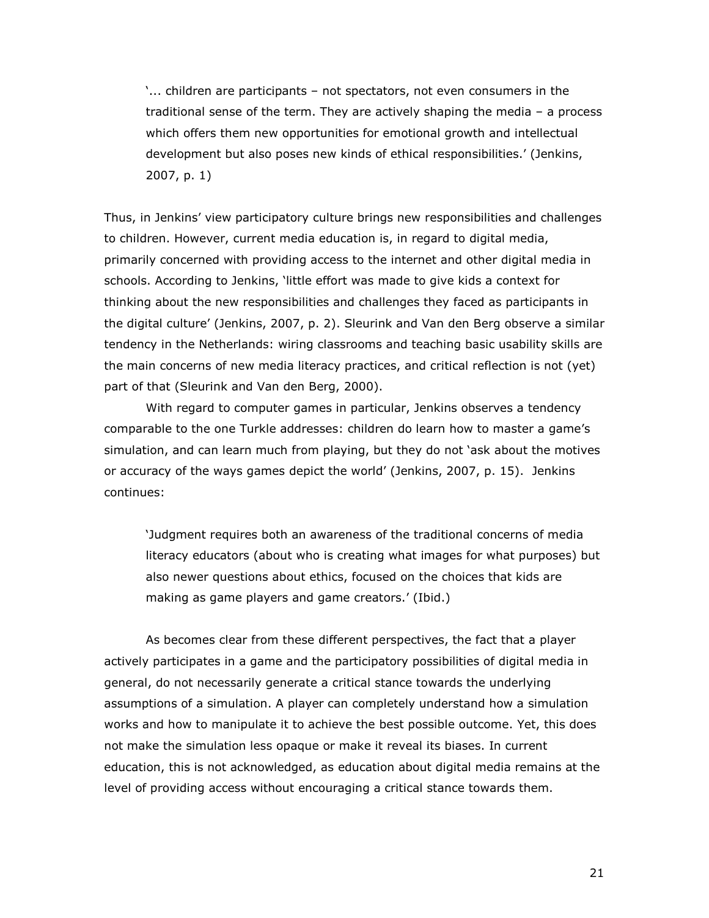> '... children are participants – not spectators, not even consumers in the traditional sense of the term. They are actively shaping the media – a process which offers them new opportunities for emotional growth and intellectual development but also poses new kinds of ethical responsibilities.' (Jenkins, 2007, p. 1)

Thus, in Jenkins' view participatory culture brings new responsibilities and challenges to children. However, current media education is, in regard to digital media, primarily concerned with providing access to the internet and other digital media in schools. According to Jenkins, 'little effort was made to give kids a context for thinking about the new responsibilities and challenges they faced as participants in the digital culture' (Jenkins, 2007, p. 2). Sleurink and Van den Berg observe a similar tendency in the Netherlands: wiring classrooms and teaching basic usability skills are the main concerns of new media literacy practices, and critical reflection is not (yet) part of that (Sleurink and Van den Berg, 2000).

With regard to computer games in particular, Jenkins observes a tendency comparable to the one Turkle addresses: children do learn how to master a game's simulation, and can learn much from playing, but they do not 'ask about the motives or accuracy of the ways games depict the world' (Jenkins, 2007, p. 15). Jenkins continues:

> 'Judgment requires both an awareness of the traditional concerns of media literacy educators (about who is creating what images for what purposes) but also newer questions about ethics, focused on the choices that kids are making as game players and game creators.' (Ibid.)

As becomes clear from these different perspectives, the fact that a player actively participates in a game and the participatory possibilities of digital media in general, do not necessarily generate a critical stance towards the underlying assumptions of a simulation. A player can completely understand how a simulation works and how to manipulate it to achieve the best possible outcome. Yet, this does not make the simulation less opaque or make it reveal its biases. In current education, this is not acknowledged, as education about digital media remains at the level of providing access without encouraging a critical stance towards them.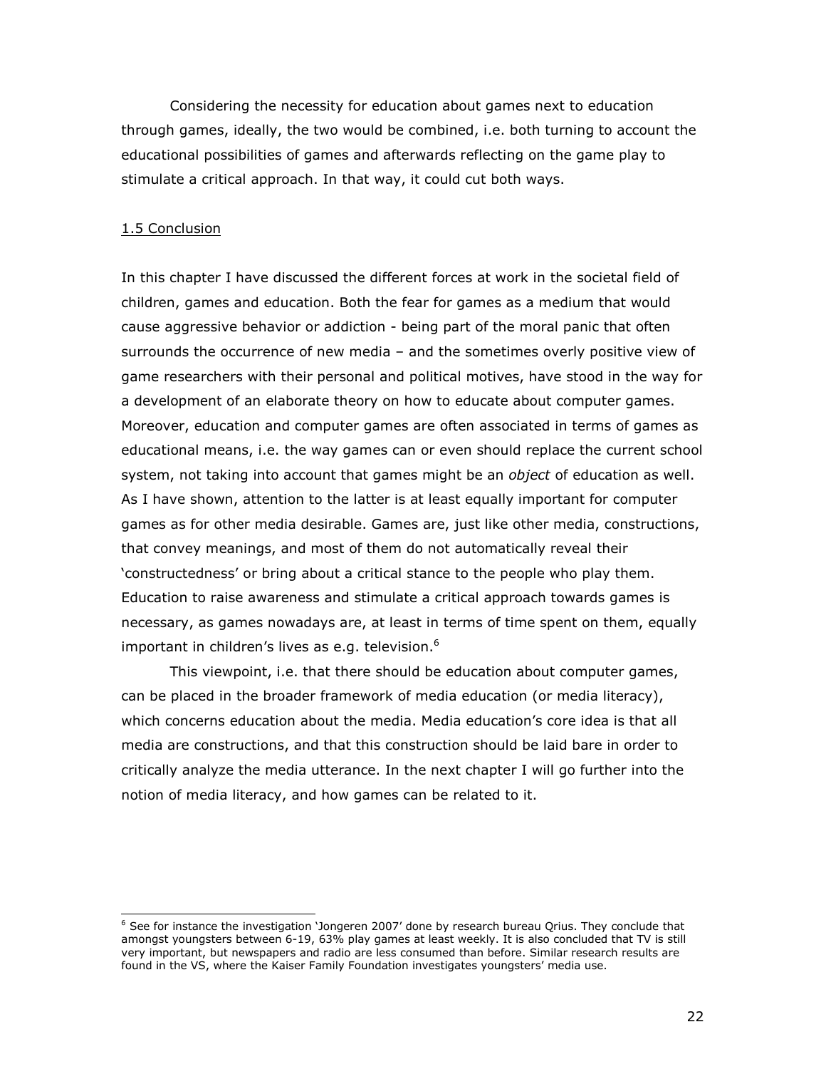Considering the necessity for education about games next to education through games, ideally, the two would be combined, i.e. both turning to account the educational possibilities of games and afterwards reflecting on the game play to stimulate a critical approach. In that way, it could cut both ways.

### 1.5 Conclusion

In this chapter I have discussed the different forces at work in the societal field of children, games and education. Both the fear for games as a medium that would cause aggressive behavior or addiction - being part of the moral panic that often surrounds the occurrence of new media – and the sometimes overly positive view of game researchers with their personal and political motives, have stood in the way for a development of an elaborate theory on how to educate about computer games. Moreover, education and computer games are often associated in terms of games as educational means, i.e. the way games can or even should replace the current school system, not taking into account that games might be an *object* of education as well. As I have shown, attention to the latter is at least equally important for computer games as for other media desirable. Games are, just like other media, constructions, that convey meanings, and most of them do not automatically reveal their 'constructedness' or bring about a critical stance to the people who play them. Education to raise awareness and stimulate a critical approach towards games is necessary, as games nowadays are, at least in terms of time spent on them, equally important in children's lives as e.g. television.[6]

This viewpoint, i.e. that there should be education about computer games, can be placed in the broader framework of media education (or media literacy), which concerns education about the media. Media education's core idea is that all media are constructions, and that this construction should be laid bare in order to critically analyze the media utterance. In the next chapter I will go further into the notion of media literacy, and how games can be related to it.

---

[6] See for instance the investigation 'Jongeren 2007' done by research bureau Qrius. They conclude that amongst youngsters between 6-19, 63% play games at least weekly. It is also concluded that TV is still very important, but newspapers and radio are less consumed than before. Similar research results are found in the VS, where the Kaiser Family Foundation investigates youngsters' media use.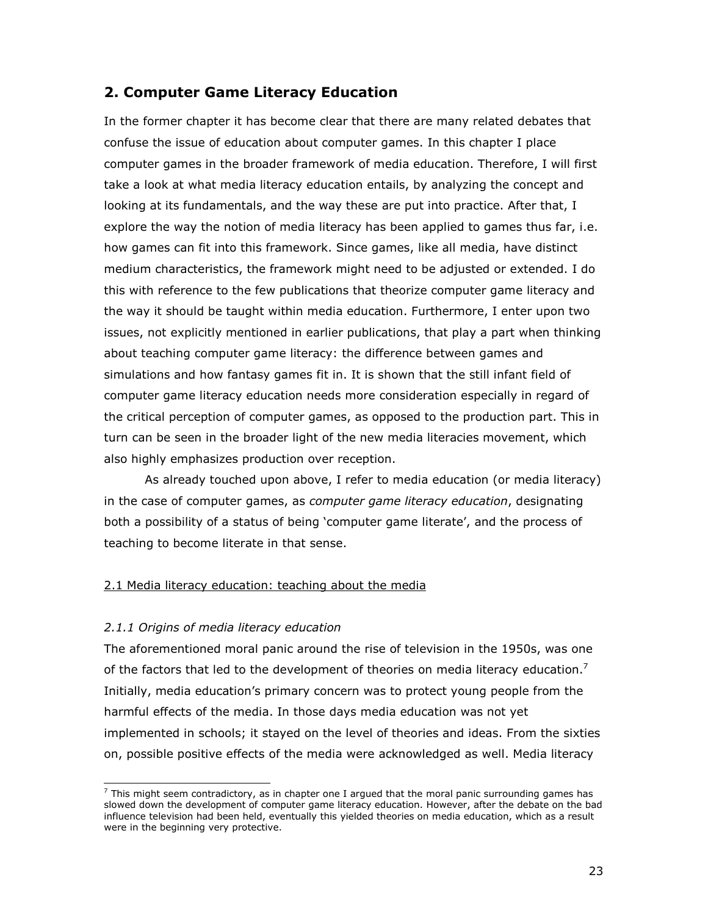## 2. Computer Game Literacy Education

In the former chapter it has become clear that there are many related debates that confuse the issue of education about computer games. In this chapter I place computer games in the broader framework of media education. Therefore, I will first take a look at what media literacy education entails, by analyzing the concept and looking at its fundamentals, and the way these are put into practice. After that, I explore the way the notion of media literacy has been applied to games thus far, i.e. how games can fit into this framework. Since games, like all media, have distinct medium characteristics, the framework might need to be adjusted or extended. I do this with reference to the few publications that theorize computer game literacy and the way it should be taught within media education. Furthermore, I enter upon two issues, not explicitly mentioned in earlier publications, that play a part when thinking about teaching computer game literacy: the difference between games and simulations and how fantasy games fit in. It is shown that the still infant field of computer game literacy education needs more consideration especially in regard of the critical perception of computer games, as opposed to the production part. This in turn can be seen in the broader light of the new media literacies movement, which also highly emphasizes production over reception.

As already touched upon above, I refer to media education (or media literacy) in the case of computer games, as *computer game literacy education*, designating both a possibility of a status of being 'computer game literate', and the process of teaching to become literate in that sense.

### 2.1 Media literacy education: teaching about the media

#### *2.1.1 Origins of media literacy education*

The aforementioned moral panic around the rise of television in the 1950s, was one of the factors that led to the development of theories on media literacy education.[7] Initially, media education's primary concern was to protect young people from the harmful effects of the media. In those days media education was not yet implemented in schools; it stayed on the level of theories and ideas. From the sixties on, possible positive effects of the media were acknowledged as well. Media literacy

[7] This might seem contradictory, as in chapter one I argued that the moral panic surrounding games has slowed down the development of computer game literacy education. However, after the debate on the bad influence television had been held, eventually this yielded theories on media education, which as a result were in the beginning very protective.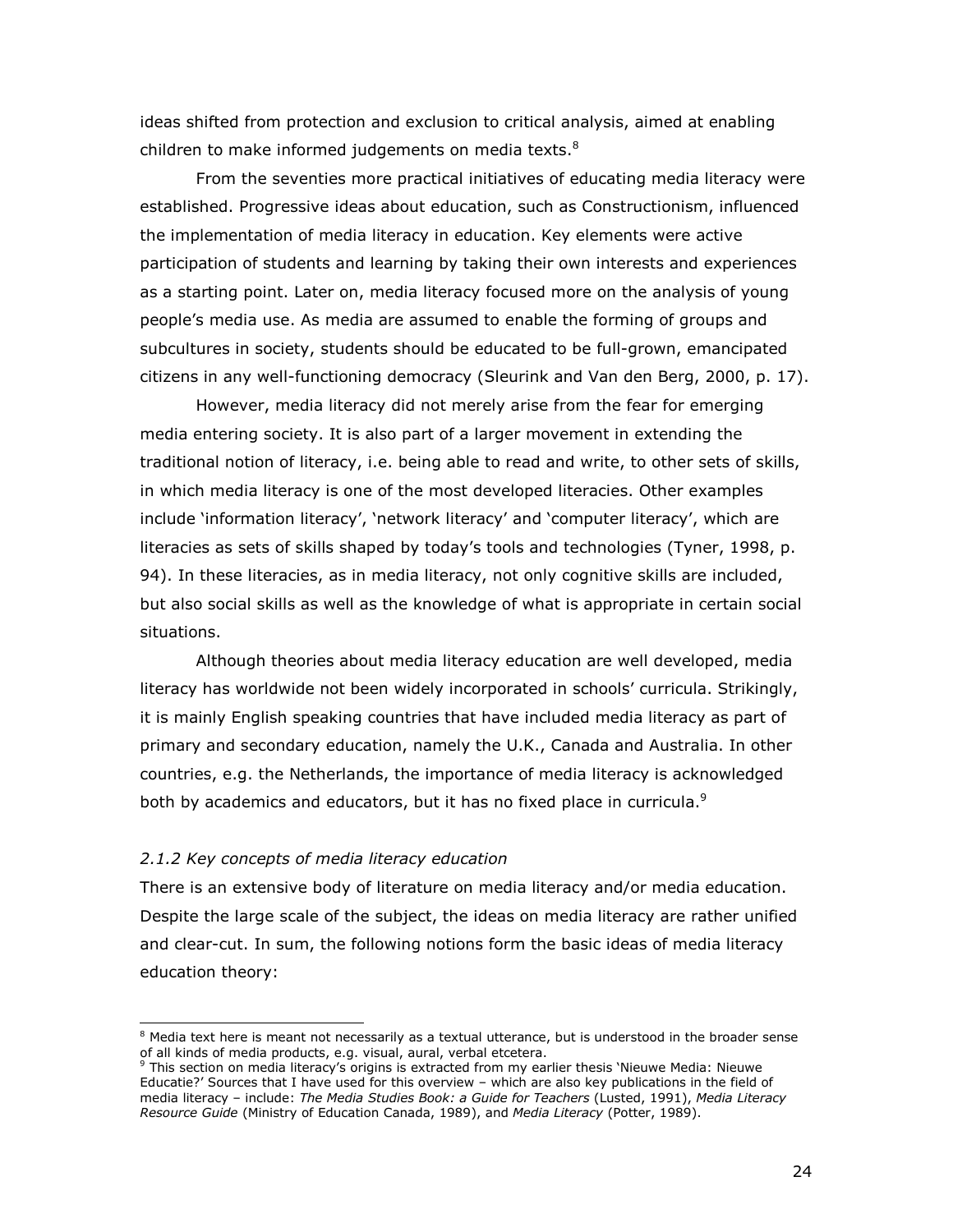ideas shifted from protection and exclusion to critical analysis, aimed at enabling children to make informed judgements on media texts.[8]

From the seventies more practical initiatives of educating media literacy were established. Progressive ideas about education, such as Constructionism, influenced the implementation of media literacy in education. Key elements were active participation of students and learning by taking their own interests and experiences as a starting point. Later on, media literacy focused more on the analysis of young people's media use. As media are assumed to enable the forming of groups and subcultures in society, students should be educated to be full-grown, emancipated citizens in any well-functioning democracy (Sleurink and Van den Berg, 2000, p. 17).

However, media literacy did not merely arise from the fear for emerging media entering society. It is also part of a larger movement in extending the traditional notion of literacy, i.e. being able to read and write, to other sets of skills, in which media literacy is one of the most developed literacies. Other examples include 'information literacy', 'network literacy' and 'computer literacy', which are literacies as sets of skills shaped by today's tools and technologies (Tyner, 1998, p. 94). In these literacies, as in media literacy, not only cognitive skills are included, but also social skills as well as the knowledge of what is appropriate in certain social situations.

Although theories about media literacy education are well developed, media literacy has worldwide not been widely incorporated in schools' curricula. Strikingly, it is mainly English speaking countries that have included media literacy as part of primary and secondary education, namely the U.K., Canada and Australia. In other countries, e.g. the Netherlands, the importance of media literacy is acknowledged both by academics and educators, but it has no fixed place in curricula.[9]

### *2.1.2 Key concepts of media literacy education*

There is an extensive body of literature on media literacy and/or media education. Despite the large scale of the subject, the ideas on media literacy are rather unified and clear-cut. In sum, the following notions form the basic ideas of media literacy education theory:

---

[8] Media text here is meant not necessarily as a textual utterance, but is understood in the broader sense of all kinds of media products, e.g. visual, aural, verbal etcetera.

[9] This section on media literacy's origins is extracted from my earlier thesis 'Nieuwe Media: Nieuwe Educatie?' Sources that I have used for this overview – which are also key publications in the field of media literacy – include: *The Media Studies Book: a Guide for Teachers* (Lusted, 1991), *Media Literacy Resource Guide* (Ministry of Education Canada, 1989), and *Media Literacy* (Potter, 1989).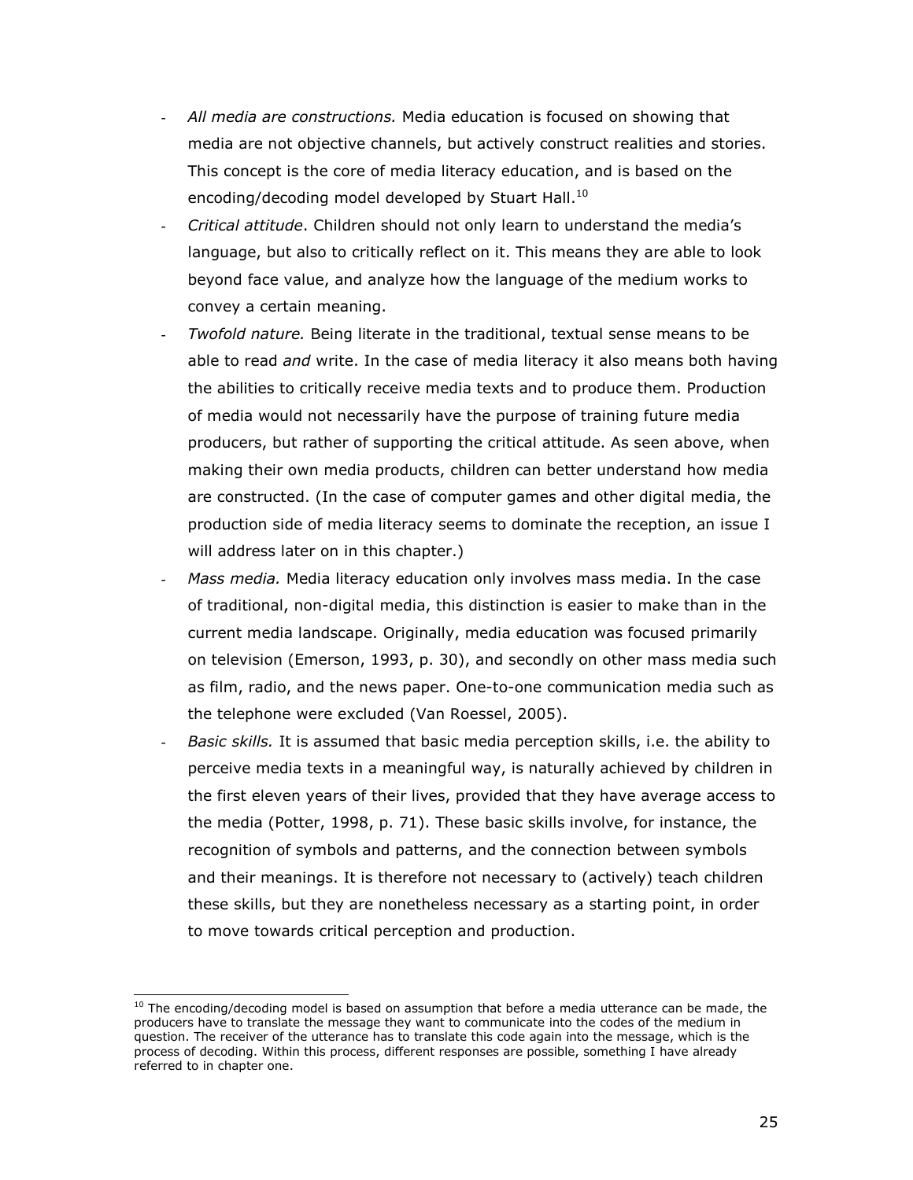- *All media are constructions.* Media education is focused on showing that media are not objective channels, but actively construct realities and stories. This concept is the core of media literacy education, and is based on the encoding/decoding model developed by Stuart Hall.[10]
- *Critical attitude*. Children should not only learn to understand the media's language, but also to critically reflect on it. This means they are able to look beyond face value, and analyze how the language of the medium works to convey a certain meaning.
- *Twofold nature.* Being literate in the traditional, textual sense means to be able to read *and* write. In the case of media literacy it also means both having the abilities to critically receive media texts and to produce them. Production of media would not necessarily have the purpose of training future media producers, but rather of supporting the critical attitude. As seen above, when making their own media products, children can better understand how media are constructed. (In the case of computer games and other digital media, the production side of media literacy seems to dominate the reception, an issue I will address later on in this chapter.)
- *Mass media.* Media literacy education only involves mass media. In the case of traditional, non-digital media, this distinction is easier to make than in the current media landscape. Originally, media education was focused primarily on television (Emerson, 1993, p. 30), and secondly on other mass media such as film, radio, and the news paper. One-to-one communication media such as the telephone were excluded (Van Roessel, 2005).
- *Basic skills.* It is assumed that basic media perception skills, i.e. the ability to perceive media texts in a meaningful way, is naturally achieved by children in the first eleven years of their lives, provided that they have average access to the media (Potter, 1998, p. 71). These basic skills involve, for instance, the recognition of symbols and patterns, and the connection between symbols and their meanings. It is therefore not necessary to (actively) teach children these skills, but they are nonetheless necessary as a starting point, in order to move towards critical perception and production.

[10] The encoding/decoding model is based on assumption that before a media utterance can be made, the producers have to translate the message they want to communicate into the codes of the medium in question. The receiver of the utterance has to translate this code again into the message, which is the process of decoding. Within this process, different responses are possible, something I have already referred to in chapter one.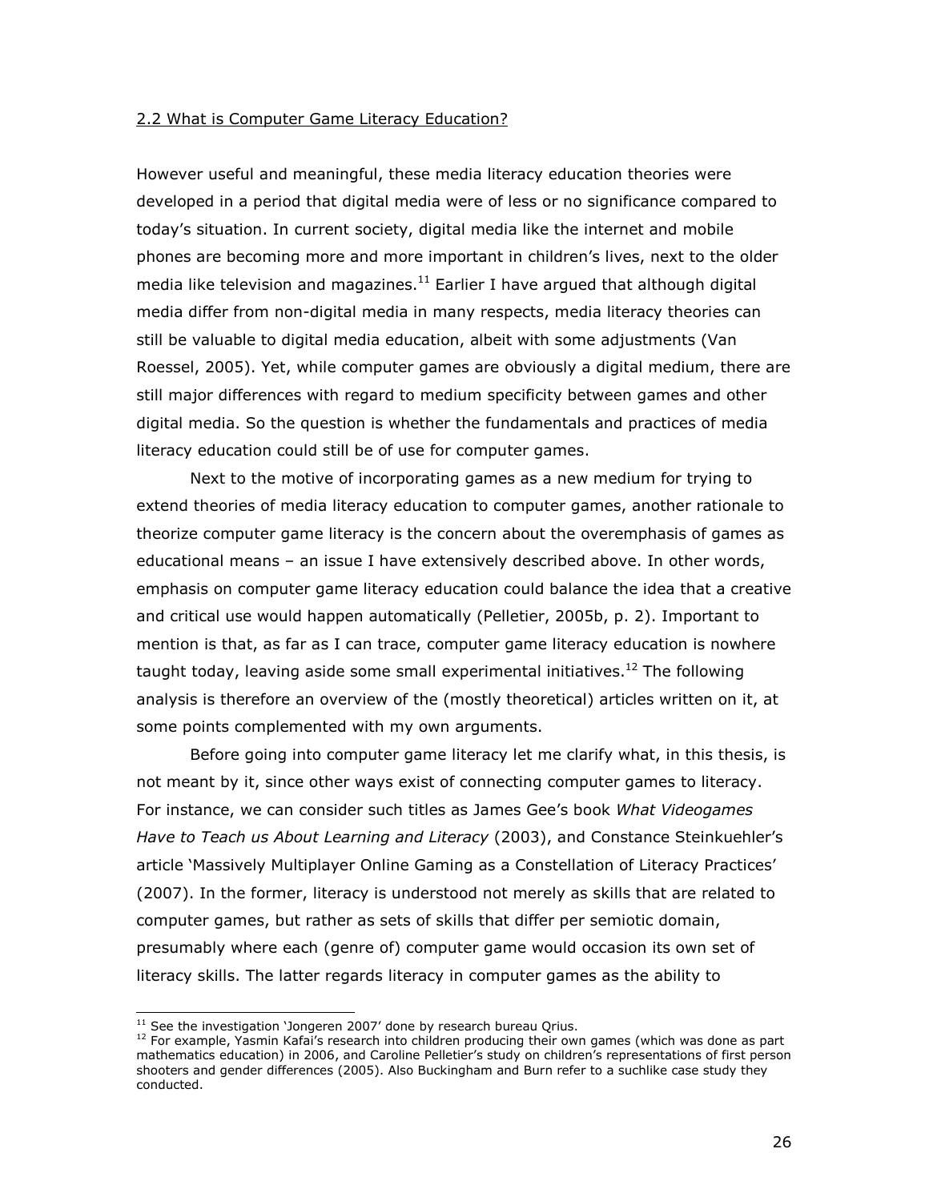## 2.2 What is Computer Game Literacy Education?

However useful and meaningful, these media literacy education theories were developed in a period that digital media were of less or no significance compared to today's situation. In current society, digital media like the internet and mobile phones are becoming more and more important in children's lives, next to the older media like television and magazines.[11] Earlier I have argued that although digital media differ from non-digital media in many respects, media literacy theories can still be valuable to digital media education, albeit with some adjustments (Van Roessel, 2005). Yet, while computer games are obviously a digital medium, there are still major differences with regard to medium specificity between games and other digital media. So the question is whether the fundamentals and practices of media literacy education could still be of use for computer games.

Next to the motive of incorporating games as a new medium for trying to extend theories of media literacy education to computer games, another rationale to theorize computer game literacy is the concern about the overemphasis of games as educational means – an issue I have extensively described above. In other words, emphasis on computer game literacy education could balance the idea that a creative and critical use would happen automatically (Pelletier, 2005b, p. 2). Important to mention is that, as far as I can trace, computer game literacy education is nowhere taught today, leaving aside some small experimental initiatives.[12] The following analysis is therefore an overview of the (mostly theoretical) articles written on it, at some points complemented with my own arguments.

Before going into computer game literacy let me clarify what, in this thesis, is not meant by it, since other ways exist of connecting computer games to literacy. For instance, we can consider such titles as James Gee's book *What Videogames Have to Teach us About Learning and Literacy* (2003), and Constance Steinkuehler's article 'Massively Multiplayer Online Gaming as a Constellation of Literacy Practices' (2007). In the former, literacy is understood not merely as skills that are related to computer games, but rather as sets of skills that differ per semiotic domain, presumably where each (genre of) computer game would occasion its own set of literacy skills. The latter regards literacy in computer games as the ability to

---

[11] See the investigation 'Jongeren 2007' done by research bureau Qrius.

[12] For example, Yasmin Kafai's research into children producing their own games (which was done as part mathematics education) in 2006, and Caroline Pelletier's study on children's representations of first person shooters and gender differences (2005). Also Buckingham and Burn refer to a suchlike case study they conducted.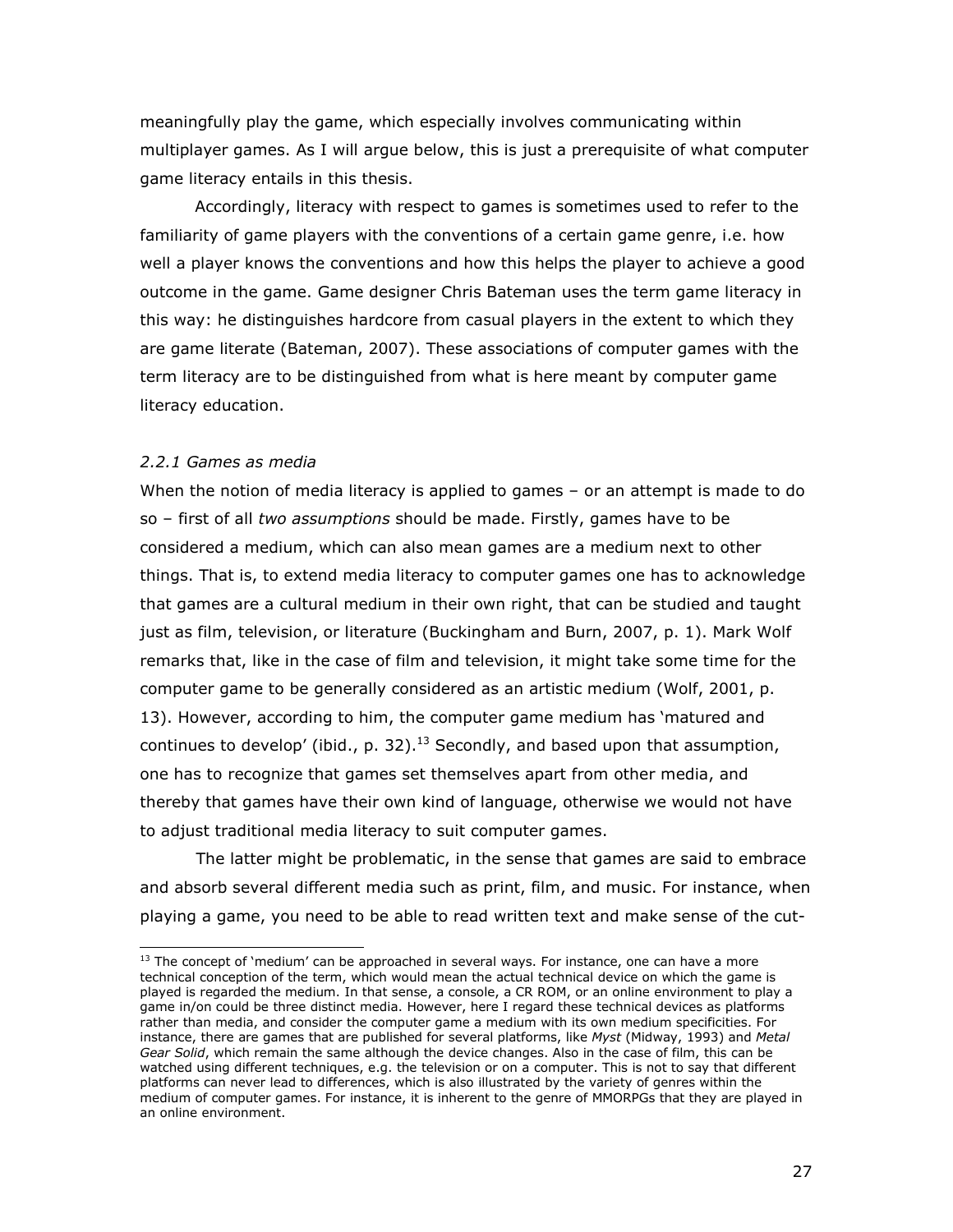meaningfully play the game, which especially involves communicating within multiplayer games. As I will argue below, this is just a prerequisite of what computer game literacy entails in this thesis.

Accordingly, literacy with respect to games is sometimes used to refer to the familiarity of game players with the conventions of a certain game genre, i.e. how well a player knows the conventions and how this helps the player to achieve a good outcome in the game. Game designer Chris Bateman uses the term game literacy in this way: he distinguishes hardcore from casual players in the extent to which they are game literate (Bateman, 2007). These associations of computer games with the term literacy are to be distinguished from what is here meant by computer game literacy education.

### *2.2.1 Games as media*

When the notion of media literacy is applied to games – or an attempt is made to do so – first of all *two assumptions* should be made. Firstly, games have to be considered a medium, which can also mean games are a medium next to other things. That is, to extend media literacy to computer games one has to acknowledge that games are a cultural medium in their own right, that can be studied and taught just as film, television, or literature (Buckingham and Burn, 2007, p. 1). Mark Wolf remarks that, like in the case of film and television, it might take some time for the computer game to be generally considered as an artistic medium (Wolf, 2001, p. 13). However, according to him, the computer game medium has 'matured and continues to develop' (ibid., p. 32).[13] Secondly, and based upon that assumption, one has to recognize that games set themselves apart from other media, and thereby that games have their own kind of language, otherwise we would not have to adjust traditional media literacy to suit computer games.

The latter might be problematic, in the sense that games are said to embrace and absorb several different media such as print, film, and music. For instance, when playing a game, you need to be able to read written text and make sense of the cut-

---

[13] The concept of 'medium' can be approached in several ways. For instance, one can have a more technical conception of the term, which would mean the actual technical device on which the game is played is regarded the medium. In that sense, a console, a CR ROM, or an online environment to play a game in/on could be three distinct media. However, here I regard these technical devices as platforms rather than media, and consider the computer game a medium with its own medium specificities. For instance, there are games that are published for several platforms, like *Myst* (Midway, 1993) and *Metal Gear Solid*, which remain the same although the device changes. Also in the case of film, this can be watched using different techniques, e.g. the television or on a computer. This is not to say that different platforms can never lead to differences, which is also illustrated by the variety of genres within the medium of computer games. For instance, it is inherent to the genre of MMORPGs that they are played in an online environment.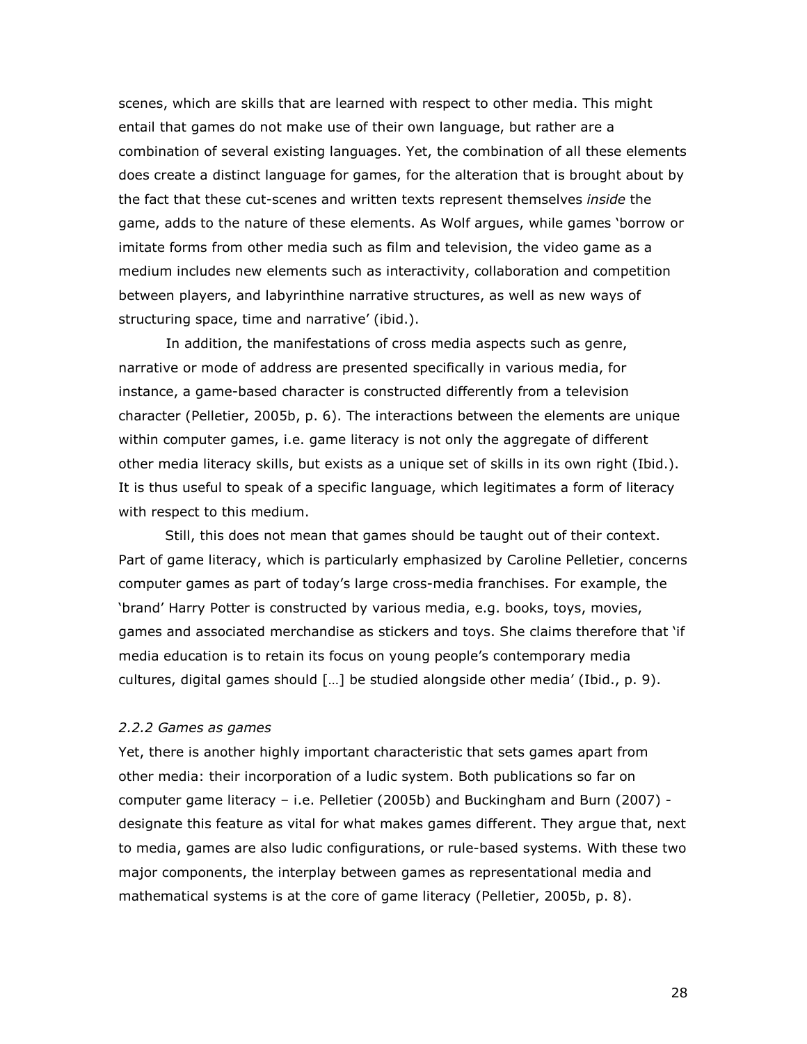scenes, which are skills that are learned with respect to other media. This might entail that games do not make use of their own language, but rather are a combination of several existing languages. Yet, the combination of all these elements does create a distinct language for games, for the alteration that is brought about by the fact that these cut-scenes and written texts represent themselves *inside* the game, adds to the nature of these elements. As Wolf argues, while games 'borrow or imitate forms from other media such as film and television, the video game as a medium includes new elements such as interactivity, collaboration and competition between players, and labyrinthine narrative structures, as well as new ways of structuring space, time and narrative' (ibid.).

In addition, the manifestations of cross media aspects such as genre, narrative or mode of address are presented specifically in various media, for instance, a game-based character is constructed differently from a television character (Pelletier, 2005b, p. 6). The interactions between the elements are unique within computer games, i.e. game literacy is not only the aggregate of different other media literacy skills, but exists as a unique set of skills in its own right (Ibid.). It is thus useful to speak of a specific language, which legitimates a form of literacy with respect to this medium.

Still, this does not mean that games should be taught out of their context. Part of game literacy, which is particularly emphasized by Caroline Pelletier, concerns computer games as part of today's large cross-media franchises. For example, the 'brand' Harry Potter is constructed by various media, e.g. books, toys, movies, games and associated merchandise as stickers and toys. She claims therefore that 'if media education is to retain its focus on young people's contemporary media cultures, digital games should […] be studied alongside other media' (Ibid., p. 9).

### *2.2.2 Games as games*

Yet, there is another highly important characteristic that sets games apart from other media: their incorporation of a ludic system. Both publications so far on computer game literacy – i.e. Pelletier (2005b) and Buckingham and Burn (2007) - designate this feature as vital for what makes games different. They argue that, next to media, games are also ludic configurations, or rule-based systems. With these two major components, the interplay between games as representational media and mathematical systems is at the core of game literacy (Pelletier, 2005b, p. 8).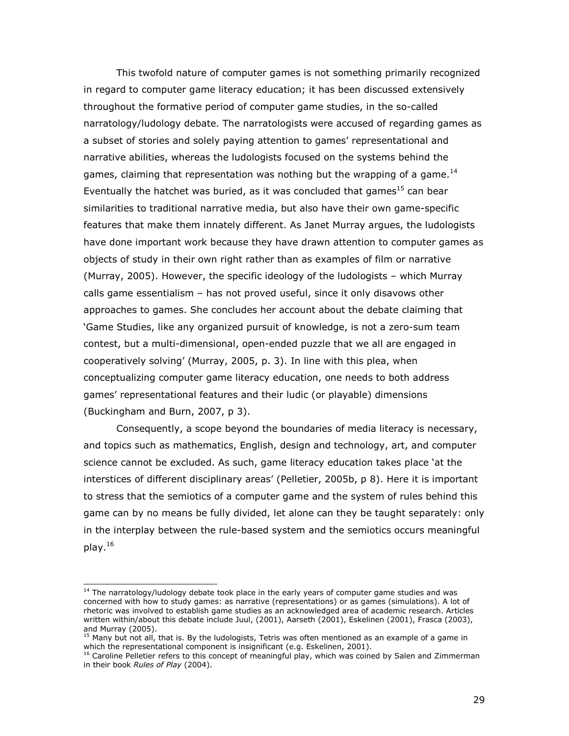This twofold nature of computer games is not something primarily recognized in regard to computer game literacy education; it has been discussed extensively throughout the formative period of computer game studies, in the so-called narratology/ludology debate. The narratologists were accused of regarding games as a subset of stories and solely paying attention to games' representational and narrative abilities, whereas the ludologists focused on the systems behind the games, claiming that representation was nothing but the wrapping of a game.[14] Eventually the hatchet was buried, as it was concluded that games[15] can bear similarities to traditional narrative media, but also have their own game-specific features that make them innately different. As Janet Murray argues, the ludologists have done important work because they have drawn attention to computer games as objects of study in their own right rather than as examples of film or narrative (Murray, 2005). However, the specific ideology of the ludologists – which Murray calls game essentialism – has not proved useful, since it only disavows other approaches to games. She concludes her account about the debate claiming that 'Game Studies, like any organized pursuit of knowledge, is not a zero-sum team contest, but a multi-dimensional, open-ended puzzle that we all are engaged in cooperatively solving' (Murray, 2005, p. 3). In line with this plea, when conceptualizing computer game literacy education, one needs to both address games' representational features and their ludic (or playable) dimensions (Buckingham and Burn, 2007, p 3).

Consequently, a scope beyond the boundaries of media literacy is necessary, and topics such as mathematics, English, design and technology, art, and computer science cannot be excluded. As such, game literacy education takes place 'at the interstices of different disciplinary areas' (Pelletier, 2005b, p 8). Here it is important to stress that the semiotics of a computer game and the system of rules behind this game can by no means be fully divided, let alone can they be taught separately: only in the interplay between the rule-based system and the semiotics occurs meaningful play.[16]

---

[14] The narratology/ludology debate took place in the early years of computer game studies and was concerned with how to study games: as narrative (representations) or as games (simulations). A lot of rhetoric was involved to establish game studies as an acknowledged area of academic research. Articles written within/about this debate include Juul, (2001), Aarseth (2001), Eskelinen (2001), Frasca (2003), and Murray (2005).

[15] Many but not all, that is. By the ludologists, Tetris was often mentioned as an example of a game in which the representational component is insignificant (e.g. Eskelinen, 2001).

[16] Caroline Pelletier refers to this concept of meaningful play, which was coined by Salen and Zimmerman in their book *Rules of Play* (2004).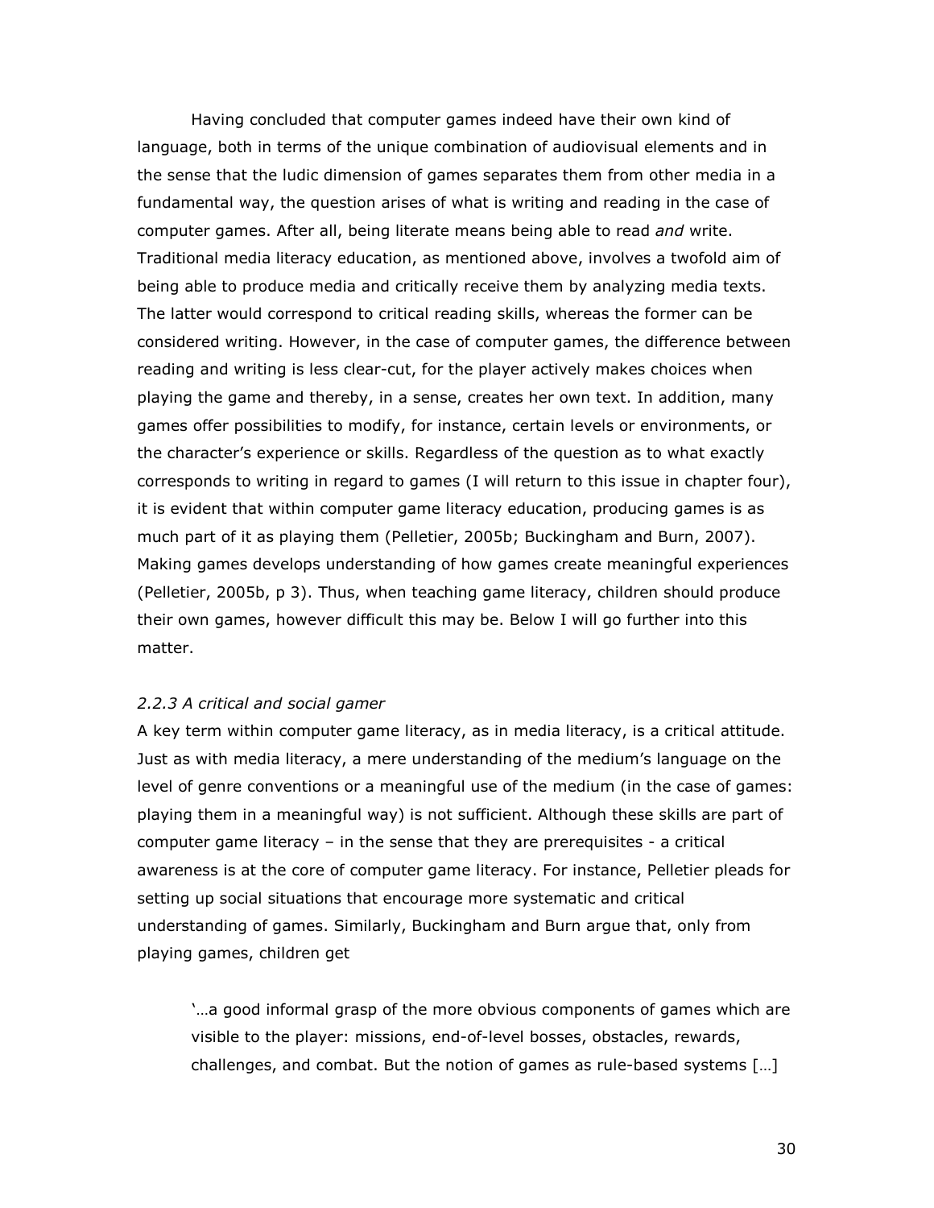Having concluded that computer games indeed have their own kind of language, both in terms of the unique combination of audiovisual elements and in the sense that the ludic dimension of games separates them from other media in a fundamental way, the question arises of what is writing and reading in the case of computer games. After all, being literate means being able to read *and* write. Traditional media literacy education, as mentioned above, involves a twofold aim of being able to produce media and critically receive them by analyzing media texts. The latter would correspond to critical reading skills, whereas the former can be considered writing. However, in the case of computer games, the difference between reading and writing is less clear-cut, for the player actively makes choices when playing the game and thereby, in a sense, creates her own text. In addition, many games offer possibilities to modify, for instance, certain levels or environments, or the character's experience or skills. Regardless of the question as to what exactly corresponds to writing in regard to games (I will return to this issue in chapter four), it is evident that within computer game literacy education, producing games is as much part of it as playing them (Pelletier, 2005b; Buckingham and Burn, 2007). Making games develops understanding of how games create meaningful experiences (Pelletier, 2005b, p 3). Thus, when teaching game literacy, children should produce their own games, however difficult this may be. Below I will go further into this matter.

### *2.2.3 A critical and social gamer*

A key term within computer game literacy, as in media literacy, is a critical attitude. Just as with media literacy, a mere understanding of the medium's language on the level of genre conventions or a meaningful use of the medium (in the case of games: playing them in a meaningful way) is not sufficient. Although these skills are part of computer game literacy – in the sense that they are prerequisites - a critical awareness is at the core of computer game literacy. For instance, Pelletier pleads for setting up social situations that encourage more systematic and critical understanding of games. Similarly, Buckingham and Burn argue that, only from playing games, children get

> '…a good informal grasp of the more obvious components of games which are visible to the player: missions, end-of-level bosses, obstacles, rewards, challenges, and combat. But the notion of games as rule-based systems […]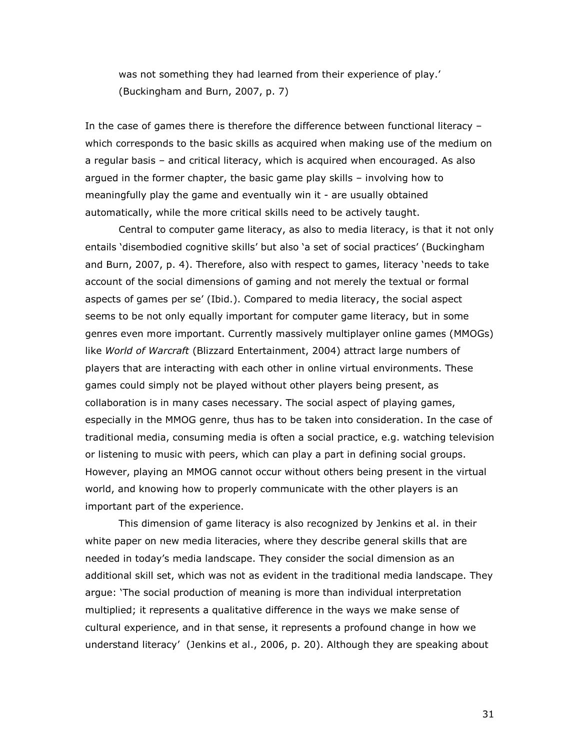was not something they had learned from their experience of play.' (Buckingham and Burn, 2007, p. 7)

In the case of games there is therefore the difference between functional literacy – which corresponds to the basic skills as acquired when making use of the medium on a regular basis – and critical literacy, which is acquired when encouraged. As also argued in the former chapter, the basic game play skills – involving how to meaningfully play the game and eventually win it - are usually obtained automatically, while the more critical skills need to be actively taught.

Central to computer game literacy, as also to media literacy, is that it not only entails 'disembodied cognitive skills' but also 'a set of social practices' (Buckingham and Burn, 2007, p. 4). Therefore, also with respect to games, literacy 'needs to take account of the social dimensions of gaming and not merely the textual or formal aspects of games per se' (Ibid.). Compared to media literacy, the social aspect seems to be not only equally important for computer game literacy, but in some genres even more important. Currently massively multiplayer online games (MMOGs) like *World of Warcraft* (Blizzard Entertainment, 2004) attract large numbers of players that are interacting with each other in online virtual environments. These games could simply not be played without other players being present, as collaboration is in many cases necessary. The social aspect of playing games, especially in the MMOG genre, thus has to be taken into consideration. In the case of traditional media, consuming media is often a social practice, e.g. watching television or listening to music with peers, which can play a part in defining social groups. However, playing an MMOG cannot occur without others being present in the virtual world, and knowing how to properly communicate with the other players is an important part of the experience.

This dimension of game literacy is also recognized by Jenkins et al. in their white paper on new media literacies, where they describe general skills that are needed in today's media landscape. They consider the social dimension as an additional skill set, which was not as evident in the traditional media landscape. They argue: 'The social production of meaning is more than individual interpretation multiplied; it represents a qualitative difference in the ways we make sense of cultural experience, and in that sense, it represents a profound change in how we understand literacy' (Jenkins et al., 2006, p. 20). Although they are speaking about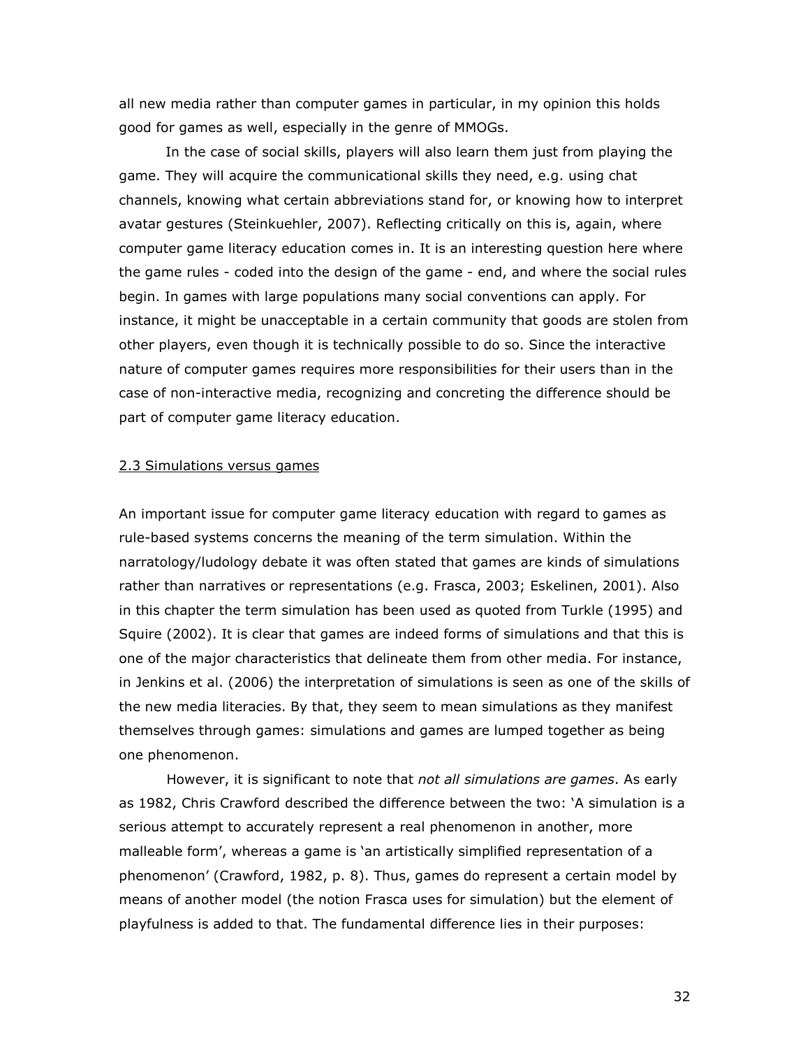all new media rather than computer games in particular, in my opinion this holds good for games as well, especially in the genre of MMOGs.

In the case of social skills, players will also learn them just from playing the game. They will acquire the communicational skills they need, e.g. using chat channels, knowing what certain abbreviations stand for, or knowing how to interpret avatar gestures (Steinkuehler, 2007). Reflecting critically on this is, again, where computer game literacy education comes in. It is an interesting question here where the game rules - coded into the design of the game - end, and where the social rules begin. In games with large populations many social conventions can apply. For instance, it might be unacceptable in a certain community that goods are stolen from other players, even though it is technically possible to do so. Since the interactive nature of computer games requires more responsibilities for their users than in the case of non-interactive media, recognizing and concreting the difference should be part of computer game literacy education.

### 2.3 Simulations versus games

An important issue for computer game literacy education with regard to games as rule-based systems concerns the meaning of the term simulation. Within the narratology/ludology debate it was often stated that games are kinds of simulations rather than narratives or representations (e.g. Frasca, 2003; Eskelinen, 2001). Also in this chapter the term simulation has been used as quoted from Turkle (1995) and Squire (2002). It is clear that games are indeed forms of simulations and that this is one of the major characteristics that delineate them from other media. For instance, in Jenkins et al. (2006) the interpretation of simulations is seen as one of the skills of the new media literacies. By that, they seem to mean simulations as they manifest themselves through games: simulations and games are lumped together as being one phenomenon.

However, it is significant to note that *not all simulations are games*. As early as 1982, Chris Crawford described the difference between the two: 'A simulation is a serious attempt to accurately represent a real phenomenon in another, more malleable form', whereas a game is 'an artistically simplified representation of a phenomenon' (Crawford, 1982, p. 8). Thus, games do represent a certain model by means of another model (the notion Frasca uses for simulation) but the element of playfulness is added to that. The fundamental difference lies in their purposes: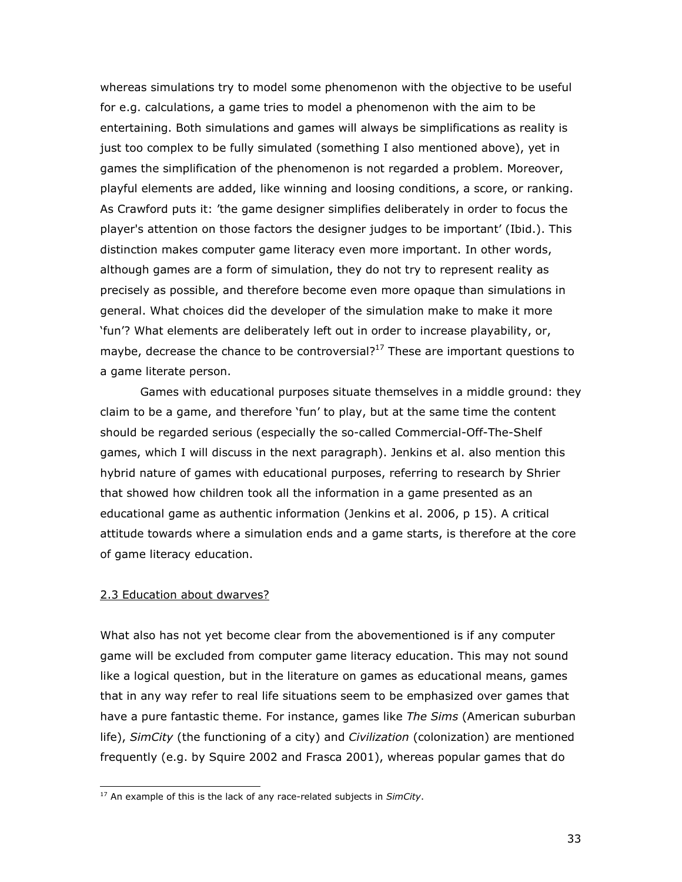whereas simulations try to model some phenomenon with the objective to be useful for e.g. calculations, a game tries to model a phenomenon with the aim to be entertaining. Both simulations and games will always be simplifications as reality is just too complex to be fully simulated (something I also mentioned above), yet in games the simplification of the phenomenon is not regarded a problem. Moreover, playful elements are added, like winning and loosing conditions, a score, or ranking. As Crawford puts it: 'the game designer simplifies deliberately in order to focus the player's attention on those factors the designer judges to be important' (Ibid.). This distinction makes computer game literacy even more important. In other words, although games are a form of simulation, they do not try to represent reality as precisely as possible, and therefore become even more opaque than simulations in general. What choices did the developer of the simulation make to make it more 'fun'? What elements are deliberately left out in order to increase playability, or, maybe, decrease the chance to be controversial?[17] These are important questions to a game literate person.

Games with educational purposes situate themselves in a middle ground: they claim to be a game, and therefore 'fun' to play, but at the same time the content should be regarded serious (especially the so-called Commercial-Off-The-Shelf games, which I will discuss in the next paragraph). Jenkins et al. also mention this hybrid nature of games with educational purposes, referring to research by Shrier that showed how children took all the information in a game presented as an educational game as authentic information (Jenkins et al. 2006, p 15). A critical attitude towards where a simulation ends and a game starts, is therefore at the core of game literacy education.

### 2.3 Education about dwarves?

What also has not yet become clear from the abovementioned is if any computer game will be excluded from computer game literacy education. This may not sound like a logical question, but in the literature on games as educational means, games that in any way refer to real life situations seem to be emphasized over games that have a pure fantastic theme. For instance, games like *The Sims* (American suburban life), *SimCity* (the functioning of a city) and *Civilization* (colonization) are mentioned frequently (e.g. by Squire 2002 and Frasca 2001), whereas popular games that do

[17] An example of this is the lack of any race-related subjects in *SimCity*.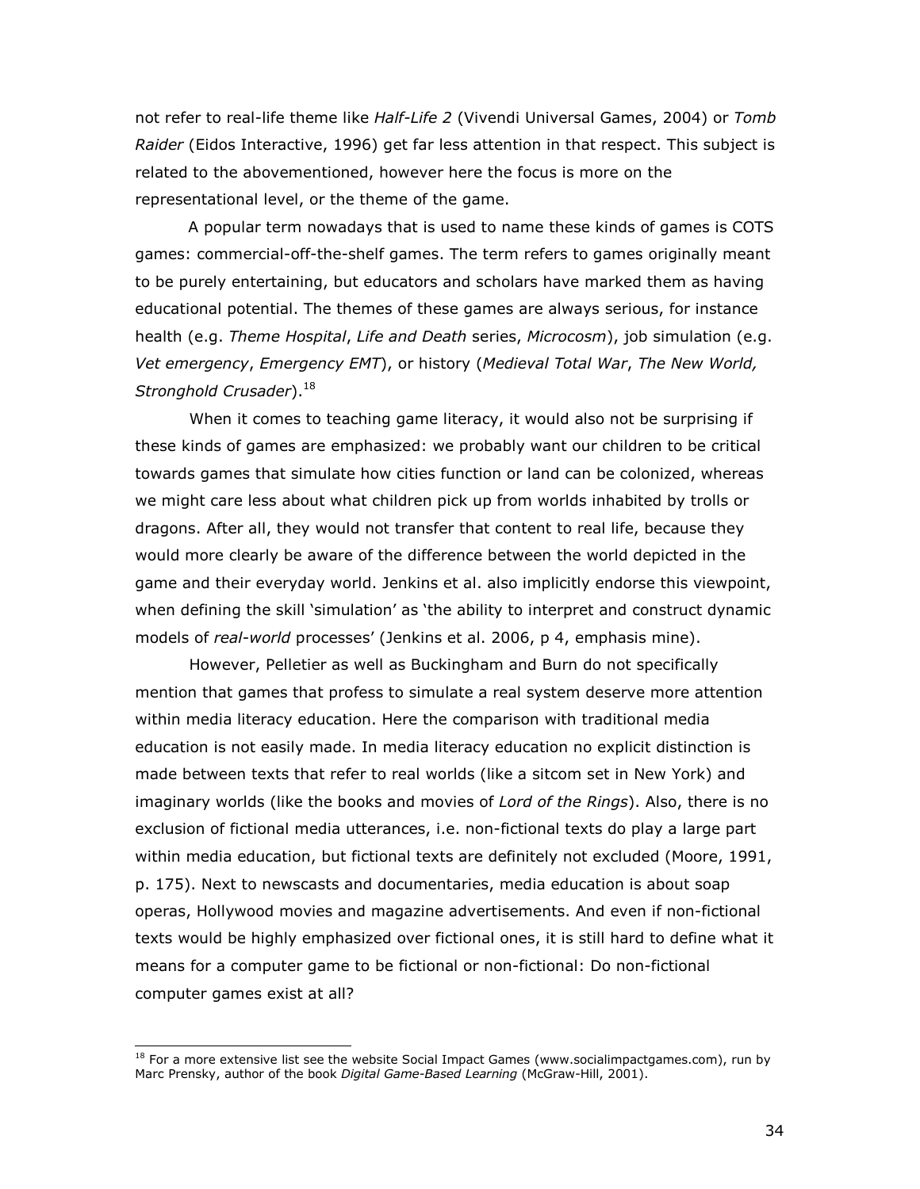not refer to real-life theme like *Half-Life 2* (Vivendi Universal Games, 2004) or *Tomb Raider* (Eidos Interactive, 1996) get far less attention in that respect. This subject is related to the abovementioned, however here the focus is more on the representational level, or the theme of the game.

A popular term nowadays that is used to name these kinds of games is COTS games: commercial-off-the-shelf games. The term refers to games originally meant to be purely entertaining, but educators and scholars have marked them as having educational potential. The themes of these games are always serious, for instance health (e.g. *Theme Hospital*, *Life and Death* series, *Microcosm*), job simulation (e.g. *Vet emergency*, *Emergency EMT*), or history (*Medieval Total War*, *The New World, Stronghold Crusader*).[18]

When it comes to teaching game literacy, it would also not be surprising if these kinds of games are emphasized: we probably want our children to be critical towards games that simulate how cities function or land can be colonized, whereas we might care less about what children pick up from worlds inhabited by trolls or dragons. After all, they would not transfer that content to real life, because they would more clearly be aware of the difference between the world depicted in the game and their everyday world. Jenkins et al. also implicitly endorse this viewpoint, when defining the skill 'simulation' as 'the ability to interpret and construct dynamic models of *real-world* processes' (Jenkins et al. 2006, p 4, emphasis mine).

However, Pelletier as well as Buckingham and Burn do not specifically mention that games that profess to simulate a real system deserve more attention within media literacy education. Here the comparison with traditional media education is not easily made. In media literacy education no explicit distinction is made between texts that refer to real worlds (like a sitcom set in New York) and imaginary worlds (like the books and movies of *Lord of the Rings*). Also, there is no exclusion of fictional media utterances, i.e. non-fictional texts do play a large part within media education, but fictional texts are definitely not excluded (Moore, 1991, p. 175). Next to newscasts and documentaries, media education is about soap operas, Hollywood movies and magazine advertisements. And even if non-fictional texts would be highly emphasized over fictional ones, it is still hard to define what it means for a computer game to be fictional or non-fictional: Do non-fictional computer games exist at all?

---

[18] For a more extensive list see the website Social Impact Games (www.socialimpactgames.com), run by Marc Prensky, author of the book *Digital Game-Based Learning* (McGraw-Hill, 2001).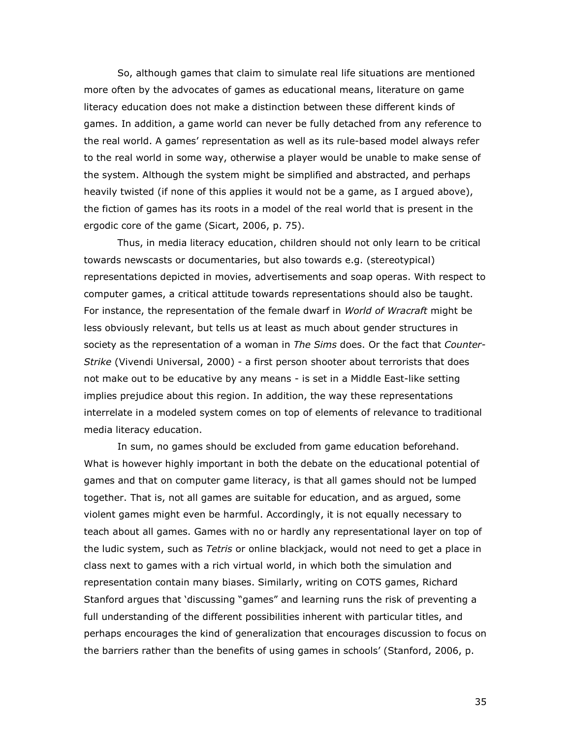So, although games that claim to simulate real life situations are mentioned more often by the advocates of games as educational means, literature on game literacy education does not make a distinction between these different kinds of games. In addition, a game world can never be fully detached from any reference to the real world. A games' representation as well as its rule-based model always refer to the real world in some way, otherwise a player would be unable to make sense of the system. Although the system might be simplified and abstracted, and perhaps heavily twisted (if none of this applies it would not be a game, as I argued above), the fiction of games has its roots in a model of the real world that is present in the ergodic core of the game (Sicart, 2006, p. 75).

Thus, in media literacy education, children should not only learn to be critical towards newscasts or documentaries, but also towards e.g. (stereotypical) representations depicted in movies, advertisements and soap operas. With respect to computer games, a critical attitude towards representations should also be taught. For instance, the representation of the female dwarf in *World of Wracraft* might be less obviously relevant, but tells us at least as much about gender structures in society as the representation of a woman in *The Sims* does. Or the fact that *Counter-Strike* (Vivendi Universal, 2000) - a first person shooter about terrorists that does not make out to be educative by any means - is set in a Middle East-like setting implies prejudice about this region. In addition, the way these representations interrelate in a modeled system comes on top of elements of relevance to traditional media literacy education.

In sum, no games should be excluded from game education beforehand. What is however highly important in both the debate on the educational potential of games and that on computer game literacy, is that all games should not be lumped together. That is, not all games are suitable for education, and as argued, some violent games might even be harmful. Accordingly, it is not equally necessary to teach about all games. Games with no or hardly any representational layer on top of the ludic system, such as *Tetris* or online blackjack, would not need to get a place in class next to games with a rich virtual world, in which both the simulation and representation contain many biases. Similarly, writing on COTS games, Richard Stanford argues that 'discussing "games" and learning runs the risk of preventing a full understanding of the different possibilities inherent with particular titles, and perhaps encourages the kind of generalization that encourages discussion to focus on the barriers rather than the benefits of using games in schools' (Stanford, 2006, p.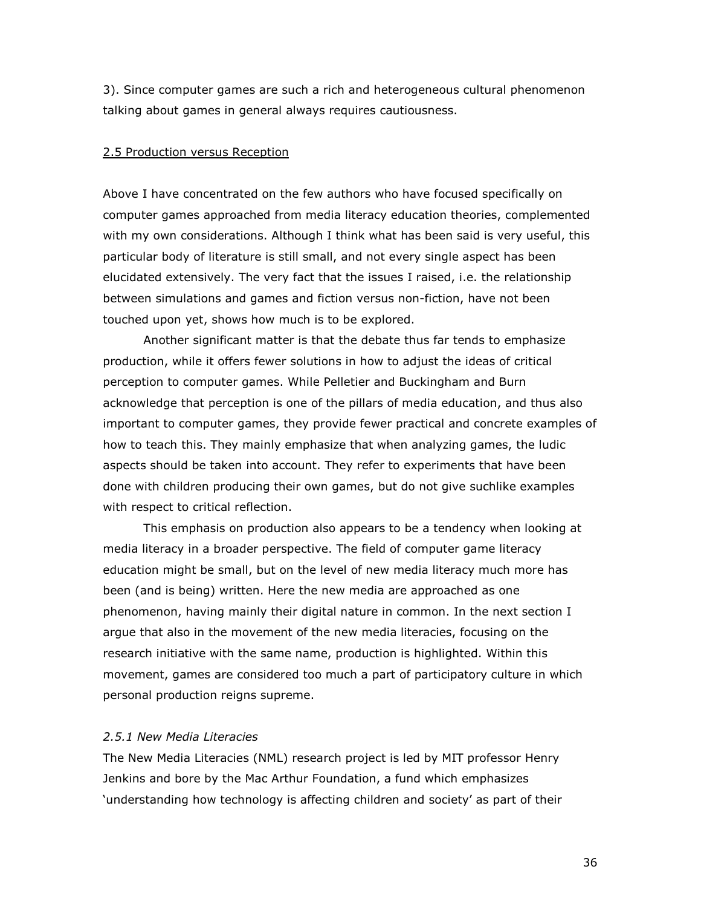3). Since computer games are such a rich and heterogeneous cultural phenomenon talking about games in general always requires cautiousness.

## 2.5 Production versus Reception

Above I have concentrated on the few authors who have focused specifically on computer games approached from media literacy education theories, complemented with my own considerations. Although I think what has been said is very useful, this particular body of literature is still small, and not every single aspect has been elucidated extensively. The very fact that the issues I raised, i.e. the relationship between simulations and games and fiction versus non-fiction, have not been touched upon yet, shows how much is to be explored.

Another significant matter is that the debate thus far tends to emphasize production, while it offers fewer solutions in how to adjust the ideas of critical perception to computer games. While Pelletier and Buckingham and Burn acknowledge that perception is one of the pillars of media education, and thus also important to computer games, they provide fewer practical and concrete examples of how to teach this. They mainly emphasize that when analyzing games, the ludic aspects should be taken into account. They refer to experiments that have been done with children producing their own games, but do not give suchlike examples with respect to critical reflection.

This emphasis on production also appears to be a tendency when looking at media literacy in a broader perspective. The field of computer game literacy education might be small, but on the level of new media literacy much more has been (and is being) written. Here the new media are approached as one phenomenon, having mainly their digital nature in common. In the next section I argue that also in the movement of the new media literacies, focusing on the research initiative with the same name, production is highlighted. Within this movement, games are considered too much a part of participatory culture in which personal production reigns supreme.

### *2.5.1 New Media Literacies*

The New Media Literacies (NML) research project is led by MIT professor Henry Jenkins and bore by the Mac Arthur Foundation, a fund which emphasizes 'understanding how technology is affecting children and society' as part of their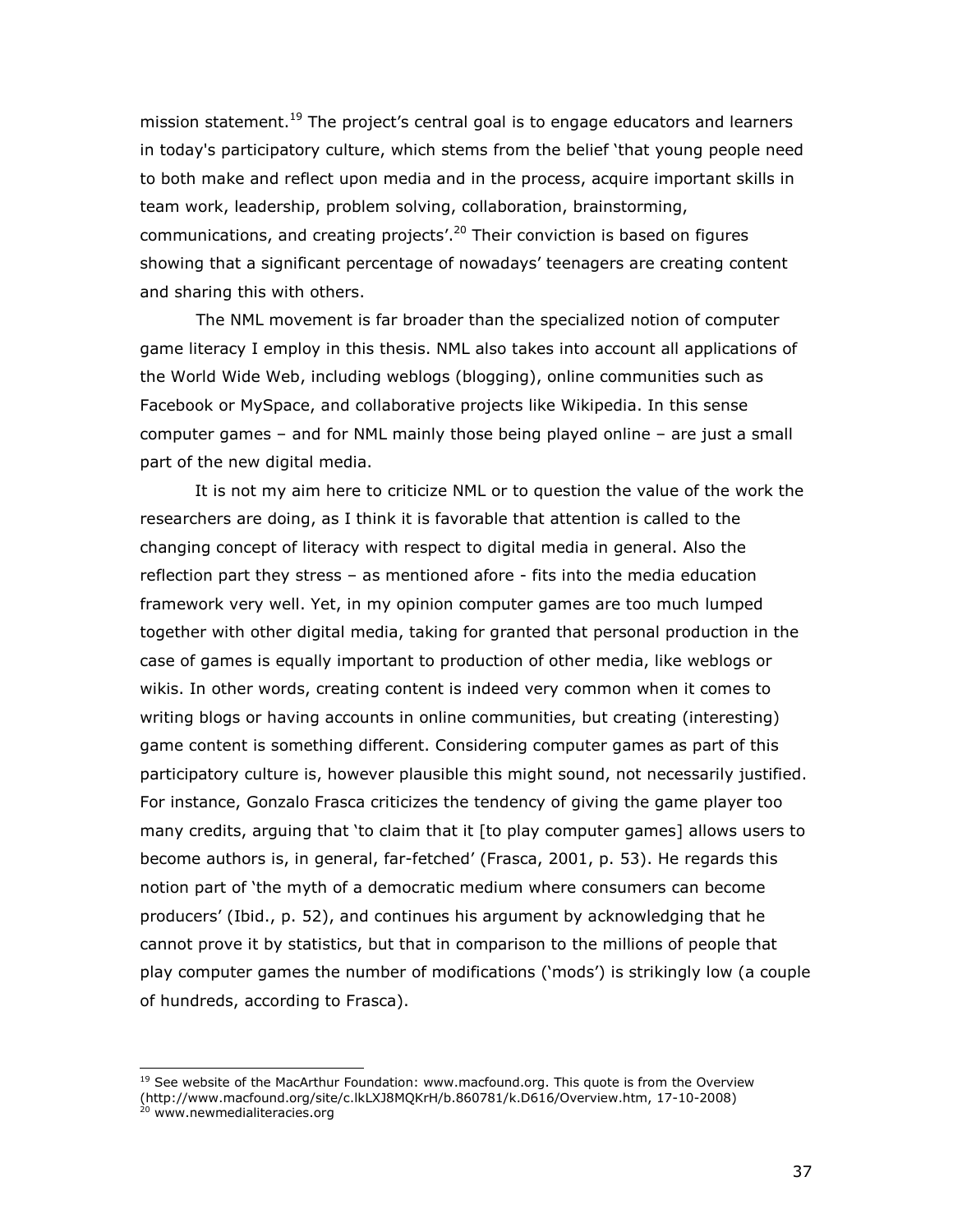mission statement.[19] The project's central goal is to engage educators and learners in today's participatory culture, which stems from the belief 'that young people need to both make and reflect upon media and in the process, acquire important skills in team work, leadership, problem solving, collaboration, brainstorming, communications, and creating projects'.[20] Their conviction is based on figures showing that a significant percentage of nowadays' teenagers are creating content and sharing this with others.

The NML movement is far broader than the specialized notion of computer game literacy I employ in this thesis. NML also takes into account all applications of the World Wide Web, including weblogs (blogging), online communities such as Facebook or MySpace, and collaborative projects like Wikipedia. In this sense computer games – and for NML mainly those being played online – are just a small part of the new digital media.

It is not my aim here to criticize NML or to question the value of the work the researchers are doing, as I think it is favorable that attention is called to the changing concept of literacy with respect to digital media in general. Also the reflection part they stress – as mentioned afore - fits into the media education framework very well. Yet, in my opinion computer games are too much lumped together with other digital media, taking for granted that personal production in the case of games is equally important to production of other media, like weblogs or wikis. In other words, creating content is indeed very common when it comes to writing blogs or having accounts in online communities, but creating (interesting) game content is something different. Considering computer games as part of this participatory culture is, however plausible this might sound, not necessarily justified. For instance, Gonzalo Frasca criticizes the tendency of giving the game player too many credits, arguing that 'to claim that it [to play computer games] allows users to become authors is, in general, far-fetched' (Frasca, 2001, p. 53). He regards this notion part of 'the myth of a democratic medium where consumers can become producers' (Ibid., p. 52), and continues his argument by acknowledging that he cannot prove it by statistics, but that in comparison to the millions of people that play computer games the number of modifications ('mods') is strikingly low (a couple of hundreds, according to Frasca).

---

[19] See website of the MacArthur Foundation: www.macfound.org. This quote is from the Overview (http://www.macfound.org/site/c.lkLXJ8MQKrH/b.860781/k.D616/Overview.htm, 17-10-2008)

[20] www.newmedialiteracies.org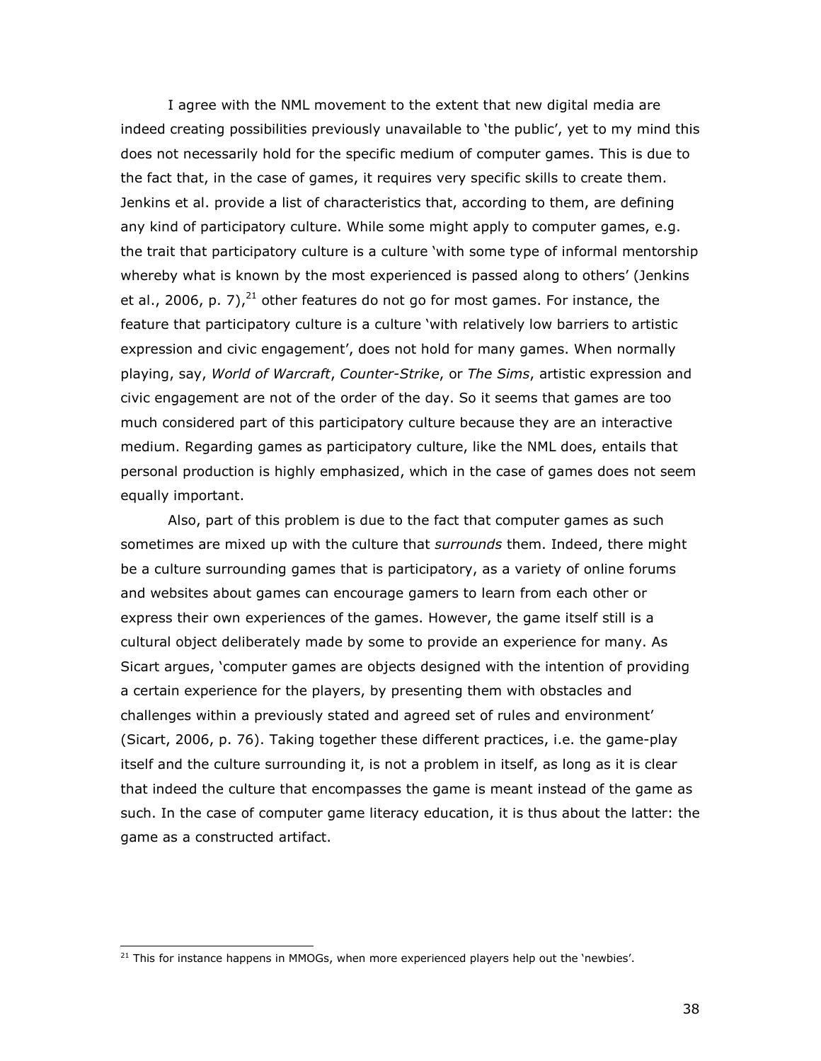I agree with the NML movement to the extent that new digital media are indeed creating possibilities previously unavailable to 'the public', yet to my mind this does not necessarily hold for the specific medium of computer games. This is due to the fact that, in the case of games, it requires very specific skills to create them. Jenkins et al. provide a list of characteristics that, according to them, are defining any kind of participatory culture. While some might apply to computer games, e.g. the trait that participatory culture is a culture 'with some type of informal mentorship whereby what is known by the most experienced is passed along to others' (Jenkins et al., 2006, p. 7),[21] other features do not go for most games. For instance, the feature that participatory culture is a culture 'with relatively low barriers to artistic expression and civic engagement', does not hold for many games. When normally playing, say, *World of Warcraft*, *Counter-Strike*, or *The Sims*, artistic expression and civic engagement are not of the order of the day. So it seems that games are too much considered part of this participatory culture because they are an interactive medium. Regarding games as participatory culture, like the NML does, entails that personal production is highly emphasized, which in the case of games does not seem equally important.

Also, part of this problem is due to the fact that computer games as such sometimes are mixed up with the culture that *surrounds* them. Indeed, there might be a culture surrounding games that is participatory, as a variety of online forums and websites about games can encourage gamers to learn from each other or express their own experiences of the games. However, the game itself still is a cultural object deliberately made by some to provide an experience for many. As Sicart argues, 'computer games are objects designed with the intention of providing a certain experience for the players, by presenting them with obstacles and challenges within a previously stated and agreed set of rules and environment' (Sicart, 2006, p. 76). Taking together these different practices, i.e. the game-play itself and the culture surrounding it, is not a problem in itself, as long as it is clear that indeed the culture that encompasses the game is meant instead of the game as such. In the case of computer game literacy education, it is thus about the latter: the game as a constructed artifact.

---

[21] This for instance happens in MMOGs, when more experienced players help out the 'newbies'.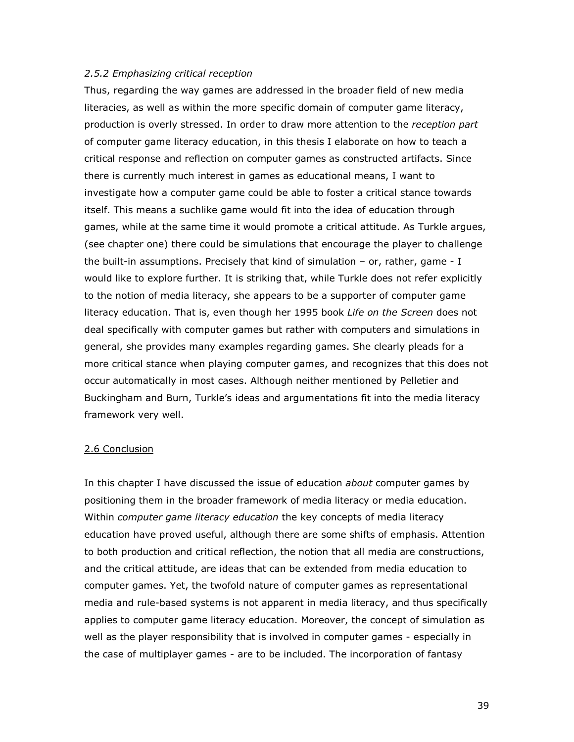### *2.5.2 Emphasizing critical reception*

Thus, regarding the way games are addressed in the broader field of new media literacies, as well as within the more specific domain of computer game literacy, production is overly stressed. In order to draw more attention to the *reception part* of computer game literacy education, in this thesis I elaborate on how to teach a critical response and reflection on computer games as constructed artifacts. Since there is currently much interest in games as educational means, I want to investigate how a computer game could be able to foster a critical stance towards itself. This means a suchlike game would fit into the idea of education through games, while at the same time it would promote a critical attitude. As Turkle argues, (see chapter one) there could be simulations that encourage the player to challenge the built-in assumptions. Precisely that kind of simulation – or, rather, game - I would like to explore further. It is striking that, while Turkle does not refer explicitly to the notion of media literacy, she appears to be a supporter of computer game literacy education. That is, even though her 1995 book *Life on the Screen* does not deal specifically with computer games but rather with computers and simulations in general, she provides many examples regarding games. She clearly pleads for a more critical stance when playing computer games, and recognizes that this does not occur automatically in most cases. Although neither mentioned by Pelletier and Buckingham and Burn, Turkle's ideas and argumentations fit into the media literacy framework very well.

## 2.6 Conclusion

In this chapter I have discussed the issue of education *about* computer games by positioning them in the broader framework of media literacy or media education. Within *computer game literacy education* the key concepts of media literacy education have proved useful, although there are some shifts of emphasis. Attention to both production and critical reflection, the notion that all media are constructions, and the critical attitude, are ideas that can be extended from media education to computer games. Yet, the twofold nature of computer games as representational media and rule-based systems is not apparent in media literacy, and thus specifically applies to computer game literacy education. Moreover, the concept of simulation as well as the player responsibility that is involved in computer games - especially in the case of multiplayer games - are to be included. The incorporation of fantasy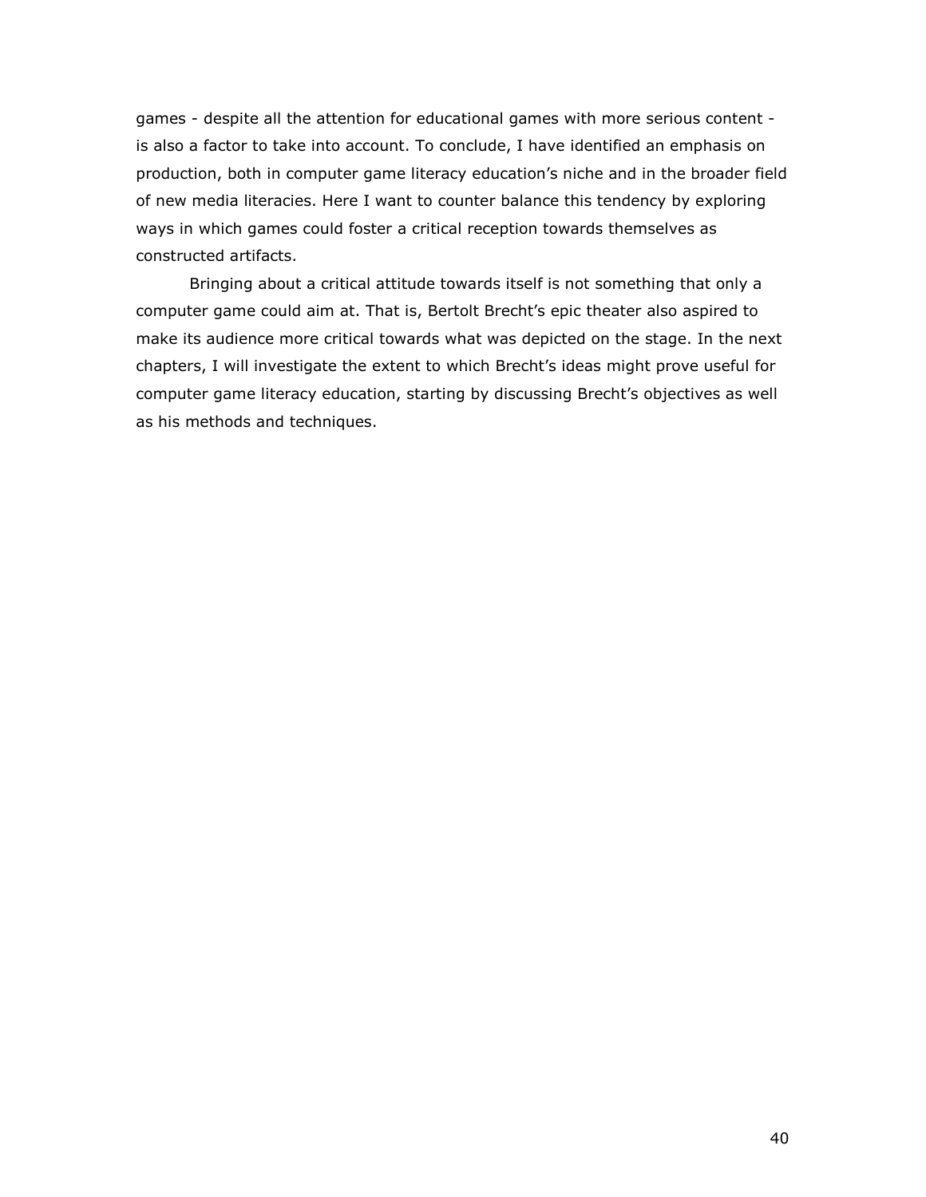games - despite all the attention for educational games with more serious content - is also a factor to take into account. To conclude, I have identified an emphasis on production, both in computer game literacy education's niche and in the broader field of new media literacies. Here I want to counter balance this tendency by exploring ways in which games could foster a critical reception towards themselves as constructed artifacts.

Bringing about a critical attitude towards itself is not something that only a computer game could aim at. That is, Bertolt Brecht's epic theater also aspired to make its audience more critical towards what was depicted on the stage. In the next chapters, I will investigate the extent to which Brecht's ideas might prove useful for computer game literacy education, starting by discussing Brecht's objectives as well as his methods and techniques.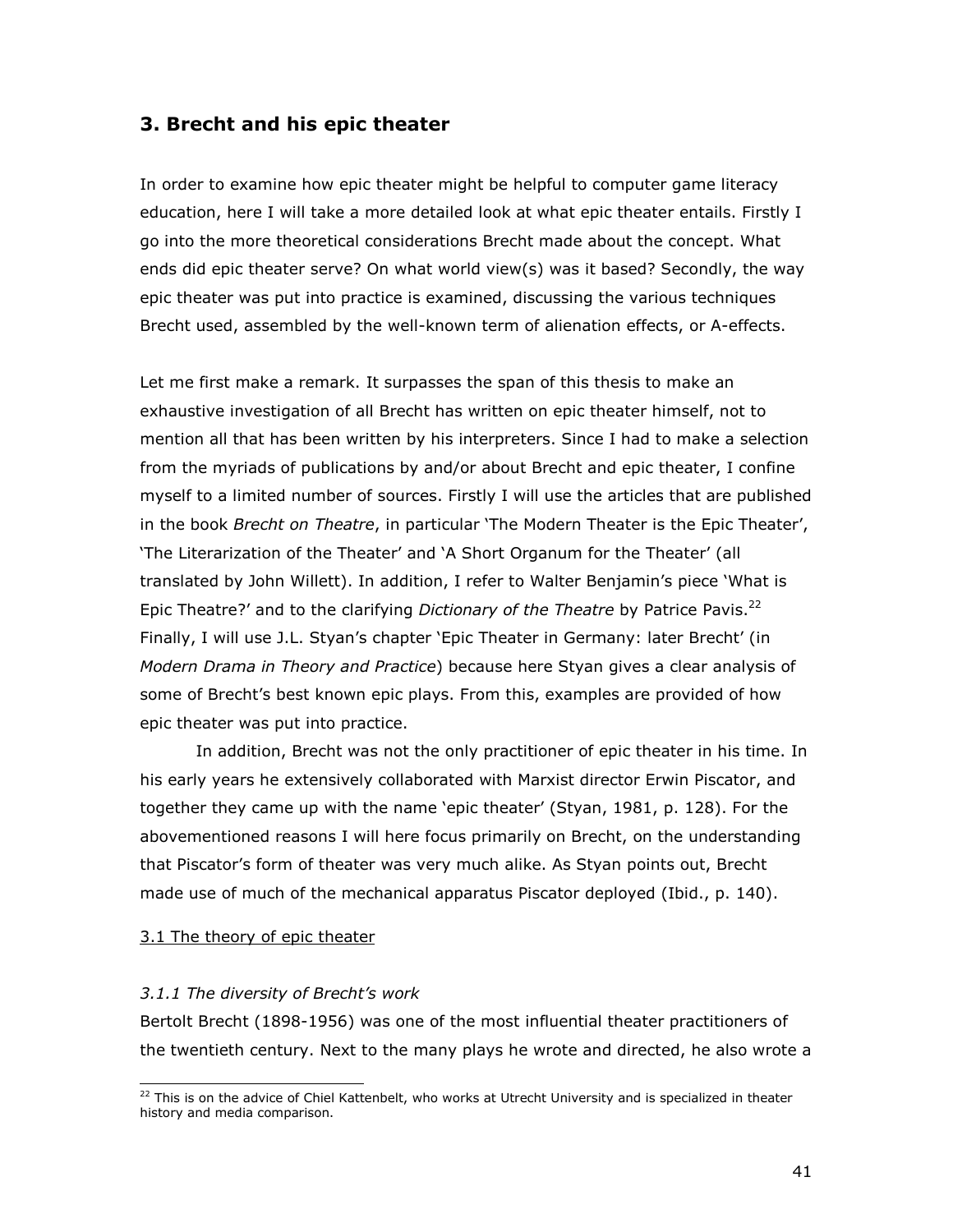## 3. Brecht and his epic theater

In order to examine how epic theater might be helpful to computer game literacy education, here I will take a more detailed look at what epic theater entails. Firstly I go into the more theoretical considerations Brecht made about the concept. What ends did epic theater serve? On what world view(s) was it based? Secondly, the way epic theater was put into practice is examined, discussing the various techniques Brecht used, assembled by the well-known term of alienation effects, or A-effects.

Let me first make a remark. It surpasses the span of this thesis to make an exhaustive investigation of all Brecht has written on epic theater himself, not to mention all that has been written by his interpreters. Since I had to make a selection from the myriads of publications by and/or about Brecht and epic theater, I confine myself to a limited number of sources. Firstly I will use the articles that are published in the book *Brecht on Theatre*, in particular 'The Modern Theater is the Epic Theater', 'The Literarization of the Theater' and 'A Short Organum for the Theater' (all translated by John Willett). In addition, I refer to Walter Benjamin's piece 'What is Epic Theatre?' and to the clarifying *Dictionary of the Theatre* by Patrice Pavis.[22] Finally, I will use J.L. Styan's chapter 'Epic Theater in Germany: later Brecht' (in *Modern Drama in Theory and Practice*) because here Styan gives a clear analysis of some of Brecht's best known epic plays. From this, examples are provided of how epic theater was put into practice.

In addition, Brecht was not the only practitioner of epic theater in his time. In his early years he extensively collaborated with Marxist director Erwin Piscator, and together they came up with the name 'epic theater' (Styan, 1981, p. 128). For the abovementioned reasons I will here focus primarily on Brecht, on the understanding that Piscator's form of theater was very much alike. As Styan points out, Brecht made use of much of the mechanical apparatus Piscator deployed (Ibid., p. 140).

### 3.1 The theory of epic theater

#### *3.1.1 The diversity of Brecht's work*

Bertolt Brecht (1898-1956) was one of the most influential theater practitioners of the twentieth century. Next to the many plays he wrote and directed, he also wrote a

---

[22] This is on the advice of Chiel Kattenbelt, who works at Utrecht University and is specialized in theater history and media comparison.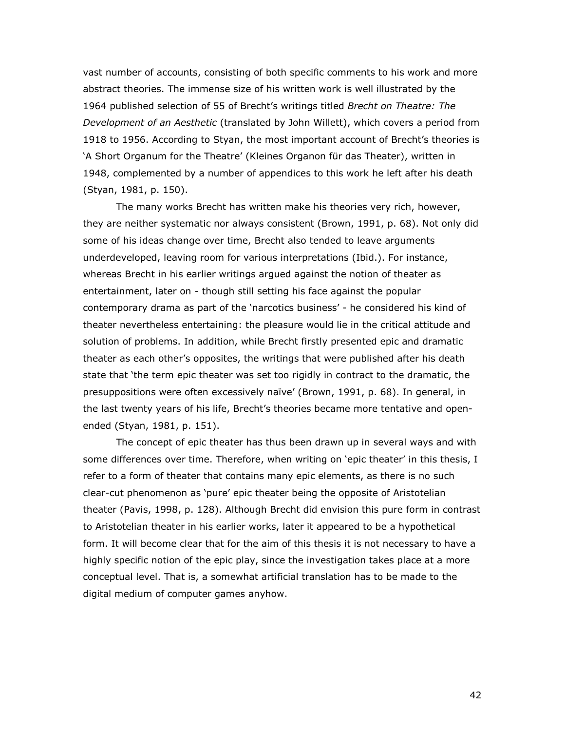vast number of accounts, consisting of both specific comments to his work and more abstract theories. The immense size of his written work is well illustrated by the 1964 published selection of 55 of Brecht's writings titled *Brecht on Theatre: The Development of an Aesthetic* (translated by John Willett), which covers a period from 1918 to 1956. According to Styan, the most important account of Brecht's theories is 'A Short Organum for the Theatre' (Kleines Organon für das Theater), written in 1948, complemented by a number of appendices to this work he left after his death (Styan, 1981, p. 150).

The many works Brecht has written make his theories very rich, however, they are neither systematic nor always consistent (Brown, 1991, p. 68). Not only did some of his ideas change over time, Brecht also tended to leave arguments underdeveloped, leaving room for various interpretations (Ibid.). For instance, whereas Brecht in his earlier writings argued against the notion of theater as entertainment, later on - though still setting his face against the popular contemporary drama as part of the 'narcotics business' - he considered his kind of theater nevertheless entertaining: the pleasure would lie in the critical attitude and solution of problems. In addition, while Brecht firstly presented epic and dramatic theater as each other's opposites, the writings that were published after his death state that 'the term epic theater was set too rigidly in contract to the dramatic, the presuppositions were often excessively naïve' (Brown, 1991, p. 68). In general, in the last twenty years of his life, Brecht's theories became more tentative and open-ended (Styan, 1981, p. 151).

The concept of epic theater has thus been drawn up in several ways and with some differences over time. Therefore, when writing on 'epic theater' in this thesis, I refer to a form of theater that contains many epic elements, as there is no such clear-cut phenomenon as 'pure' epic theater being the opposite of Aristotelian theater (Pavis, 1998, p. 128). Although Brecht did envision this pure form in contrast to Aristotelian theater in his earlier works, later it appeared to be a hypothetical form. It will become clear that for the aim of this thesis it is not necessary to have a highly specific notion of the epic play, since the investigation takes place at a more conceptual level. That is, a somewhat artificial translation has to be made to the digital medium of computer games anyhow.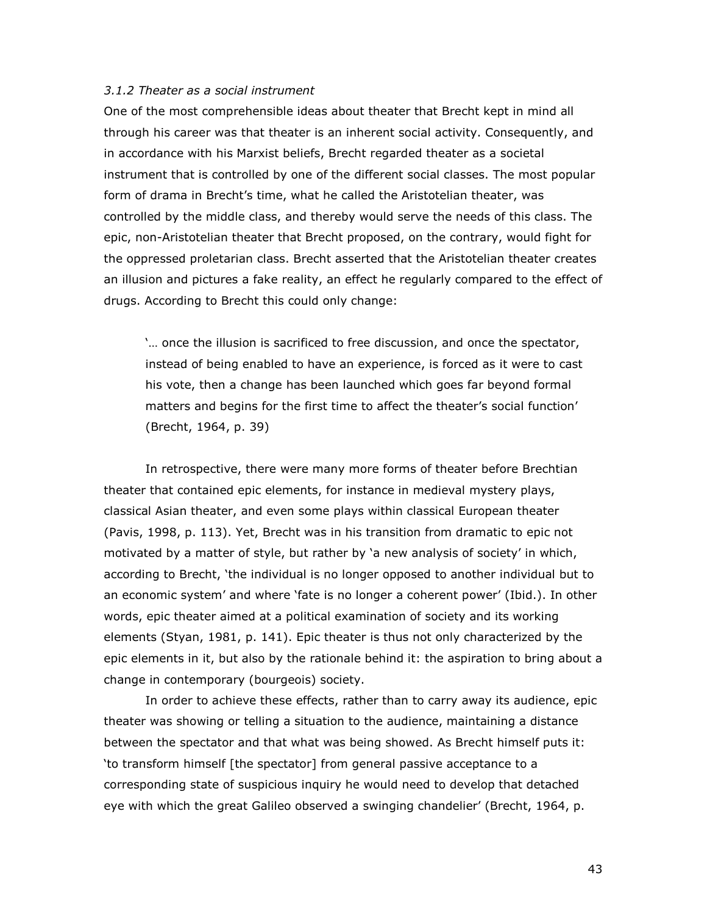### *3.1.2 Theater as a social instrument*

One of the most comprehensible ideas about theater that Brecht kept in mind all through his career was that theater is an inherent social activity. Consequently, and in accordance with his Marxist beliefs, Brecht regarded theater as a societal instrument that is controlled by one of the different social classes. The most popular form of drama in Brecht's time, what he called the Aristotelian theater, was controlled by the middle class, and thereby would serve the needs of this class. The epic, non-Aristotelian theater that Brecht proposed, on the contrary, would fight for the oppressed proletarian class. Brecht asserted that the Aristotelian theater creates an illusion and pictures a fake reality, an effect he regularly compared to the effect of drugs. According to Brecht this could only change:

> '… once the illusion is sacrificed to free discussion, and once the spectator, instead of being enabled to have an experience, is forced as it were to cast his vote, then a change has been launched which goes far beyond formal matters and begins for the first time to affect the theater's social function' (Brecht, 1964, p. 39)

In retrospective, there were many more forms of theater before Brechtian theater that contained epic elements, for instance in medieval mystery plays, classical Asian theater, and even some plays within classical European theater (Pavis, 1998, p. 113). Yet, Brecht was in his transition from dramatic to epic not motivated by a matter of style, but rather by 'a new analysis of society' in which, according to Brecht, 'the individual is no longer opposed to another individual but to an economic system' and where 'fate is no longer a coherent power' (Ibid.). In other words, epic theater aimed at a political examination of society and its working elements (Styan, 1981, p. 141). Epic theater is thus not only characterized by the epic elements in it, but also by the rationale behind it: the aspiration to bring about a change in contemporary (bourgeois) society.

In order to achieve these effects, rather than to carry away its audience, epic theater was showing or telling a situation to the audience, maintaining a distance between the spectator and that what was being showed. As Brecht himself puts it: 'to transform himself [the spectator] from general passive acceptance to a corresponding state of suspicious inquiry he would need to develop that detached eye with which the great Galileo observed a swinging chandelier' (Brecht, 1964, p.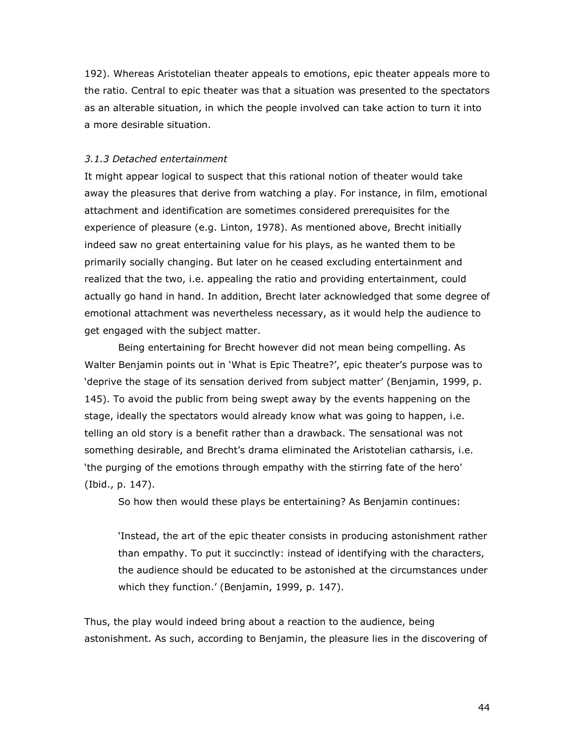192). Whereas Aristotelian theater appeals to emotions, epic theater appeals more to the ratio. Central to epic theater was that a situation was presented to the spectators as an alterable situation, in which the people involved can take action to turn it into a more desirable situation.

### *3.1.3 Detached entertainment*

It might appear logical to suspect that this rational notion of theater would take away the pleasures that derive from watching a play. For instance, in film, emotional attachment and identification are sometimes considered prerequisites for the experience of pleasure (e.g. Linton, 1978). As mentioned above, Brecht initially indeed saw no great entertaining value for his plays, as he wanted them to be primarily socially changing. But later on he ceased excluding entertainment and realized that the two, i.e. appealing the ratio and providing entertainment, could actually go hand in hand. In addition, Brecht later acknowledged that some degree of emotional attachment was nevertheless necessary, as it would help the audience to get engaged with the subject matter.

Being entertaining for Brecht however did not mean being compelling. As Walter Benjamin points out in 'What is Epic Theatre?', epic theater's purpose was to 'deprive the stage of its sensation derived from subject matter' (Benjamin, 1999, p. 145). To avoid the public from being swept away by the events happening on the stage, ideally the spectators would already know what was going to happen, i.e. telling an old story is a benefit rather than a drawback. The sensational was not something desirable, and Brecht's drama eliminated the Aristotelian catharsis, i.e. 'the purging of the emotions through empathy with the stirring fate of the hero' (Ibid., p. 147).

So how then would these plays be entertaining? As Benjamin continues:

> 'Instead, the art of the epic theater consists in producing astonishment rather than empathy. To put it succinctly: instead of identifying with the characters, the audience should be educated to be astonished at the circumstances under which they function.' (Benjamin, 1999, p. 147).

Thus, the play would indeed bring about a reaction to the audience, being astonishment. As such, according to Benjamin, the pleasure lies in the discovering of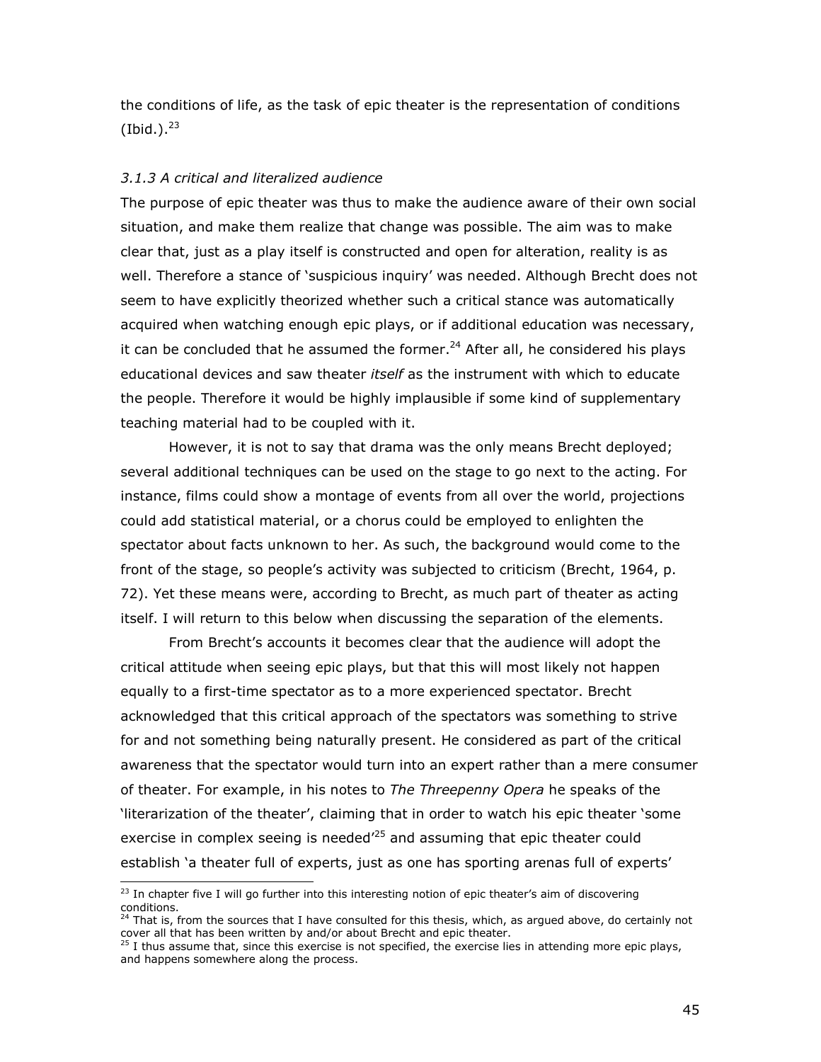the conditions of life, as the task of epic theater is the representation of conditions (Ibid.).[23]

### *3.1.3 A critical and literalized audience*

The purpose of epic theater was thus to make the audience aware of their own social situation, and make them realize that change was possible. The aim was to make clear that, just as a play itself is constructed and open for alteration, reality is as well. Therefore a stance of 'suspicious inquiry' was needed. Although Brecht does not seem to have explicitly theorized whether such a critical stance was automatically acquired when watching enough epic plays, or if additional education was necessary, it can be concluded that he assumed the former.[24] After all, he considered his plays educational devices and saw theater *itself* as the instrument with which to educate the people. Therefore it would be highly implausible if some kind of supplementary teaching material had to be coupled with it.

However, it is not to say that drama was the only means Brecht deployed; several additional techniques can be used on the stage to go next to the acting. For instance, films could show a montage of events from all over the world, projections could add statistical material, or a chorus could be employed to enlighten the spectator about facts unknown to her. As such, the background would come to the front of the stage, so people's activity was subjected to criticism (Brecht, 1964, p. 72). Yet these means were, according to Brecht, as much part of theater as acting itself. I will return to this below when discussing the separation of the elements.

From Brecht's accounts it becomes clear that the audience will adopt the critical attitude when seeing epic plays, but that this will most likely not happen equally to a first-time spectator as to a more experienced spectator. Brecht acknowledged that this critical approach of the spectators was something to strive for and not something being naturally present. He considered as part of the critical awareness that the spectator would turn into an expert rather than a mere consumer of theater. For example, in his notes to *The Threepenny Opera* he speaks of the 'literarization of the theater', claiming that in order to watch his epic theater 'some exercise in complex seeing is needed'[25] and assuming that epic theater could establish 'a theater full of experts, just as one has sporting arenas full of experts'

---

[23] In chapter five I will go further into this interesting notion of epic theater's aim of discovering conditions.

[24] That is, from the sources that I have consulted for this thesis, which, as argued above, do certainly not cover all that has been written by and/or about Brecht and epic theater.

[25] I thus assume that, since this exercise is not specified, the exercise lies in attending more epic plays, and happens somewhere along the process.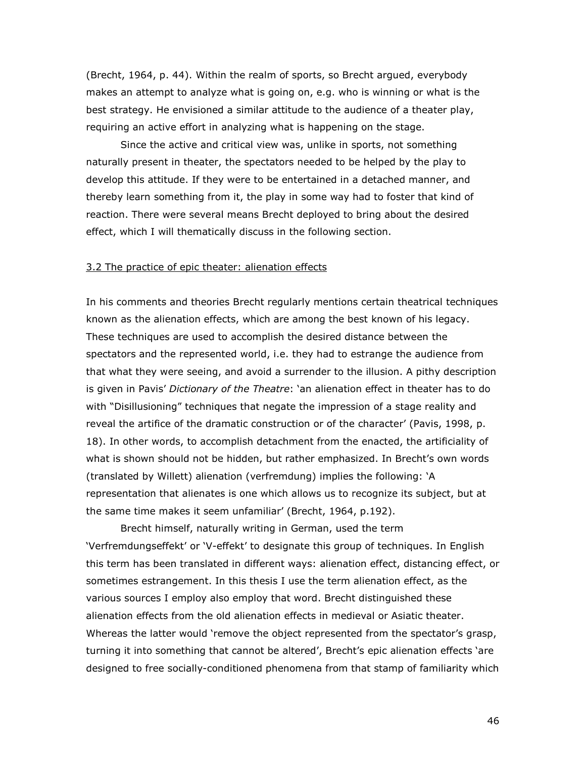(Brecht, 1964, p. 44). Within the realm of sports, so Brecht argued, everybody makes an attempt to analyze what is going on, e.g. who is winning or what is the best strategy. He envisioned a similar attitude to the audience of a theater play, requiring an active effort in analyzing what is happening on the stage.

Since the active and critical view was, unlike in sports, not something naturally present in theater, the spectators needed to be helped by the play to develop this attitude. If they were to be entertained in a detached manner, and thereby learn something from it, the play in some way had to foster that kind of reaction. There were several means Brecht deployed to bring about the desired effect, which I will thematically discuss in the following section.

### 3.2 The practice of epic theater: alienation effects

In his comments and theories Brecht regularly mentions certain theatrical techniques known as the alienation effects, which are among the best known of his legacy. These techniques are used to accomplish the desired distance between the spectators and the represented world, i.e. they had to estrange the audience from that what they were seeing, and avoid a surrender to the illusion. A pithy description is given in Pavis' *Dictionary of the Theatre*: 'an alienation effect in theater has to do with "Disillusioning" techniques that negate the impression of a stage reality and reveal the artifice of the dramatic construction or of the character' (Pavis, 1998, p. 18). In other words, to accomplish detachment from the enacted, the artificiality of what is shown should not be hidden, but rather emphasized. In Brecht's own words (translated by Willett) alienation (verfremdung) implies the following: 'A representation that alienates is one which allows us to recognize its subject, but at the same time makes it seem unfamiliar' (Brecht, 1964, p.192).

Brecht himself, naturally writing in German, used the term 'Verfremdungseffekt' or 'V-effekt' to designate this group of techniques. In English this term has been translated in different ways: alienation effect, distancing effect, or sometimes estrangement. In this thesis I use the term alienation effect, as the various sources I employ also employ that word. Brecht distinguished these alienation effects from the old alienation effects in medieval or Asiatic theater. Whereas the latter would 'remove the object represented from the spectator's grasp, turning it into something that cannot be altered', Brecht's epic alienation effects 'are designed to free socially-conditioned phenomena from that stamp of familiarity which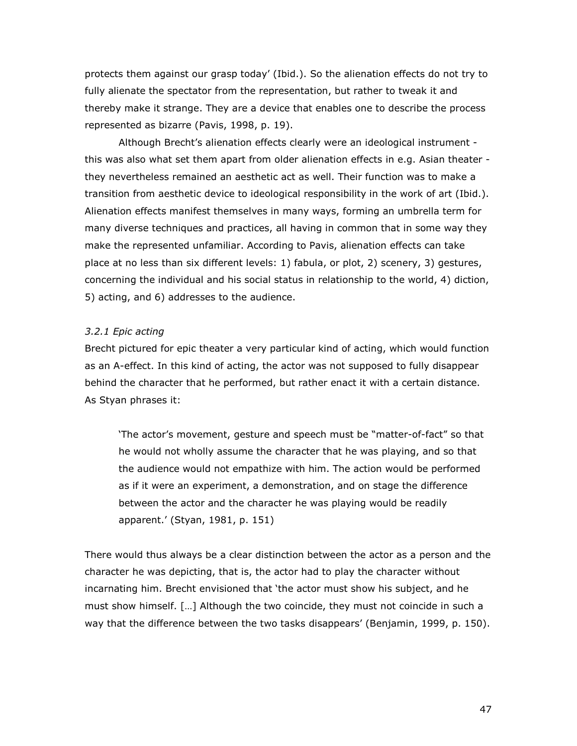protects them against our grasp today' (Ibid.). So the alienation effects do not try to fully alienate the spectator from the representation, but rather to tweak it and thereby make it strange. They are a device that enables one to describe the process represented as bizarre (Pavis, 1998, p. 19).

Although Brecht's alienation effects clearly were an ideological instrument - this was also what set them apart from older alienation effects in e.g. Asian theater - they nevertheless remained an aesthetic act as well. Their function was to make a transition from aesthetic device to ideological responsibility in the work of art (Ibid.). Alienation effects manifest themselves in many ways, forming an umbrella term for many diverse techniques and practices, all having in common that in some way they make the represented unfamiliar. According to Pavis, alienation effects can take place at no less than six different levels: 1) fabula, or plot, 2) scenery, 3) gestures, concerning the individual and his social status in relationship to the world, 4) diction, 5) acting, and 6) addresses to the audience.

*3.2.1 Epic acting*

Brecht pictured for epic theater a very particular kind of acting, which would function as an A-effect. In this kind of acting, the actor was not supposed to fully disappear behind the character that he performed, but rather enact it with a certain distance. As Styan phrases it:

> 'The actor's movement, gesture and speech must be "matter-of-fact" so that he would not wholly assume the character that he was playing, and so that the audience would not empathize with him. The action would be performed as if it were an experiment, a demonstration, and on stage the difference between the actor and the character he was playing would be readily apparent.' (Styan, 1981, p. 151)

There would thus always be a clear distinction between the actor as a person and the character he was depicting, that is, the actor had to play the character without incarnating him. Brecht envisioned that 'the actor must show his subject, and he must show himself. […] Although the two coincide, they must not coincide in such a way that the difference between the two tasks disappears' (Benjamin, 1999, p. 150).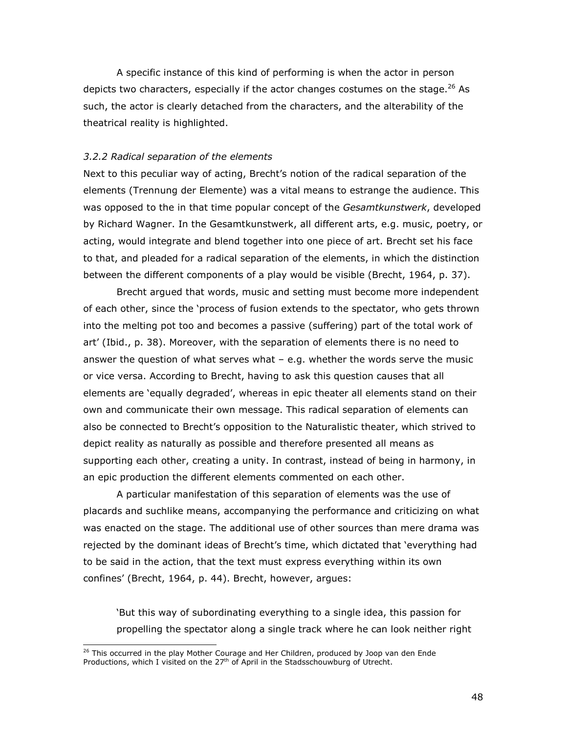A specific instance of this kind of performing is when the actor in person depicts two characters, especially if the actor changes costumes on the stage.[26] As such, the actor is clearly detached from the characters, and the alterability of the theatrical reality is highlighted.

### *3.2.2 Radical separation of the elements*

Next to this peculiar way of acting, Brecht's notion of the radical separation of the elements (Trennung der Elemente) was a vital means to estrange the audience. This was opposed to the in that time popular concept of the *Gesamtkunstwerk*, developed by Richard Wagner. In the Gesamtkunstwerk, all different arts, e.g. music, poetry, or acting, would integrate and blend together into one piece of art. Brecht set his face to that, and pleaded for a radical separation of the elements, in which the distinction between the different components of a play would be visible (Brecht, 1964, p. 37).

Brecht argued that words, music and setting must become more independent of each other, since the 'process of fusion extends to the spectator, who gets thrown into the melting pot too and becomes a passive (suffering) part of the total work of art' (Ibid., p. 38). Moreover, with the separation of elements there is no need to answer the question of what serves what – e.g. whether the words serve the music or vice versa. According to Brecht, having to ask this question causes that all elements are 'equally degraded', whereas in epic theater all elements stand on their own and communicate their own message. This radical separation of elements can also be connected to Brecht's opposition to the Naturalistic theater, which strived to depict reality as naturally as possible and therefore presented all means as supporting each other, creating a unity. In contrast, instead of being in harmony, in an epic production the different elements commented on each other.

A particular manifestation of this separation of elements was the use of placards and suchlike means, accompanying the performance and criticizing on what was enacted on the stage. The additional use of other sources than mere drama was rejected by the dominant ideas of Brecht's time, which dictated that 'everything had to be said in the action, that the text must express everything within its own confines' (Brecht, 1964, p. 44). Brecht, however, argues:

> 'But this way of subordinating everything to a single idea, this passion for propelling the spectator along a single track where he can look neither right

---

[26] This occurred in the play Mother Courage and Her Children, produced by Joop van den Ende Productions, which I visited on the 27th of April in the Stadsschouwburg of Utrecht.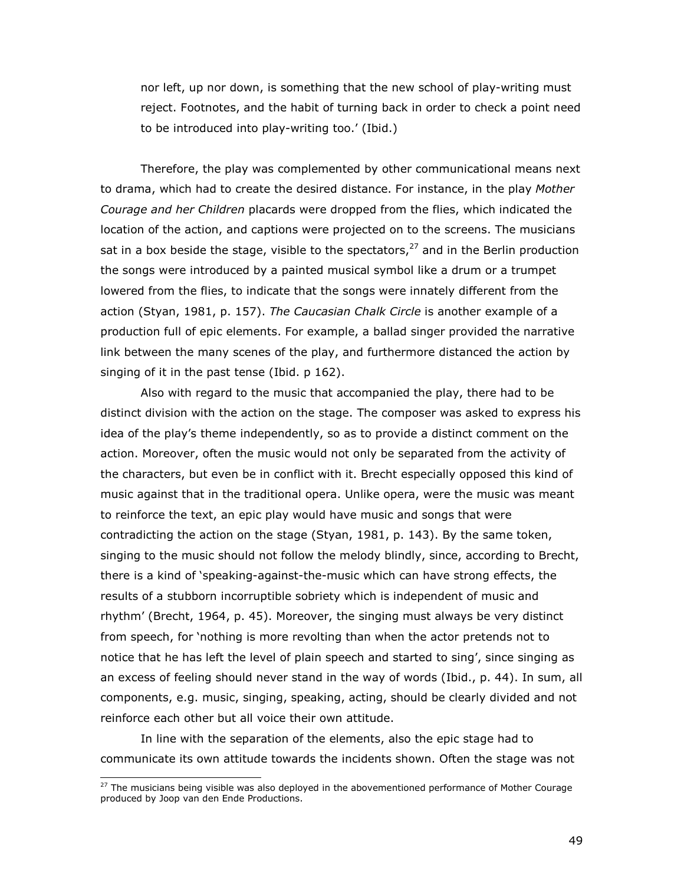> nor left, up nor down, is something that the new school of play-writing must reject. Footnotes, and the habit of turning back in order to check a point need to be introduced into play-writing too.' (Ibid.)

Therefore, the play was complemented by other communicational means next to drama, which had to create the desired distance. For instance, in the play *Mother Courage and her Children* placards were dropped from the flies, which indicated the location of the action, and captions were projected on to the screens. The musicians sat in a box beside the stage, visible to the spectators,[27] and in the Berlin production the songs were introduced by a painted musical symbol like a drum or a trumpet lowered from the flies, to indicate that the songs were innately different from the action (Styan, 1981, p. 157). *The Caucasian Chalk Circle* is another example of a production full of epic elements. For example, a ballad singer provided the narrative link between the many scenes of the play, and furthermore distanced the action by singing of it in the past tense (Ibid. p 162).

Also with regard to the music that accompanied the play, there had to be distinct division with the action on the stage. The composer was asked to express his idea of the play's theme independently, so as to provide a distinct comment on the action. Moreover, often the music would not only be separated from the activity of the characters, but even be in conflict with it. Brecht especially opposed this kind of music against that in the traditional opera. Unlike opera, were the music was meant to reinforce the text, an epic play would have music and songs that were contradicting the action on the stage (Styan, 1981, p. 143). By the same token, singing to the music should not follow the melody blindly, since, according to Brecht, there is a kind of 'speaking-against-the-music which can have strong effects, the results of a stubborn incorruptible sobriety which is independent of music and rhythm' (Brecht, 1964, p. 45). Moreover, the singing must always be very distinct from speech, for 'nothing is more revolting than when the actor pretends not to notice that he has left the level of plain speech and started to sing', since singing as an excess of feeling should never stand in the way of words (Ibid., p. 44). In sum, all components, e.g. music, singing, speaking, acting, should be clearly divided and not reinforce each other but all voice their own attitude.

In line with the separation of the elements, also the epic stage had to communicate its own attitude towards the incidents shown. Often the stage was not

[27] The musicians being visible was also deployed in the abovementioned performance of Mother Courage produced by Joop van den Ende Productions.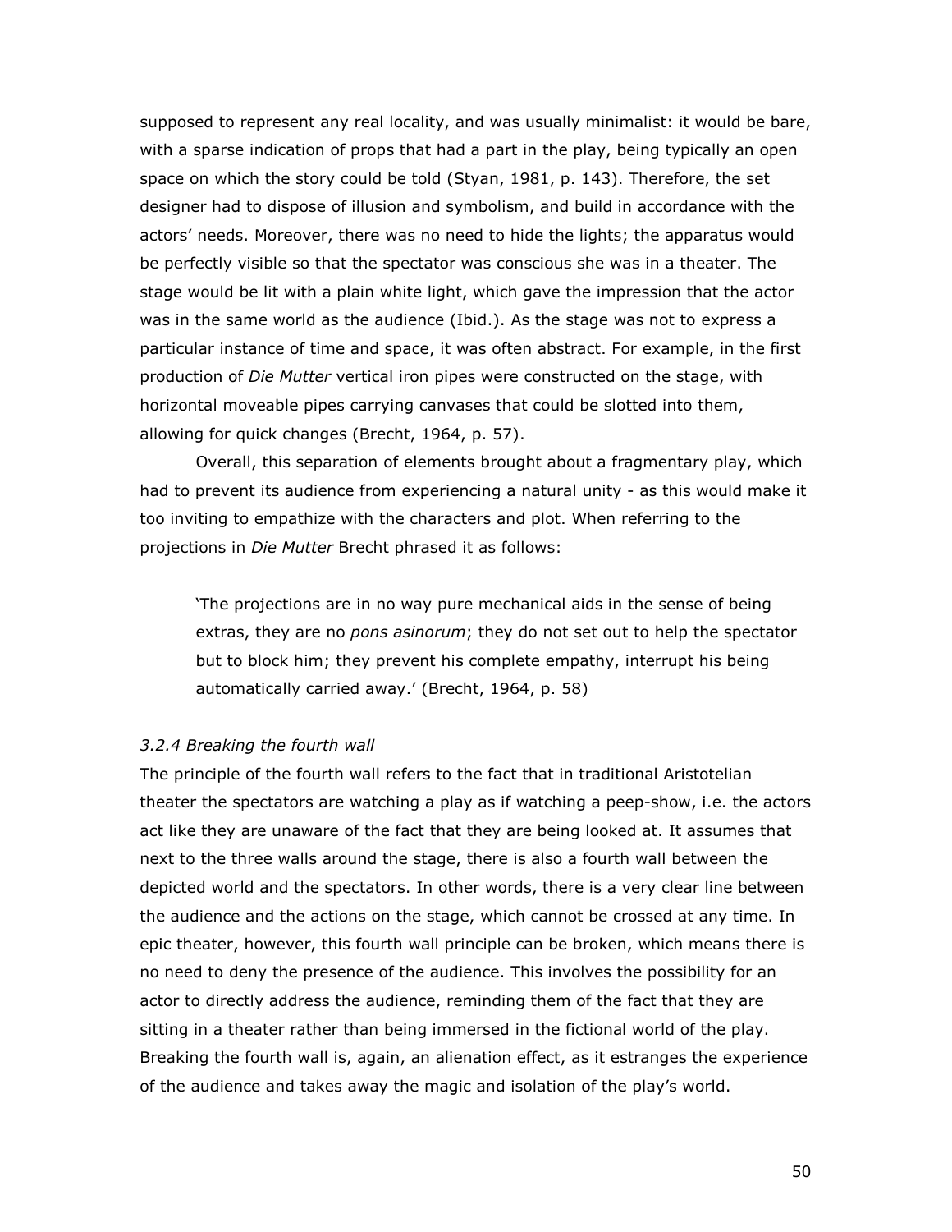supposed to represent any real locality, and was usually minimalist: it would be bare, with a sparse indication of props that had a part in the play, being typically an open space on which the story could be told (Styan, 1981, p. 143). Therefore, the set designer had to dispose of illusion and symbolism, and build in accordance with the actors' needs. Moreover, there was no need to hide the lights; the apparatus would be perfectly visible so that the spectator was conscious she was in a theater. The stage would be lit with a plain white light, which gave the impression that the actor was in the same world as the audience (Ibid.). As the stage was not to express a particular instance of time and space, it was often abstract. For example, in the first production of *Die Mutter* vertical iron pipes were constructed on the stage, with horizontal moveable pipes carrying canvases that could be slotted into them, allowing for quick changes (Brecht, 1964, p. 57).

Overall, this separation of elements brought about a fragmentary play, which had to prevent its audience from experiencing a natural unity - as this would make it too inviting to empathize with the characters and plot. When referring to the projections in *Die Mutter* Brecht phrased it as follows:

> 'The projections are in no way pure mechanical aids in the sense of being extras, they are no *pons asinorum*; they do not set out to help the spectator but to block him; they prevent his complete empathy, interrupt his being automatically carried away.' (Brecht, 1964, p. 58)

*3.2.4 Breaking the fourth wall*

The principle of the fourth wall refers to the fact that in traditional Aristotelian theater the spectators are watching a play as if watching a peep-show, i.e. the actors act like they are unaware of the fact that they are being looked at. It assumes that next to the three walls around the stage, there is also a fourth wall between the depicted world and the spectators. In other words, there is a very clear line between the audience and the actions on the stage, which cannot be crossed at any time. In epic theater, however, this fourth wall principle can be broken, which means there is no need to deny the presence of the audience. This involves the possibility for an actor to directly address the audience, reminding them of the fact that they are sitting in a theater rather than being immersed in the fictional world of the play. Breaking the fourth wall is, again, an alienation effect, as it estranges the experience of the audience and takes away the magic and isolation of the play's world.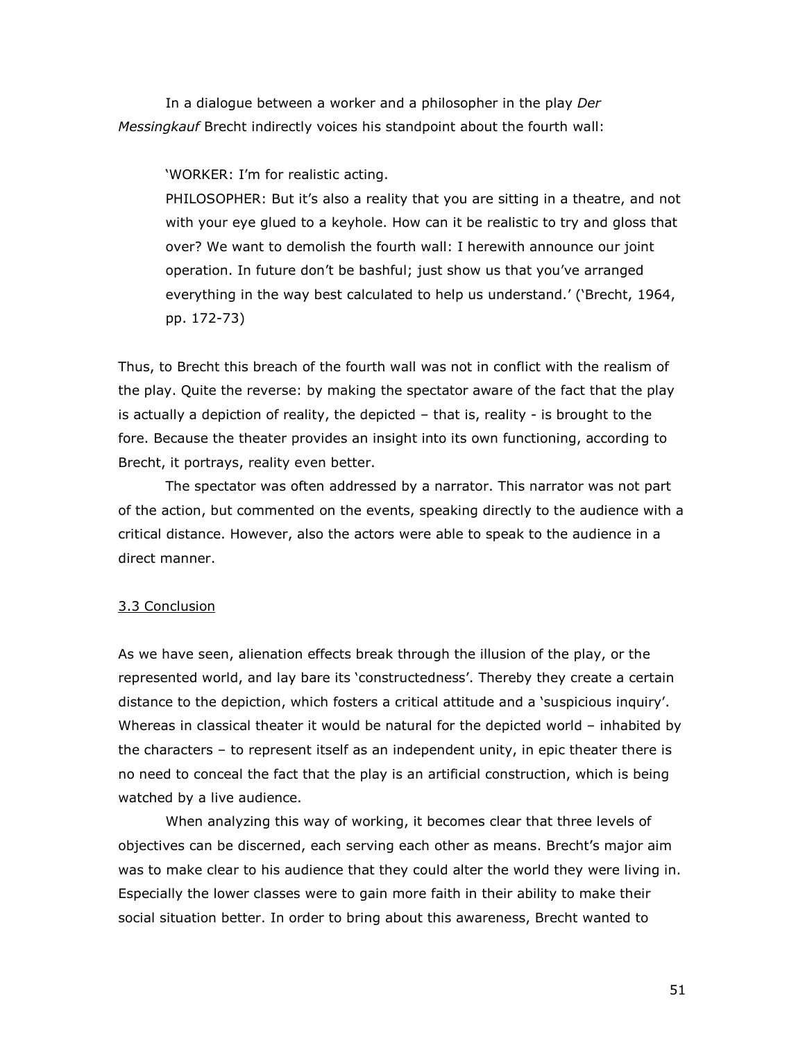In a dialogue between a worker and a philosopher in the play *Der Messingkauf* Brecht indirectly voices his standpoint about the fourth wall:

> 'WORKER: I'm for realistic acting.
> PHILOSOPHER: But it's also a reality that you are sitting in a theatre, and not with your eye glued to a keyhole. How can it be realistic to try and gloss that over? We want to demolish the fourth wall: I herewith announce our joint operation. In future don't be bashful; just show us that you've arranged everything in the way best calculated to help us understand.' ('Brecht, 1964, pp. 172-73)

Thus, to Brecht this breach of the fourth wall was not in conflict with the realism of the play. Quite the reverse: by making the spectator aware of the fact that the play is actually a depiction of reality, the depicted – that is, reality - is brought to the fore. Because the theater provides an insight into its own functioning, according to Brecht, it portrays, reality even better.

The spectator was often addressed by a narrator. This narrator was not part of the action, but commented on the events, speaking directly to the audience with a critical distance. However, also the actors were able to speak to the audience in a direct manner.

## 3.3 Conclusion

As we have seen, alienation effects break through the illusion of the play, or the represented world, and lay bare its 'constructedness'. Thereby they create a certain distance to the depiction, which fosters a critical attitude and a 'suspicious inquiry'. Whereas in classical theater it would be natural for the depicted world – inhabited by the characters – to represent itself as an independent unity, in epic theater there is no need to conceal the fact that the play is an artificial construction, which is being watched by a live audience.

When analyzing this way of working, it becomes clear that three levels of objectives can be discerned, each serving each other as means. Brecht's major aim was to make clear to his audience that they could alter the world they were living in. Especially the lower classes were to gain more faith in their ability to make their social situation better. In order to bring about this awareness, Brecht wanted to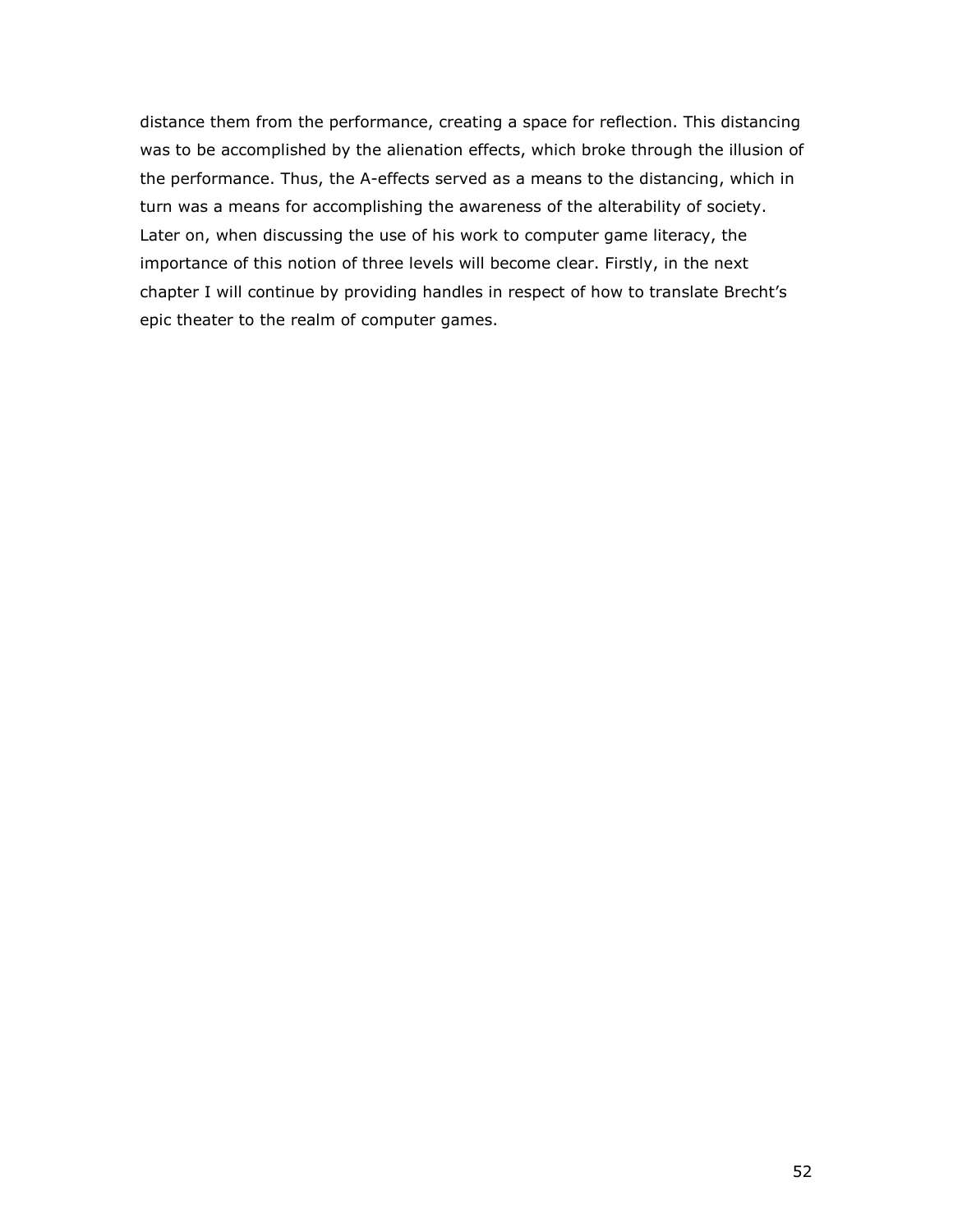distance them from the performance, creating a space for reflection. This distancing was to be accomplished by the alienation effects, which broke through the illusion of the performance. Thus, the A-effects served as a means to the distancing, which in turn was a means for accomplishing the awareness of the alterability of society. Later on, when discussing the use of his work to computer game literacy, the importance of this notion of three levels will become clear. Firstly, in the next chapter I will continue by providing handles in respect of how to translate Brecht's epic theater to the realm of computer games.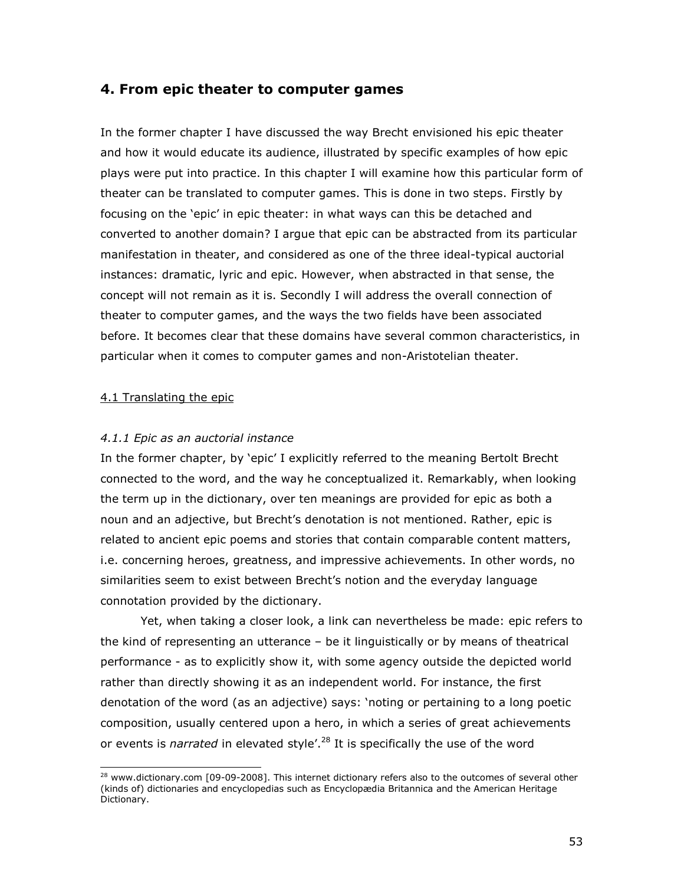# 4. From epic theater to computer games

In the former chapter I have discussed the way Brecht envisioned his epic theater and how it would educate its audience, illustrated by specific examples of how epic plays were put into practice. In this chapter I will examine how this particular form of theater can be translated to computer games. This is done in two steps. Firstly by focusing on the 'epic' in epic theater: in what ways can this be detached and converted to another domain? I argue that epic can be abstracted from its particular manifestation in theater, and considered as one of the three ideal-typical auctorial instances: dramatic, lyric and epic. However, when abstracted in that sense, the concept will not remain as it is. Secondly I will address the overall connection of theater to computer games, and the ways the two fields have been associated before. It becomes clear that these domains have several common characteristics, in particular when it comes to computer games and non-Aristotelian theater.

## 4.1 Translating the epic

### *4.1.1 Epic as an auctorial instance*

In the former chapter, by 'epic' I explicitly referred to the meaning Bertolt Brecht connected to the word, and the way he conceptualized it. Remarkably, when looking the term up in the dictionary, over ten meanings are provided for epic as both a noun and an adjective, but Brecht's denotation is not mentioned. Rather, epic is related to ancient epic poems and stories that contain comparable content matters, i.e. concerning heroes, greatness, and impressive achievements. In other words, no similarities seem to exist between Brecht's notion and the everyday language connotation provided by the dictionary.

Yet, when taking a closer look, a link can nevertheless be made: epic refers to the kind of representing an utterance – be it linguistically or by means of theatrical performance - as to explicitly show it, with some agency outside the depicted world rather than directly showing it as an independent world. For instance, the first denotation of the word (as an adjective) says: 'noting or pertaining to a long poetic composition, usually centered upon a hero, in which a series of great achievements or events is *narrated* in elevated style'.[28] It is specifically the use of the word

[28] www.dictionary.com [09-09-2008]. This internet dictionary refers also to the outcomes of several other (kinds of) dictionaries and encyclopedias such as Encyclopædia Britannica and the American Heritage Dictionary.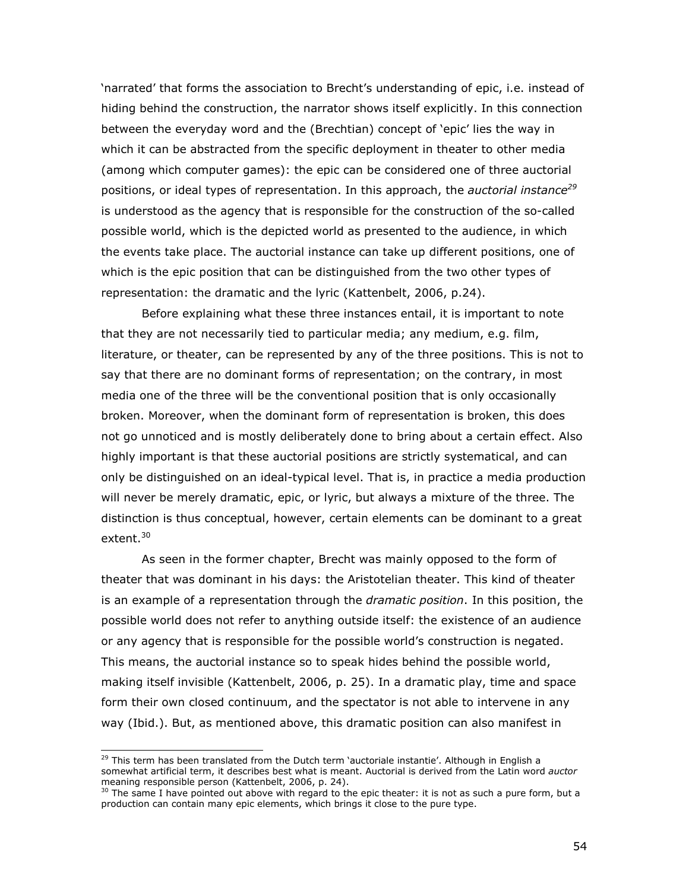'narrated' that forms the association to Brecht's understanding of epic, i.e. instead of hiding behind the construction, the narrator shows itself explicitly. In this connection between the everyday word and the (Brechtian) concept of 'epic' lies the way in which it can be abstracted from the specific deployment in theater to other media (among which computer games): the epic can be considered one of three auctorial positions, or ideal types of representation. In this approach, the *auctorial instance*[29] is understood as the agency that is responsible for the construction of the so-called possible world, which is the depicted world as presented to the audience, in which the events take place. The auctorial instance can take up different positions, one of which is the epic position that can be distinguished from the two other types of representation: the dramatic and the lyric (Kattenbelt, 2006, p.24).

Before explaining what these three instances entail, it is important to note that they are not necessarily tied to particular media; any medium, e.g. film, literature, or theater, can be represented by any of the three positions. This is not to say that there are no dominant forms of representation; on the contrary, in most media one of the three will be the conventional position that is only occasionally broken. Moreover, when the dominant form of representation is broken, this does not go unnoticed and is mostly deliberately done to bring about a certain effect. Also highly important is that these auctorial positions are strictly systematical, and can only be distinguished on an ideal-typical level. That is, in practice a media production will never be merely dramatic, epic, or lyric, but always a mixture of the three. The distinction is thus conceptual, however, certain elements can be dominant to a great extent.[30]

As seen in the former chapter, Brecht was mainly opposed to the form of theater that was dominant in his days: the Aristotelian theater. This kind of theater is an example of a representation through the *dramatic position*. In this position, the possible world does not refer to anything outside itself: the existence of an audience or any agency that is responsible for the possible world's construction is negated. This means, the auctorial instance so to speak hides behind the possible world, making itself invisible (Kattenbelt, 2006, p. 25). In a dramatic play, time and space form their own closed continuum, and the spectator is not able to intervene in any way (Ibid.). But, as mentioned above, this dramatic position can also manifest in

---

[29] This term has been translated from the Dutch term 'auctoriale instantie'. Although in English a somewhat artificial term, it describes best what is meant. Auctorial is derived from the Latin word *auctor* meaning responsible person (Kattenbelt, 2006, p. 24).

[30] The same I have pointed out above with regard to the epic theater: it is not as such a pure form, but a production can contain many epic elements, which brings it close to the pure type.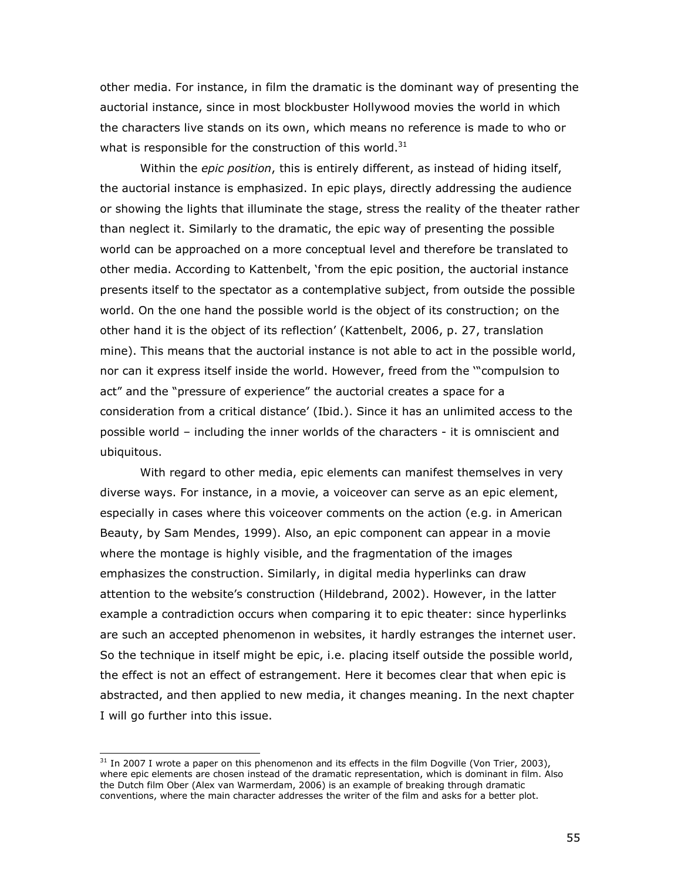other media. For instance, in film the dramatic is the dominant way of presenting the auctorial instance, since in most blockbuster Hollywood movies the world in which the characters live stands on its own, which means no reference is made to who or what is responsible for the construction of this world.[31]

Within the *epic position*, this is entirely different, as instead of hiding itself, the auctorial instance is emphasized. In epic plays, directly addressing the audience or showing the lights that illuminate the stage, stress the reality of the theater rather than neglect it. Similarly to the dramatic, the epic way of presenting the possible world can be approached on a more conceptual level and therefore be translated to other media. According to Kattenbelt, 'from the epic position, the auctorial instance presents itself to the spectator as a contemplative subject, from outside the possible world. On the one hand the possible world is the object of its construction; on the other hand it is the object of its reflection' (Kattenbelt, 2006, p. 27, translation mine). This means that the auctorial instance is not able to act in the possible world, nor can it express itself inside the world. However, freed from the '"compulsion to act" and the "pressure of experience" the auctorial creates a space for a consideration from a critical distance' (Ibid.). Since it has an unlimited access to the possible world – including the inner worlds of the characters - it is omniscient and ubiquitous.

With regard to other media, epic elements can manifest themselves in very diverse ways. For instance, in a movie, a voiceover can serve as an epic element, especially in cases where this voiceover comments on the action (e.g. in American Beauty, by Sam Mendes, 1999). Also, an epic component can appear in a movie where the montage is highly visible, and the fragmentation of the images emphasizes the construction. Similarly, in digital media hyperlinks can draw attention to the website's construction (Hildebrand, 2002). However, in the latter example a contradiction occurs when comparing it to epic theater: since hyperlinks are such an accepted phenomenon in websites, it hardly estranges the internet user. So the technique in itself might be epic, i.e. placing itself outside the possible world, the effect is not an effect of estrangement. Here it becomes clear that when epic is abstracted, and then applied to new media, it changes meaning. In the next chapter I will go further into this issue.

---

[31] In 2007 I wrote a paper on this phenomenon and its effects in the film Dogville (Von Trier, 2003), where epic elements are chosen instead of the dramatic representation, which is dominant in film. Also the Dutch film Ober (Alex van Warmerdam, 2006) is an example of breaking through dramatic conventions, where the main character addresses the writer of the film and asks for a better plot.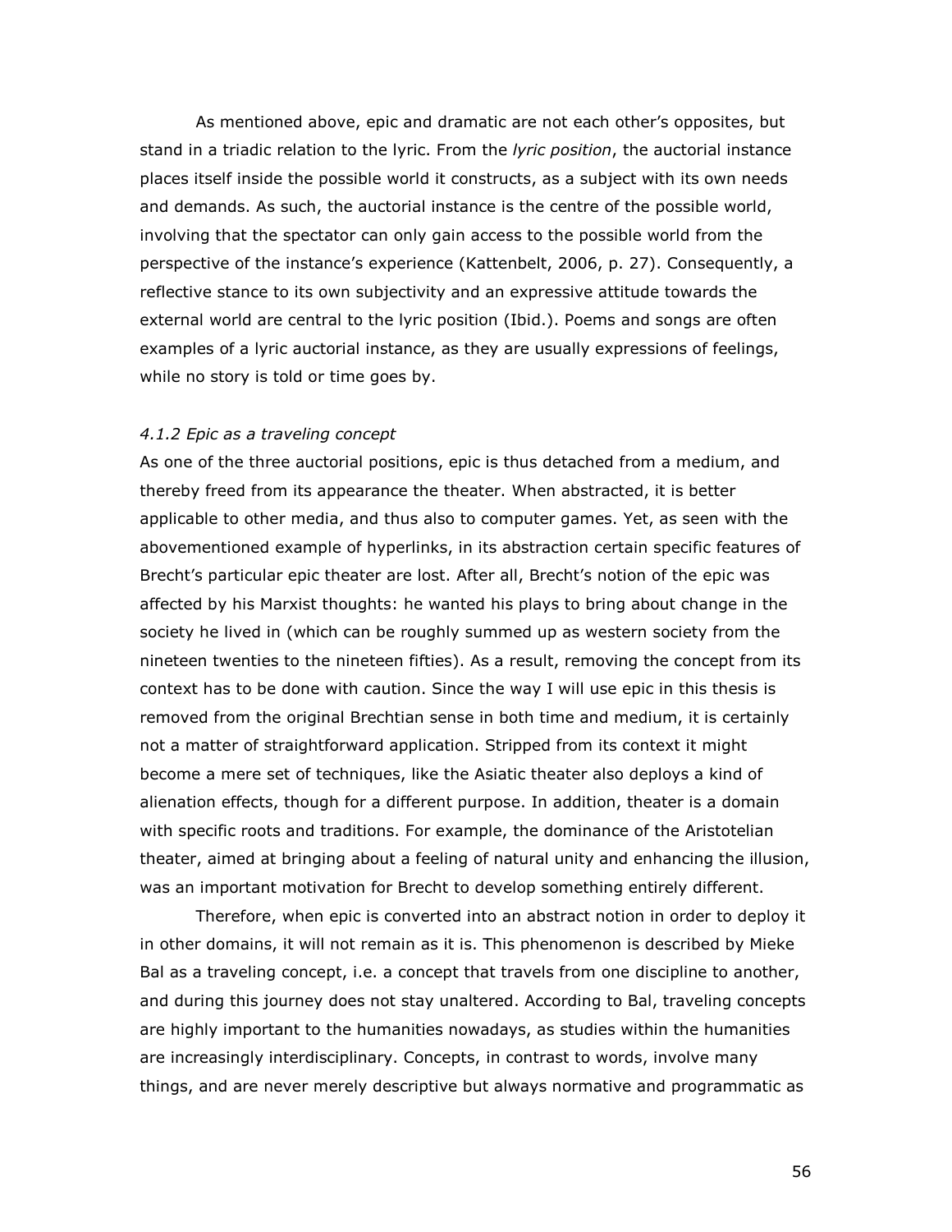As mentioned above, epic and dramatic are not each other's opposites, but stand in a triadic relation to the lyric. From the *lyric position*, the auctorial instance places itself inside the possible world it constructs, as a subject with its own needs and demands. As such, the auctorial instance is the centre of the possible world, involving that the spectator can only gain access to the possible world from the perspective of the instance's experience (Kattenbelt, 2006, p. 27). Consequently, a reflective stance to its own subjectivity and an expressive attitude towards the external world are central to the lyric position (Ibid.). Poems and songs are often examples of a lyric auctorial instance, as they are usually expressions of feelings, while no story is told or time goes by.

### *4.1.2 Epic as a traveling concept*

As one of the three auctorial positions, epic is thus detached from a medium, and thereby freed from its appearance the theater. When abstracted, it is better applicable to other media, and thus also to computer games. Yet, as seen with the abovementioned example of hyperlinks, in its abstraction certain specific features of Brecht's particular epic theater are lost. After all, Brecht's notion of the epic was affected by his Marxist thoughts: he wanted his plays to bring about change in the society he lived in (which can be roughly summed up as western society from the nineteen twenties to the nineteen fifties). As a result, removing the concept from its context has to be done with caution. Since the way I will use epic in this thesis is removed from the original Brechtian sense in both time and medium, it is certainly not a matter of straightforward application. Stripped from its context it might become a mere set of techniques, like the Asiatic theater also deploys a kind of alienation effects, though for a different purpose. In addition, theater is a domain with specific roots and traditions. For example, the dominance of the Aristotelian theater, aimed at bringing about a feeling of natural unity and enhancing the illusion, was an important motivation for Brecht to develop something entirely different.

Therefore, when epic is converted into an abstract notion in order to deploy it in other domains, it will not remain as it is. This phenomenon is described by Mieke Bal as a traveling concept, i.e. a concept that travels from one discipline to another, and during this journey does not stay unaltered. According to Bal, traveling concepts are highly important to the humanities nowadays, as studies within the humanities are increasingly interdisciplinary. Concepts, in contrast to words, involve many things, and are never merely descriptive but always normative and programmatic as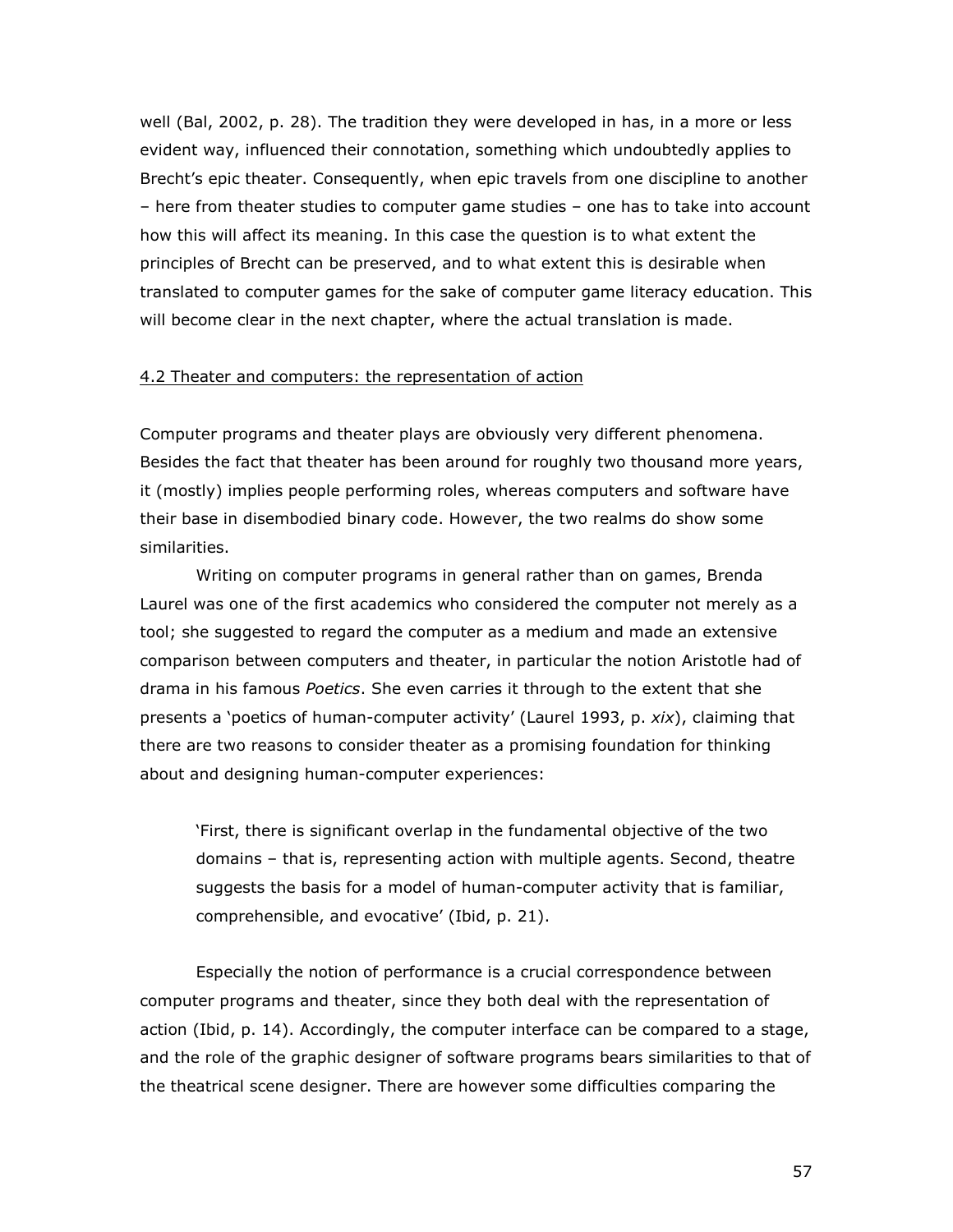well (Bal, 2002, p. 28). The tradition they were developed in has, in a more or less evident way, influenced their connotation, something which undoubtedly applies to Brecht's epic theater. Consequently, when epic travels from one discipline to another – here from theater studies to computer game studies – one has to take into account how this will affect its meaning. In this case the question is to what extent the principles of Brecht can be preserved, and to what extent this is desirable when translated to computer games for the sake of computer game literacy education. This will become clear in the next chapter, where the actual translation is made.

## 4.2 Theater and computers: the representation of action

Computer programs and theater plays are obviously very different phenomena. Besides the fact that theater has been around for roughly two thousand more years, it (mostly) implies people performing roles, whereas computers and software have their base in disembodied binary code. However, the two realms do show some similarities.

Writing on computer programs in general rather than on games, Brenda Laurel was one of the first academics who considered the computer not merely as a tool; she suggested to regard the computer as a medium and made an extensive comparison between computers and theater, in particular the notion Aristotle had of drama in his famous *Poetics*. She even carries it through to the extent that she presents a 'poetics of human-computer activity' (Laurel 1993, p. *xix*), claiming that there are two reasons to consider theater as a promising foundation for thinking about and designing human-computer experiences:

> 'First, there is significant overlap in the fundamental objective of the two domains – that is, representing action with multiple agents. Second, theatre suggests the basis for a model of human-computer activity that is familiar, comprehensible, and evocative' (Ibid, p. 21).

Especially the notion of performance is a crucial correspondence between computer programs and theater, since they both deal with the representation of action (Ibid, p. 14). Accordingly, the computer interface can be compared to a stage, and the role of the graphic designer of software programs bears similarities to that of the theatrical scene designer. There are however some difficulties comparing the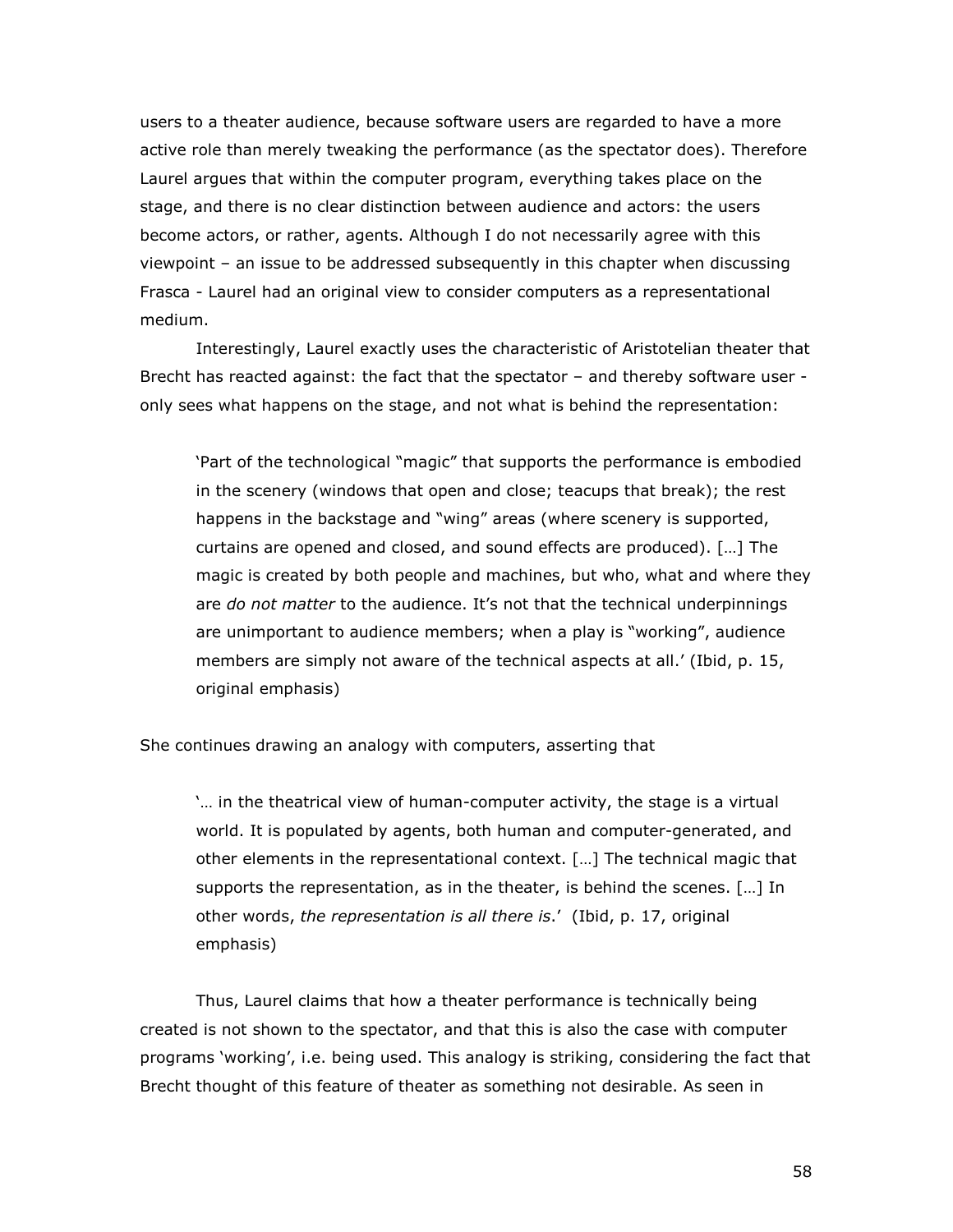users to a theater audience, because software users are regarded to have a more active role than merely tweaking the performance (as the spectator does). Therefore Laurel argues that within the computer program, everything takes place on the stage, and there is no clear distinction between audience and actors: the users become actors, or rather, agents. Although I do not necessarily agree with this viewpoint – an issue to be addressed subsequently in this chapter when discussing Frasca - Laurel had an original view to consider computers as a representational medium.

Interestingly, Laurel exactly uses the characteristic of Aristotelian theater that Brecht has reacted against: the fact that the spectator – and thereby software user - only sees what happens on the stage, and not what is behind the representation:

> 'Part of the technological "magic" that supports the performance is embodied in the scenery (windows that open and close; teacups that break); the rest happens in the backstage and "wing" areas (where scenery is supported, curtains are opened and closed, and sound effects are produced). […] The magic is created by both people and machines, but who, what and where they are *do not matter* to the audience. It's not that the technical underpinnings are unimportant to audience members; when a play is "working", audience members are simply not aware of the technical aspects at all.' (Ibid, p. 15, original emphasis)

She continues drawing an analogy with computers, asserting that

> '… in the theatrical view of human-computer activity, the stage is a virtual world. It is populated by agents, both human and computer-generated, and other elements in the representational context. […] The technical magic that supports the representation, as in the theater, is behind the scenes. […] In other words, *the representation is all there is*.' (Ibid, p. 17, original emphasis)

Thus, Laurel claims that how a theater performance is technically being created is not shown to the spectator, and that this is also the case with computer programs 'working', i.e. being used. This analogy is striking, considering the fact that Brecht thought of this feature of theater as something not desirable. As seen in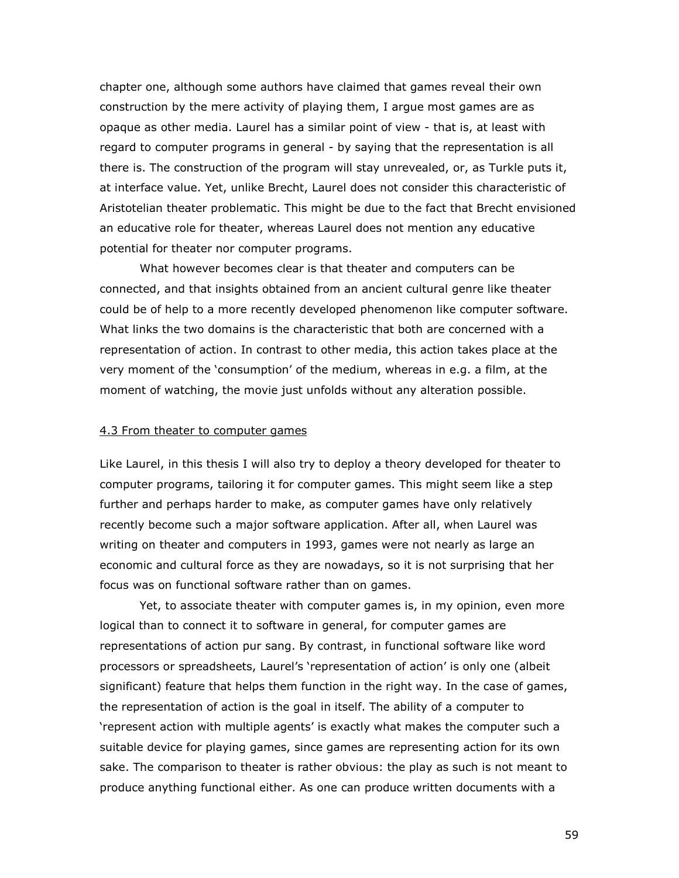chapter one, although some authors have claimed that games reveal their own construction by the mere activity of playing them, I argue most games are as opaque as other media. Laurel has a similar point of view - that is, at least with regard to computer programs in general - by saying that the representation is all there is. The construction of the program will stay unrevealed, or, as Turkle puts it, at interface value. Yet, unlike Brecht, Laurel does not consider this characteristic of Aristotelian theater problematic. This might be due to the fact that Brecht envisioned an educative role for theater, whereas Laurel does not mention any educative potential for theater nor computer programs.

What however becomes clear is that theater and computers can be connected, and that insights obtained from an ancient cultural genre like theater could be of help to a more recently developed phenomenon like computer software. What links the two domains is the characteristic that both are concerned with a representation of action. In contrast to other media, this action takes place at the very moment of the 'consumption' of the medium, whereas in e.g. a film, at the moment of watching, the movie just unfolds without any alteration possible.

## 4.3 From theater to computer games

Like Laurel, in this thesis I will also try to deploy a theory developed for theater to computer programs, tailoring it for computer games. This might seem like a step further and perhaps harder to make, as computer games have only relatively recently become such a major software application. After all, when Laurel was writing on theater and computers in 1993, games were not nearly as large an economic and cultural force as they are nowadays, so it is not surprising that her focus was on functional software rather than on games.

Yet, to associate theater with computer games is, in my opinion, even more logical than to connect it to software in general, for computer games are representations of action pur sang. By contrast, in functional software like word processors or spreadsheets, Laurel's 'representation of action' is only one (albeit significant) feature that helps them function in the right way. In the case of games, the representation of action is the goal in itself. The ability of a computer to 'represent action with multiple agents' is exactly what makes the computer such a suitable device for playing games, since games are representing action for its own sake. The comparison to theater is rather obvious: the play as such is not meant to produce anything functional either. As one can produce written documents with a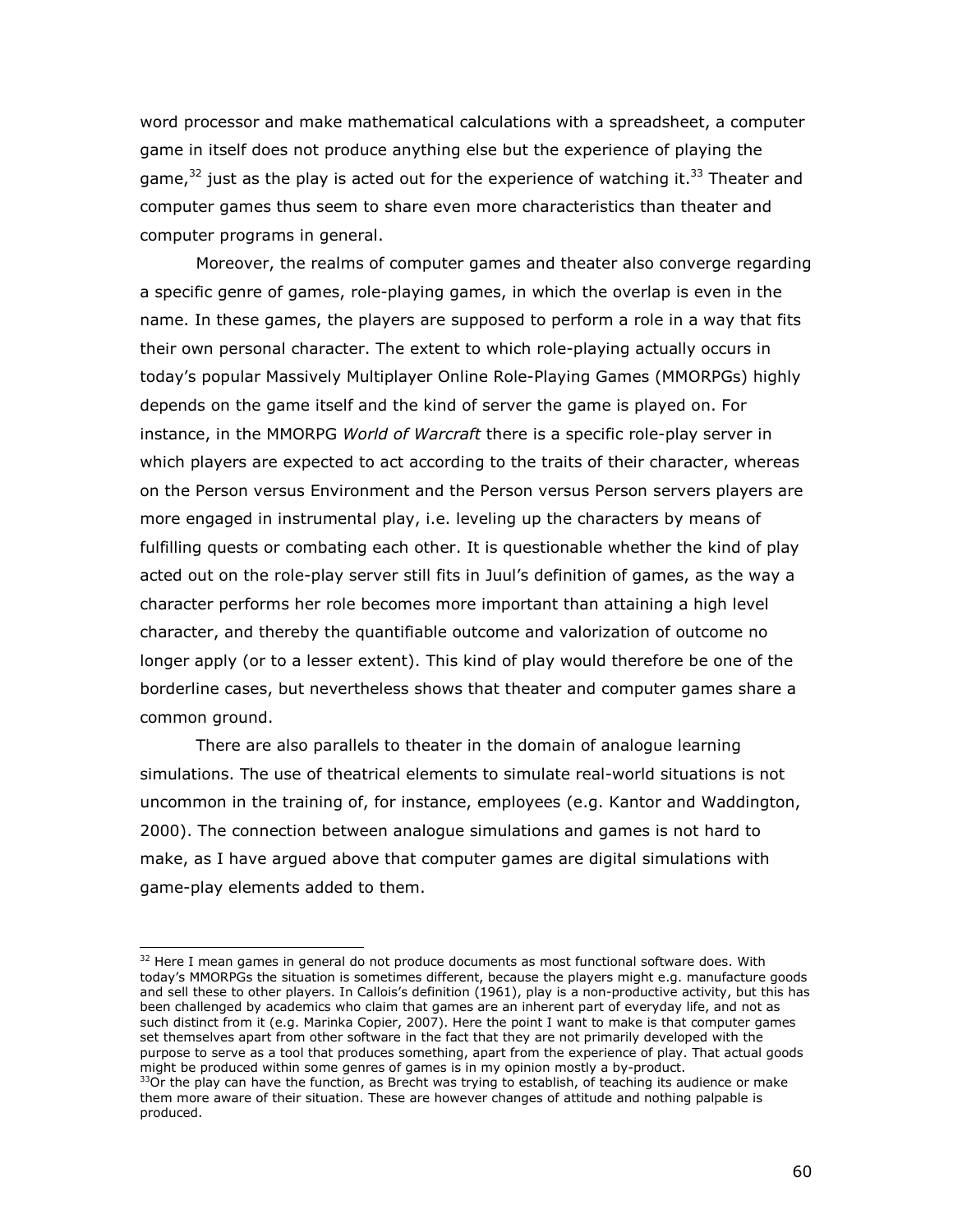word processor and make mathematical calculations with a spreadsheet, a computer game in itself does not produce anything else but the experience of playing the game,[32] just as the play is acted out for the experience of watching it.[33] Theater and computer games thus seem to share even more characteristics than theater and computer programs in general.

Moreover, the realms of computer games and theater also converge regarding a specific genre of games, role-playing games, in which the overlap is even in the name. In these games, the players are supposed to perform a role in a way that fits their own personal character. The extent to which role-playing actually occurs in today's popular Massively Multiplayer Online Role-Playing Games (MMORPGs) highly depends on the game itself and the kind of server the game is played on. For instance, in the MMORPG *World of Warcraft* there is a specific role-play server in which players are expected to act according to the traits of their character, whereas on the Person versus Environment and the Person versus Person servers players are more engaged in instrumental play, i.e. leveling up the characters by means of fulfilling quests or combating each other. It is questionable whether the kind of play acted out on the role-play server still fits in Juul's definition of games, as the way a character performs her role becomes more important than attaining a high level character, and thereby the quantifiable outcome and valorization of outcome no longer apply (or to a lesser extent). This kind of play would therefore be one of the borderline cases, but nevertheless shows that theater and computer games share a common ground.

There are also parallels to theater in the domain of analogue learning simulations. The use of theatrical elements to simulate real-world situations is not uncommon in the training of, for instance, employees (e.g. Kantor and Waddington, 2000). The connection between analogue simulations and games is not hard to make, as I have argued above that computer games are digital simulations with game-play elements added to them.

---

[32] Here I mean games in general do not produce documents as most functional software does. With today's MMORPGs the situation is sometimes different, because the players might e.g. manufacture goods and sell these to other players. In Callois's definition (1961), play is a non-productive activity, but this has been challenged by academics who claim that games are an inherent part of everyday life, and not as such distinct from it (e.g. Marinka Copier, 2007). Here the point I want to make is that computer games set themselves apart from other software in the fact that they are not primarily developed with the purpose to serve as a tool that produces something, apart from the experience of play. That actual goods might be produced within some genres of games is in my opinion mostly a by-product.

[33] Or the play can have the function, as Brecht was trying to establish, of teaching its audience or make them more aware of their situation. These are however changes of attitude and nothing palpable is produced.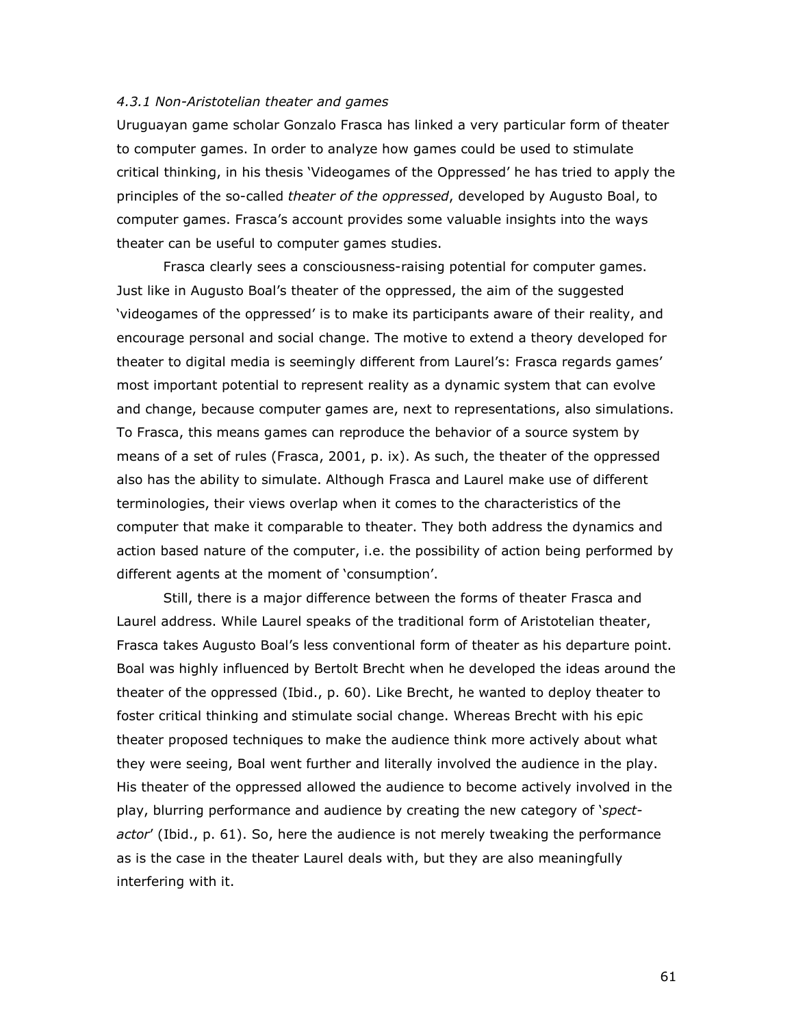### *4.3.1 Non-Aristotelian theater and games*

Uruguayan game scholar Gonzalo Frasca has linked a very particular form of theater to computer games. In order to analyze how games could be used to stimulate critical thinking, in his thesis 'Videogames of the Oppressed' he has tried to apply the principles of the so-called *theater of the oppressed*, developed by Augusto Boal, to computer games. Frasca's account provides some valuable insights into the ways theater can be useful to computer games studies.

Frasca clearly sees a consciousness-raising potential for computer games. Just like in Augusto Boal's theater of the oppressed, the aim of the suggested 'videogames of the oppressed' is to make its participants aware of their reality, and encourage personal and social change. The motive to extend a theory developed for theater to digital media is seemingly different from Laurel's: Frasca regards games' most important potential to represent reality as a dynamic system that can evolve and change, because computer games are, next to representations, also simulations. To Frasca, this means games can reproduce the behavior of a source system by means of a set of rules (Frasca, 2001, p. ix). As such, the theater of the oppressed also has the ability to simulate. Although Frasca and Laurel make use of different terminologies, their views overlap when it comes to the characteristics of the computer that make it comparable to theater. They both address the dynamics and action based nature of the computer, i.e. the possibility of action being performed by different agents at the moment of 'consumption'.

Still, there is a major difference between the forms of theater Frasca and Laurel address. While Laurel speaks of the traditional form of Aristotelian theater, Frasca takes Augusto Boal's less conventional form of theater as his departure point. Boal was highly influenced by Bertolt Brecht when he developed the ideas around the theater of the oppressed (Ibid., p. 60). Like Brecht, he wanted to deploy theater to foster critical thinking and stimulate social change. Whereas Brecht with his epic theater proposed techniques to make the audience think more actively about what they were seeing, Boal went further and literally involved the audience in the play. His theater of the oppressed allowed the audience to become actively involved in the play, blurring performance and audience by creating the new category of '*spect-actor*' (Ibid., p. 61). So, here the audience is not merely tweaking the performance as is the case in the theater Laurel deals with, but they are also meaningfully interfering with it.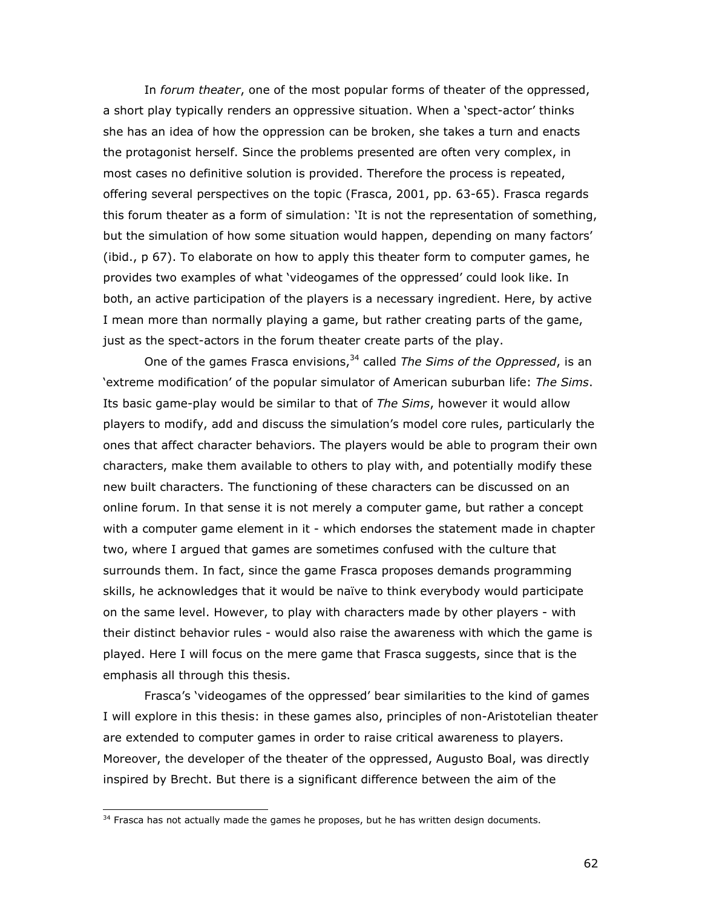In *forum theater*, one of the most popular forms of theater of the oppressed, a short play typically renders an oppressive situation. When a 'spect-actor' thinks she has an idea of how the oppression can be broken, she takes a turn and enacts the protagonist herself. Since the problems presented are often very complex, in most cases no definitive solution is provided. Therefore the process is repeated, offering several perspectives on the topic (Frasca, 2001, pp. 63-65). Frasca regards this forum theater as a form of simulation: 'It is not the representation of something, but the simulation of how some situation would happen, depending on many factors' (ibid., p 67). To elaborate on how to apply this theater form to computer games, he provides two examples of what 'videogames of the oppressed' could look like. In both, an active participation of the players is a necessary ingredient. Here, by active I mean more than normally playing a game, but rather creating parts of the game, just as the spect-actors in the forum theater create parts of the play.

One of the games Frasca envisions,[34] called *The Sims of the Oppressed*, is an 'extreme modification' of the popular simulator of American suburban life: *The Sims*. Its basic game-play would be similar to that of *The Sims*, however it would allow players to modify, add and discuss the simulation's model core rules, particularly the ones that affect character behaviors. The players would be able to program their own characters, make them available to others to play with, and potentially modify these new built characters. The functioning of these characters can be discussed on an online forum. In that sense it is not merely a computer game, but rather a concept with a computer game element in it - which endorses the statement made in chapter two, where I argued that games are sometimes confused with the culture that surrounds them. In fact, since the game Frasca proposes demands programming skills, he acknowledges that it would be naïve to think everybody would participate on the same level. However, to play with characters made by other players - with their distinct behavior rules - would also raise the awareness with which the game is played. Here I will focus on the mere game that Frasca suggests, since that is the emphasis all through this thesis.

Frasca's 'videogames of the oppressed' bear similarities to the kind of games I will explore in this thesis: in these games also, principles of non-Aristotelian theater are extended to computer games in order to raise critical awareness to players. Moreover, the developer of the theater of the oppressed, Augusto Boal, was directly inspired by Brecht. But there is a significant difference between the aim of the

[34] Frasca has not actually made the games he proposes, but he has written design documents.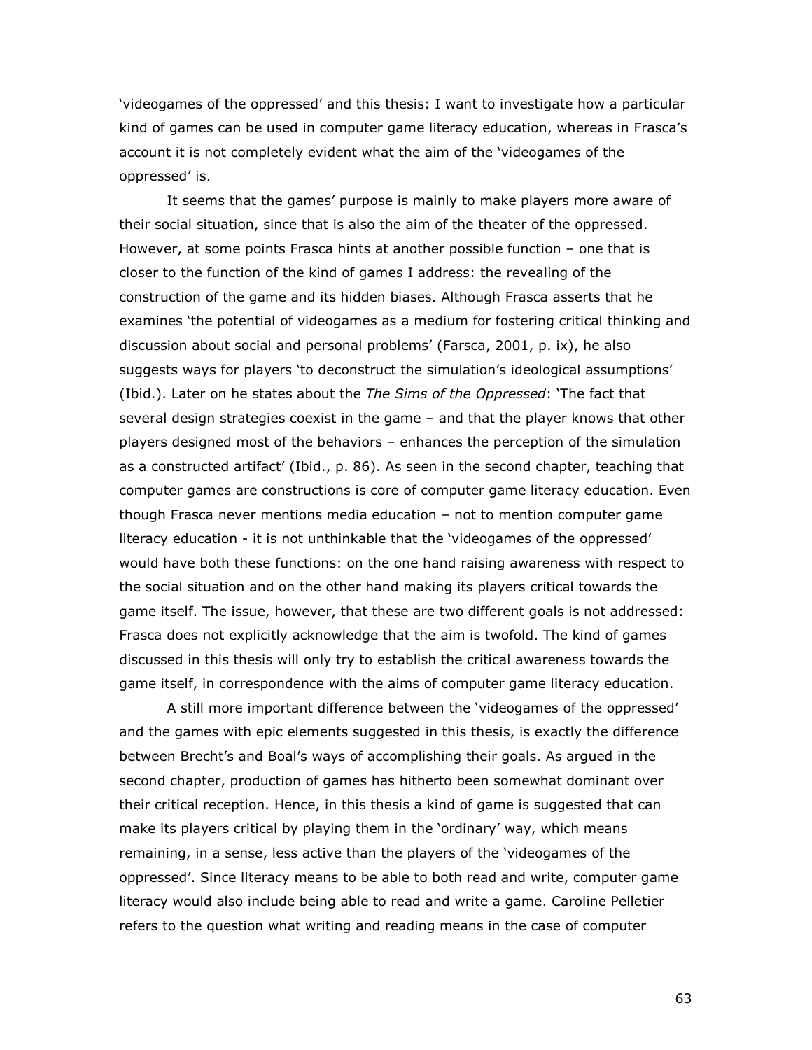'videogames of the oppressed' and this thesis: I want to investigate how a particular kind of games can be used in computer game literacy education, whereas in Frasca's account it is not completely evident what the aim of the 'videogames of the oppressed' is.

It seems that the games' purpose is mainly to make players more aware of their social situation, since that is also the aim of the theater of the oppressed. However, at some points Frasca hints at another possible function – one that is closer to the function of the kind of games I address: the revealing of the construction of the game and its hidden biases. Although Frasca asserts that he examines 'the potential of videogames as a medium for fostering critical thinking and discussion about social and personal problems' (Farsca, 2001, p. ix), he also suggests ways for players 'to deconstruct the simulation's ideological assumptions' (Ibid.). Later on he states about the *The Sims of the Oppressed*: 'The fact that several design strategies coexist in the game – and that the player knows that other players designed most of the behaviors – enhances the perception of the simulation as a constructed artifact' (Ibid., p. 86). As seen in the second chapter, teaching that computer games are constructions is core of computer game literacy education. Even though Frasca never mentions media education – not to mention computer game literacy education - it is not unthinkable that the 'videogames of the oppressed' would have both these functions: on the one hand raising awareness with respect to the social situation and on the other hand making its players critical towards the game itself. The issue, however, that these are two different goals is not addressed: Frasca does not explicitly acknowledge that the aim is twofold. The kind of games discussed in this thesis will only try to establish the critical awareness towards the game itself, in correspondence with the aims of computer game literacy education.

A still more important difference between the 'videogames of the oppressed' and the games with epic elements suggested in this thesis, is exactly the difference between Brecht's and Boal's ways of accomplishing their goals. As argued in the second chapter, production of games has hitherto been somewhat dominant over their critical reception. Hence, in this thesis a kind of game is suggested that can make its players critical by playing them in the 'ordinary' way, which means remaining, in a sense, less active than the players of the 'videogames of the oppressed'. Since literacy means to be able to both read and write, computer game literacy would also include being able to read and write a game. Caroline Pelletier refers to the question what writing and reading means in the case of computer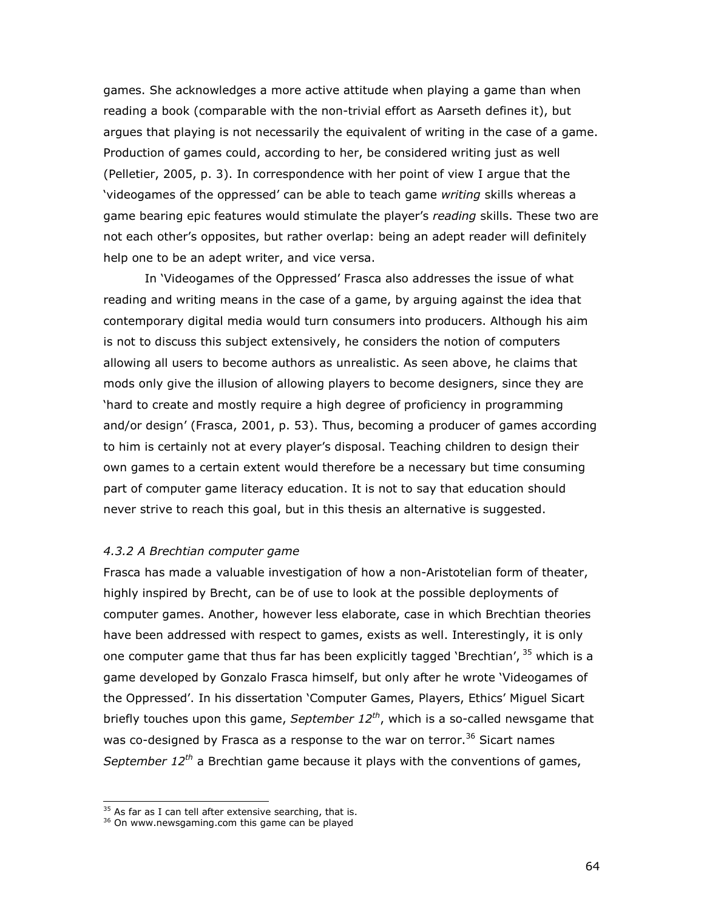games. She acknowledges a more active attitude when playing a game than when reading a book (comparable with the non-trivial effort as Aarseth defines it), but argues that playing is not necessarily the equivalent of writing in the case of a game. Production of games could, according to her, be considered writing just as well (Pelletier, 2005, p. 3). In correspondence with her point of view I argue that the 'videogames of the oppressed' can be able to teach game *writing* skills whereas a game bearing epic features would stimulate the player's *reading* skills. These two are not each other's opposites, but rather overlap: being an adept reader will definitely help one to be an adept writer, and vice versa.

In 'Videogames of the Oppressed' Frasca also addresses the issue of what reading and writing means in the case of a game, by arguing against the idea that contemporary digital media would turn consumers into producers. Although his aim is not to discuss this subject extensively, he considers the notion of computers allowing all users to become authors as unrealistic. As seen above, he claims that mods only give the illusion of allowing players to become designers, since they are 'hard to create and mostly require a high degree of proficiency in programming and/or design' (Frasca, 2001, p. 53). Thus, becoming a producer of games according to him is certainly not at every player's disposal. Teaching children to design their own games to a certain extent would therefore be a necessary but time consuming part of computer game literacy education. It is not to say that education should never strive to reach this goal, but in this thesis an alternative is suggested.

#### *4.3.2 A Brechtian computer game*

Frasca has made a valuable investigation of how a non-Aristotelian form of theater, highly inspired by Brecht, can be of use to look at the possible deployments of computer games. Another, however less elaborate, case in which Brechtian theories have been addressed with respect to games, exists as well. Interestingly, it is only one computer game that thus far has been explicitly tagged 'Brechtian', [35] which is a game developed by Gonzalo Frasca himself, but only after he wrote 'Videogames of the Oppressed'. In his dissertation 'Computer Games, Players, Ethics' Miguel Sicart briefly touches upon this game, *September 12th*, which is a so-called newsgame that was co-designed by Frasca as a response to the war on terror.[36] Sicart names *September 12th* a Brechtian game because it plays with the conventions of games,

[35] As far as I can tell after extensive searching, that is.

[36] On www.newsgaming.com this game can be played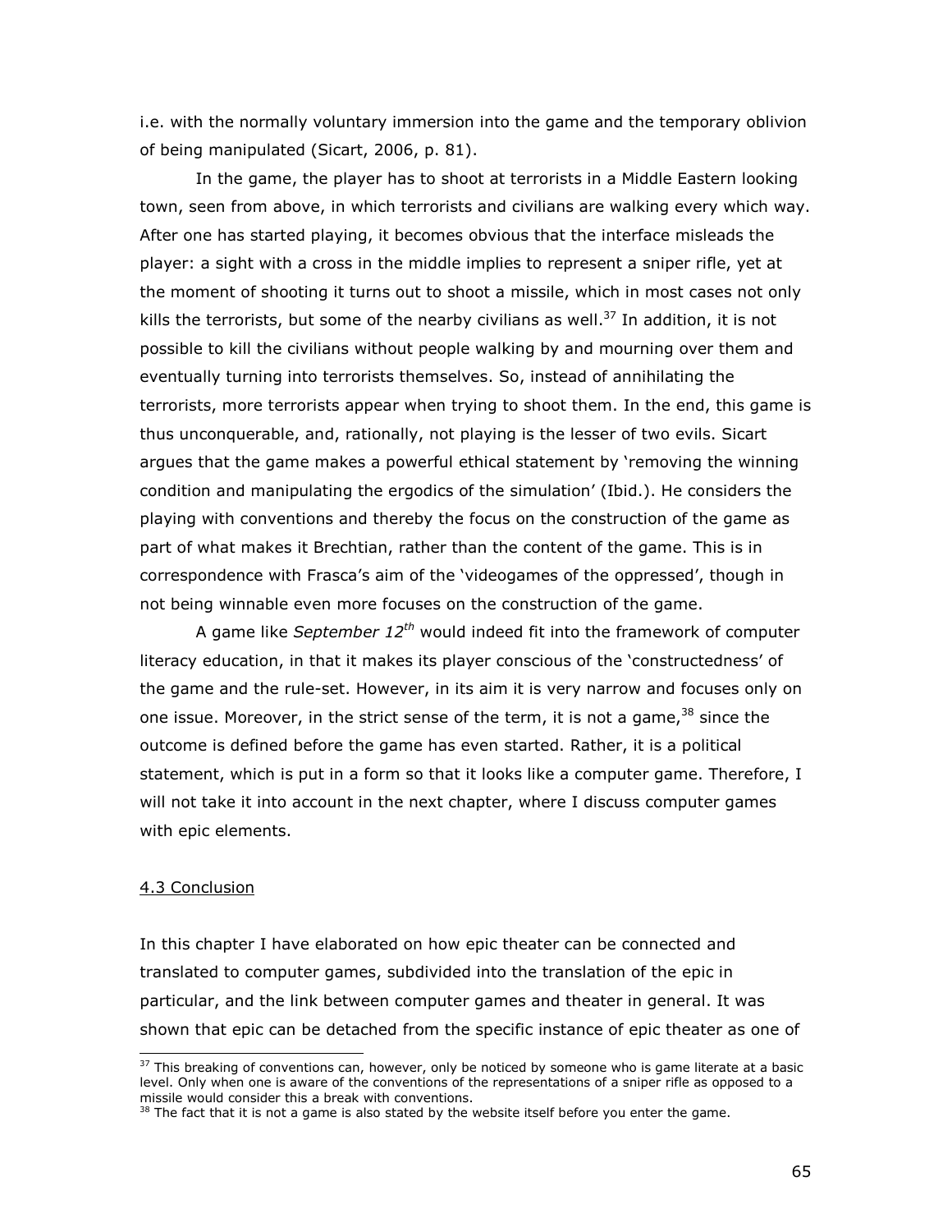i.e. with the normally voluntary immersion into the game and the temporary oblivion of being manipulated (Sicart, 2006, p. 81).

In the game, the player has to shoot at terrorists in a Middle Eastern looking town, seen from above, in which terrorists and civilians are walking every which way. After one has started playing, it becomes obvious that the interface misleads the player: a sight with a cross in the middle implies to represent a sniper rifle, yet at the moment of shooting it turns out to shoot a missile, which in most cases not only kills the terrorists, but some of the nearby civilians as well.[37] In addition, it is not possible to kill the civilians without people walking by and mourning over them and eventually turning into terrorists themselves. So, instead of annihilating the terrorists, more terrorists appear when trying to shoot them. In the end, this game is thus unconquerable, and, rationally, not playing is the lesser of two evils. Sicart argues that the game makes a powerful ethical statement by 'removing the winning condition and manipulating the ergodics of the simulation' (Ibid.). He considers the playing with conventions and thereby the focus on the construction of the game as part of what makes it Brechtian, rather than the content of the game. This is in correspondence with Frasca's aim of the 'videogames of the oppressed', though in not being winnable even more focuses on the construction of the game.

A game like *September 12th* would indeed fit into the framework of computer literacy education, in that it makes its player conscious of the 'constructedness' of the game and the rule-set. However, in its aim it is very narrow and focuses only on one issue. Moreover, in the strict sense of the term, it is not a game,[38] since the outcome is defined before the game has even started. Rather, it is a political statement, which is put in a form so that it looks like a computer game. Therefore, I will not take it into account in the next chapter, where I discuss computer games with epic elements.

## 4.3 Conclusion

In this chapter I have elaborated on how epic theater can be connected and translated to computer games, subdivided into the translation of the epic in particular, and the link between computer games and theater in general. It was shown that epic can be detached from the specific instance of epic theater as one of

---

[37] This breaking of conventions can, however, only be noticed by someone who is game literate at a basic level. Only when one is aware of the conventions of the representations of a sniper rifle as opposed to a missile would consider this a break with conventions.

[38] The fact that it is not a game is also stated by the website itself before you enter the game.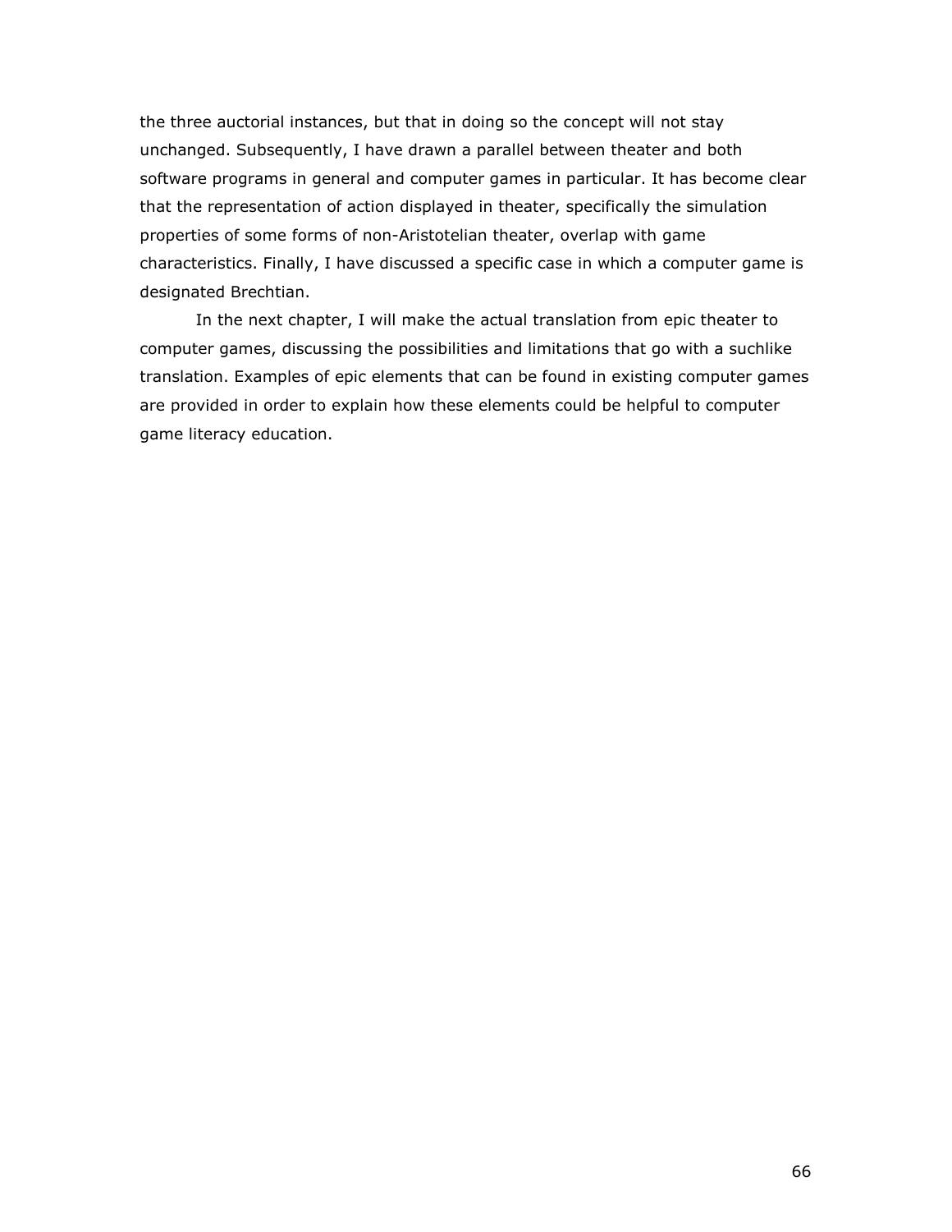the three auctorial instances, but that in doing so the concept will not stay unchanged. Subsequently, I have drawn a parallel between theater and both software programs in general and computer games in particular. It has become clear that the representation of action displayed in theater, specifically the simulation properties of some forms of non-Aristotelian theater, overlap with game characteristics. Finally, I have discussed a specific case in which a computer game is designated Brechtian.

In the next chapter, I will make the actual translation from epic theater to computer games, discussing the possibilities and limitations that go with a suchlike translation. Examples of epic elements that can be found in existing computer games are provided in order to explain how these elements could be helpful to computer game literacy education.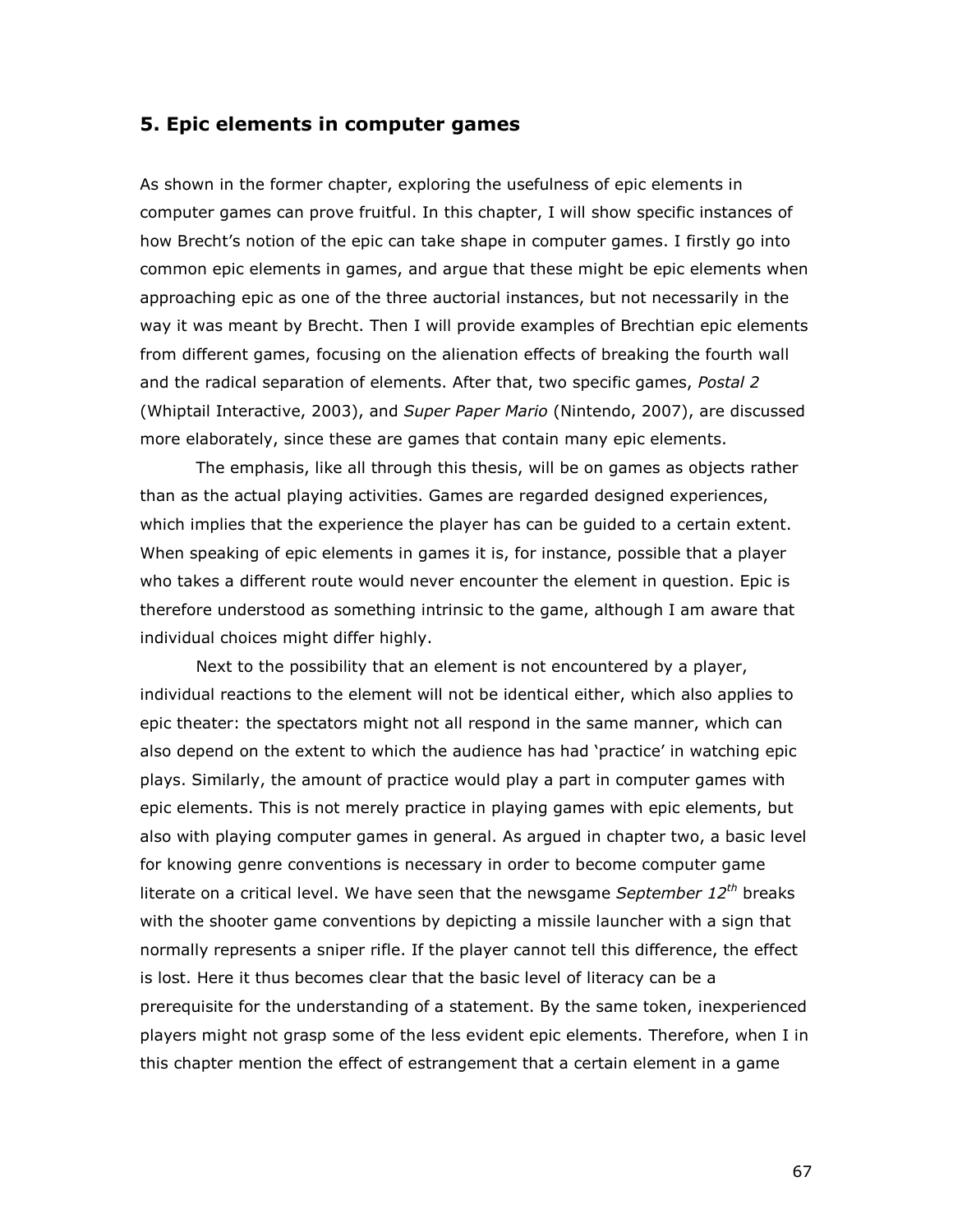## 5. Epic elements in computer games

As shown in the former chapter, exploring the usefulness of epic elements in computer games can prove fruitful. In this chapter, I will show specific instances of how Brecht's notion of the epic can take shape in computer games. I firstly go into common epic elements in games, and argue that these might be epic elements when approaching epic as one of the three auctorial instances, but not necessarily in the way it was meant by Brecht. Then I will provide examples of Brechtian epic elements from different games, focusing on the alienation effects of breaking the fourth wall and the radical separation of elements. After that, two specific games, *Postal 2* (Whiptail Interactive, 2003), and *Super Paper Mario* (Nintendo, 2007), are discussed more elaborately, since these are games that contain many epic elements.

The emphasis, like all through this thesis, will be on games as objects rather than as the actual playing activities. Games are regarded designed experiences, which implies that the experience the player has can be guided to a certain extent. When speaking of epic elements in games it is, for instance, possible that a player who takes a different route would never encounter the element in question. Epic is therefore understood as something intrinsic to the game, although I am aware that individual choices might differ highly.

Next to the possibility that an element is not encountered by a player, individual reactions to the element will not be identical either, which also applies to epic theater: the spectators might not all respond in the same manner, which can also depend on the extent to which the audience has had 'practice' in watching epic plays. Similarly, the amount of practice would play a part in computer games with epic elements. This is not merely practice in playing games with epic elements, but also with playing computer games in general. As argued in chapter two, a basic level for knowing genre conventions is necessary in order to become computer game literate on a critical level. We have seen that the newsgame *September 12th* breaks with the shooter game conventions by depicting a missile launcher with a sign that normally represents a sniper rifle. If the player cannot tell this difference, the effect is lost. Here it thus becomes clear that the basic level of literacy can be a prerequisite for the understanding of a statement. By the same token, inexperienced players might not grasp some of the less evident epic elements. Therefore, when I in this chapter mention the effect of estrangement that a certain element in a game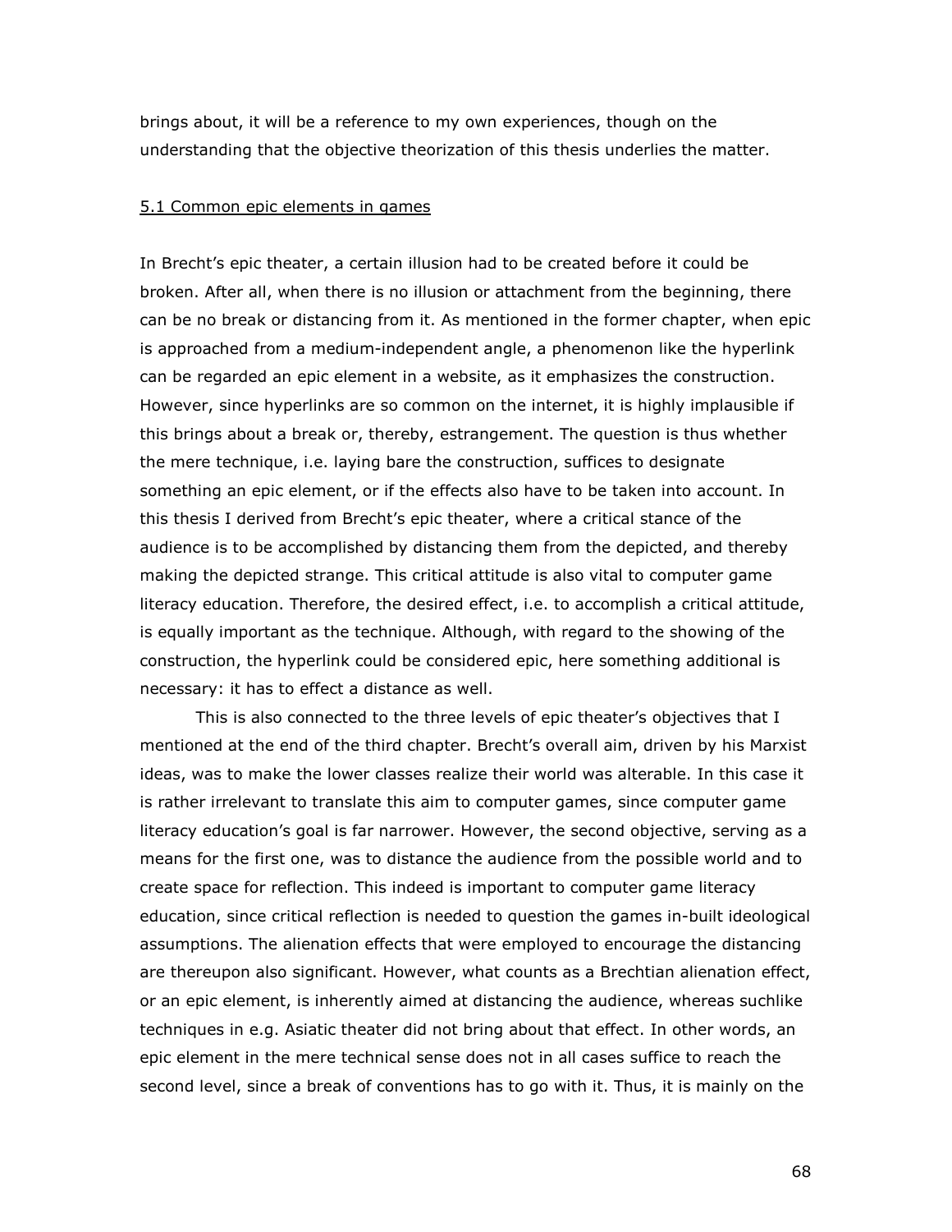brings about, it will be a reference to my own experiences, though on the understanding that the objective theorization of this thesis underlies the matter.

## 5.1 Common epic elements in games

In Brecht's epic theater, a certain illusion had to be created before it could be broken. After all, when there is no illusion or attachment from the beginning, there can be no break or distancing from it. As mentioned in the former chapter, when epic is approached from a medium-independent angle, a phenomenon like the hyperlink can be regarded an epic element in a website, as it emphasizes the construction. However, since hyperlinks are so common on the internet, it is highly implausible if this brings about a break or, thereby, estrangement. The question is thus whether the mere technique, i.e. laying bare the construction, suffices to designate something an epic element, or if the effects also have to be taken into account. In this thesis I derived from Brecht's epic theater, where a critical stance of the audience is to be accomplished by distancing them from the depicted, and thereby making the depicted strange. This critical attitude is also vital to computer game literacy education. Therefore, the desired effect, i.e. to accomplish a critical attitude, is equally important as the technique. Although, with regard to the showing of the construction, the hyperlink could be considered epic, here something additional is necessary: it has to effect a distance as well.

This is also connected to the three levels of epic theater's objectives that I mentioned at the end of the third chapter. Brecht's overall aim, driven by his Marxist ideas, was to make the lower classes realize their world was alterable. In this case it is rather irrelevant to translate this aim to computer games, since computer game literacy education's goal is far narrower. However, the second objective, serving as a means for the first one, was to distance the audience from the possible world and to create space for reflection. This indeed is important to computer game literacy education, since critical reflection is needed to question the games in-built ideological assumptions. The alienation effects that were employed to encourage the distancing are thereupon also significant. However, what counts as a Brechtian alienation effect, or an epic element, is inherently aimed at distancing the audience, whereas suchlike techniques in e.g. Asiatic theater did not bring about that effect. In other words, an epic element in the mere technical sense does not in all cases suffice to reach the second level, since a break of conventions has to go with it. Thus, it is mainly on the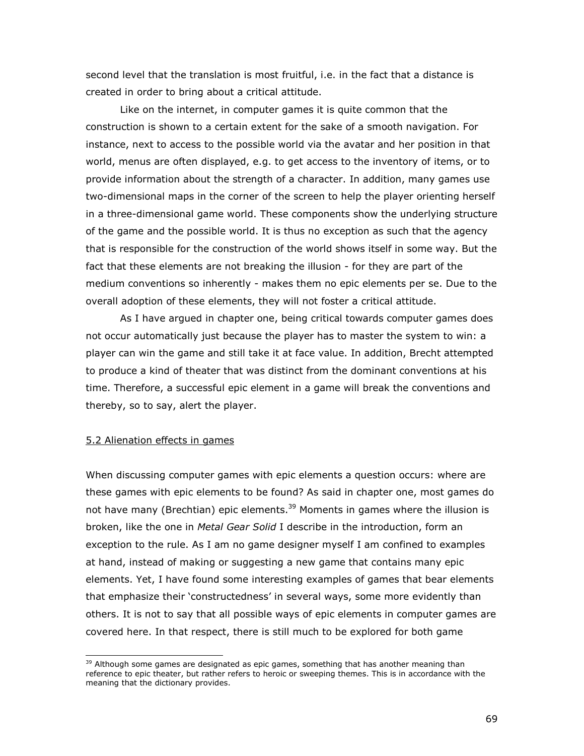second level that the translation is most fruitful, i.e. in the fact that a distance is created in order to bring about a critical attitude.

Like on the internet, in computer games it is quite common that the construction is shown to a certain extent for the sake of a smooth navigation. For instance, next to access to the possible world via the avatar and her position in that world, menus are often displayed, e.g. to get access to the inventory of items, or to provide information about the strength of a character. In addition, many games use two-dimensional maps in the corner of the screen to help the player orienting herself in a three-dimensional game world. These components show the underlying structure of the game and the possible world. It is thus no exception as such that the agency that is responsible for the construction of the world shows itself in some way. But the fact that these elements are not breaking the illusion - for they are part of the medium conventions so inherently - makes them no epic elements per se. Due to the overall adoption of these elements, they will not foster a critical attitude.

As I have argued in chapter one, being critical towards computer games does not occur automatically just because the player has to master the system to win: a player can win the game and still take it at face value. In addition, Brecht attempted to produce a kind of theater that was distinct from the dominant conventions at his time. Therefore, a successful epic element in a game will break the conventions and thereby, so to say, alert the player.

## 5.2 Alienation effects in games

When discussing computer games with epic elements a question occurs: where are these games with epic elements to be found? As said in chapter one, most games do not have many (Brechtian) epic elements.[39] Moments in games where the illusion is broken, like the one in *Metal Gear Solid* I describe in the introduction, form an exception to the rule. As I am no game designer myself I am confined to examples at hand, instead of making or suggesting a new game that contains many epic elements. Yet, I have found some interesting examples of games that bear elements that emphasize their 'constructedness' in several ways, some more evidently than others. It is not to say that all possible ways of epic elements in computer games are covered here. In that respect, there is still much to be explored for both game

[39] Although some games are designated as epic games, something that has another meaning than reference to epic theater, but rather refers to heroic or sweeping themes. This is in accordance with the meaning that the dictionary provides.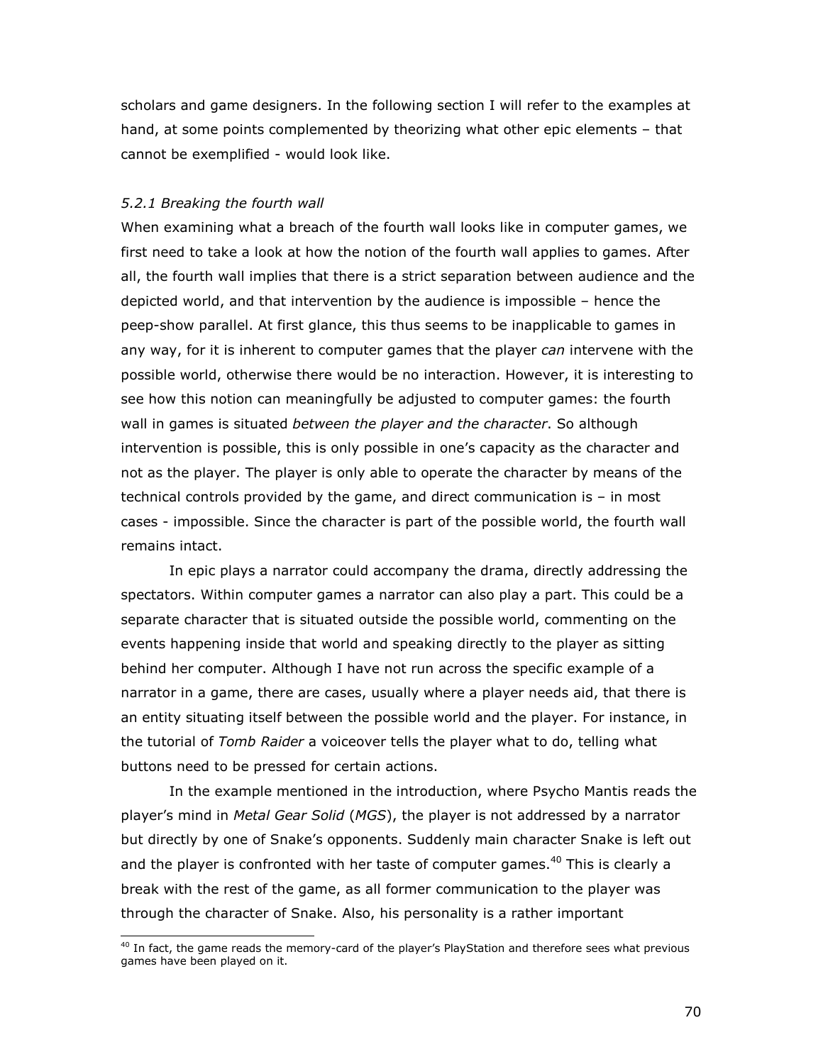scholars and game designers. In the following section I will refer to the examples at hand, at some points complemented by theorizing what other epic elements – that cannot be exemplified - would look like.

### *5.2.1 Breaking the fourth wall*

When examining what a breach of the fourth wall looks like in computer games, we first need to take a look at how the notion of the fourth wall applies to games. After all, the fourth wall implies that there is a strict separation between audience and the depicted world, and that intervention by the audience is impossible – hence the peep-show parallel. At first glance, this thus seems to be inapplicable to games in any way, for it is inherent to computer games that the player *can* intervene with the possible world, otherwise there would be no interaction. However, it is interesting to see how this notion can meaningfully be adjusted to computer games: the fourth wall in games is situated *between the player and the character*. So although intervention is possible, this is only possible in one's capacity as the character and not as the player. The player is only able to operate the character by means of the technical controls provided by the game, and direct communication is – in most cases - impossible. Since the character is part of the possible world, the fourth wall remains intact.

In epic plays a narrator could accompany the drama, directly addressing the spectators. Within computer games a narrator can also play a part. This could be a separate character that is situated outside the possible world, commenting on the events happening inside that world and speaking directly to the player as sitting behind her computer. Although I have not run across the specific example of a narrator in a game, there are cases, usually where a player needs aid, that there is an entity situating itself between the possible world and the player. For instance, in the tutorial of *Tomb Raider* a voiceover tells the player what to do, telling what buttons need to be pressed for certain actions.

In the example mentioned in the introduction, where Psycho Mantis reads the player's mind in *Metal Gear Solid* (*MGS*), the player is not addressed by a narrator but directly by one of Snake's opponents. Suddenly main character Snake is left out and the player is confronted with her taste of computer games.[40] This is clearly a break with the rest of the game, as all former communication to the player was through the character of Snake. Also, his personality is a rather important

[40] In fact, the game reads the memory-card of the player's PlayStation and therefore sees what previous games have been played on it.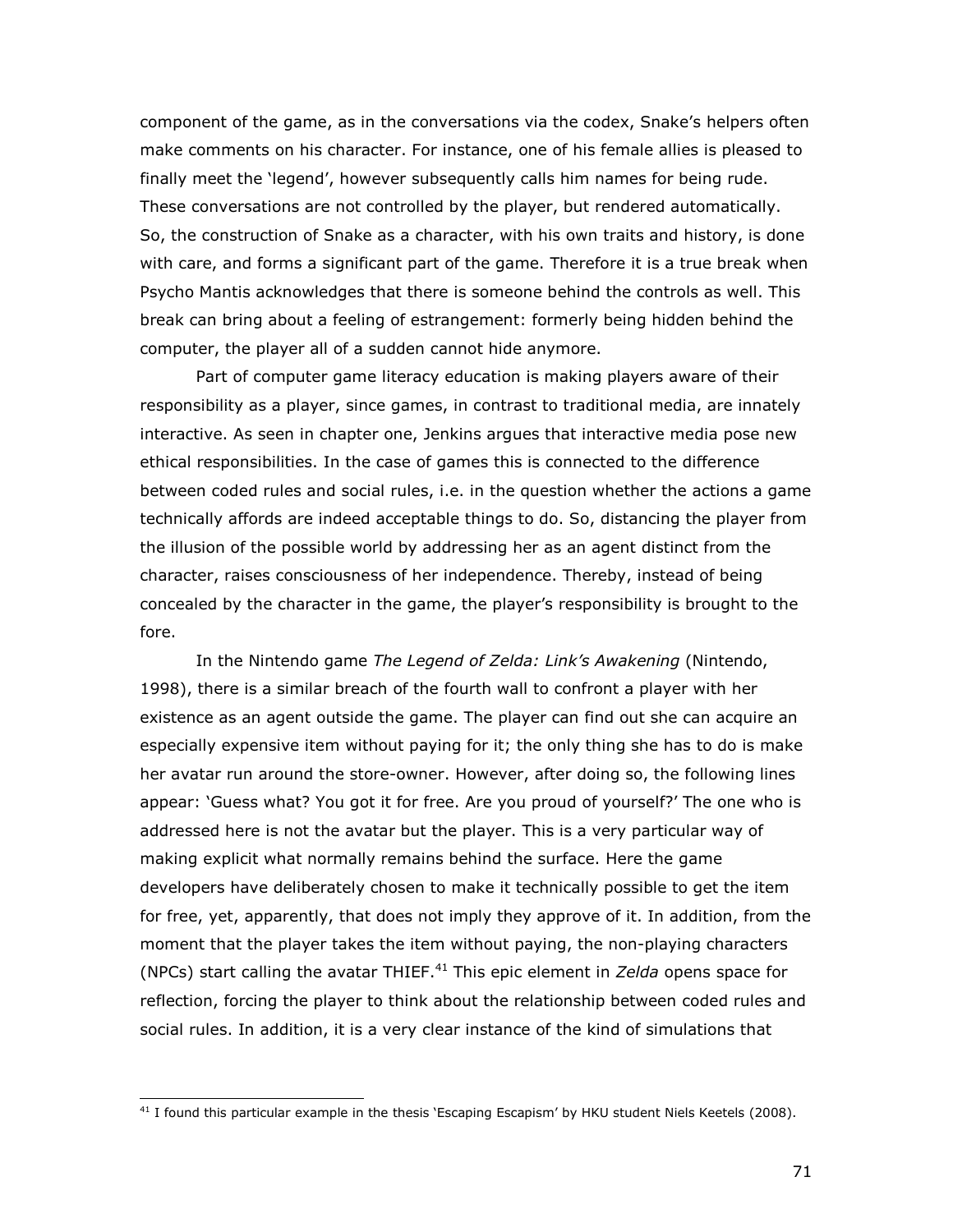component of the game, as in the conversations via the codex, Snake's helpers often make comments on his character. For instance, one of his female allies is pleased to finally meet the 'legend', however subsequently calls him names for being rude. These conversations are not controlled by the player, but rendered automatically. So, the construction of Snake as a character, with his own traits and history, is done with care, and forms a significant part of the game. Therefore it is a true break when Psycho Mantis acknowledges that there is someone behind the controls as well. This break can bring about a feeling of estrangement: formerly being hidden behind the computer, the player all of a sudden cannot hide anymore.

Part of computer game literacy education is making players aware of their responsibility as a player, since games, in contrast to traditional media, are innately interactive. As seen in chapter one, Jenkins argues that interactive media pose new ethical responsibilities. In the case of games this is connected to the difference between coded rules and social rules, i.e. in the question whether the actions a game technically affords are indeed acceptable things to do. So, distancing the player from the illusion of the possible world by addressing her as an agent distinct from the character, raises consciousness of her independence. Thereby, instead of being concealed by the character in the game, the player's responsibility is brought to the fore.

In the Nintendo game *The Legend of Zelda: Link's Awakening* (Nintendo, 1998), there is a similar breach of the fourth wall to confront a player with her existence as an agent outside the game. The player can find out she can acquire an especially expensive item without paying for it; the only thing she has to do is make her avatar run around the store-owner. However, after doing so, the following lines appear: 'Guess what? You got it for free. Are you proud of yourself?' The one who is addressed here is not the avatar but the player. This is a very particular way of making explicit what normally remains behind the surface. Here the game developers have deliberately chosen to make it technically possible to get the item for free, yet, apparently, that does not imply they approve of it. In addition, from the moment that the player takes the item without paying, the non-playing characters (NPCs) start calling the avatar THIEF.[41] This epic element in *Zelda* opens space for reflection, forcing the player to think about the relationship between coded rules and social rules. In addition, it is a very clear instance of the kind of simulations that

[41] I found this particular example in the thesis 'Escaping Escapism' by HKU student Niels Keetels (2008).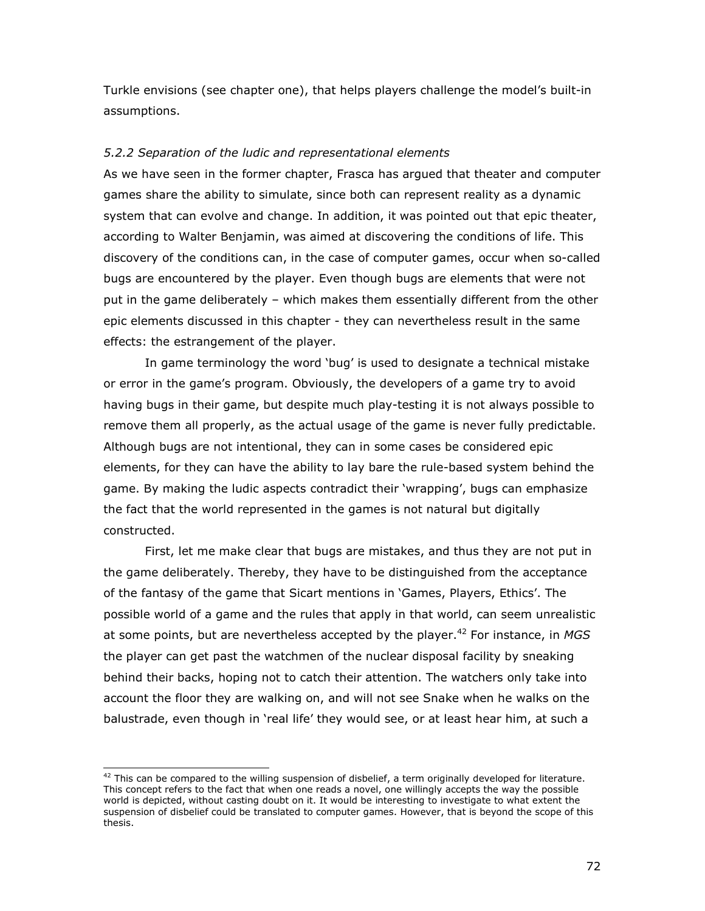Turkle envisions (see chapter one), that helps players challenge the model's built-in assumptions.

### *5.2.2 Separation of the ludic and representational elements*

As we have seen in the former chapter, Frasca has argued that theater and computer games share the ability to simulate, since both can represent reality as a dynamic system that can evolve and change. In addition, it was pointed out that epic theater, according to Walter Benjamin, was aimed at discovering the conditions of life. This discovery of the conditions can, in the case of computer games, occur when so-called bugs are encountered by the player. Even though bugs are elements that were not put in the game deliberately – which makes them essentially different from the other epic elements discussed in this chapter - they can nevertheless result in the same effects: the estrangement of the player.

In game terminology the word 'bug' is used to designate a technical mistake or error in the game's program. Obviously, the developers of a game try to avoid having bugs in their game, but despite much play-testing it is not always possible to remove them all properly, as the actual usage of the game is never fully predictable. Although bugs are not intentional, they can in some cases be considered epic elements, for they can have the ability to lay bare the rule-based system behind the game. By making the ludic aspects contradict their 'wrapping', bugs can emphasize the fact that the world represented in the games is not natural but digitally constructed.

First, let me make clear that bugs are mistakes, and thus they are not put in the game deliberately. Thereby, they have to be distinguished from the acceptance of the fantasy of the game that Sicart mentions in 'Games, Players, Ethics'. The possible world of a game and the rules that apply in that world, can seem unrealistic at some points, but are nevertheless accepted by the player.[42] For instance, in *MGS* the player can get past the watchmen of the nuclear disposal facility by sneaking behind their backs, hoping not to catch their attention. The watchers only take into account the floor they are walking on, and will not see Snake when he walks on the balustrade, even though in 'real life' they would see, or at least hear him, at such a

---

[42] This can be compared to the willing suspension of disbelief, a term originally developed for literature. This concept refers to the fact that when one reads a novel, one willingly accepts the way the possible world is depicted, without casting doubt on it. It would be interesting to investigate to what extent the suspension of disbelief could be translated to computer games. However, that is beyond the scope of this thesis.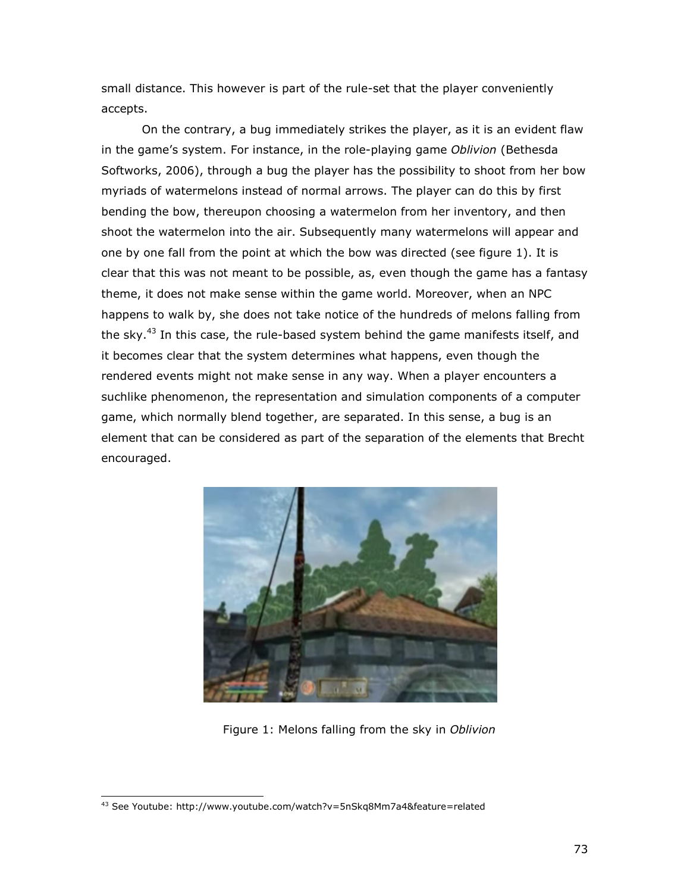small distance. This however is part of the rule-set that the player conveniently accepts.

On the contrary, a bug immediately strikes the player, as it is an evident flaw in the game's system. For instance, in the role-playing game *Oblivion* (Bethesda Softworks, 2006), through a bug the player has the possibility to shoot from her bow myriads of watermelons instead of normal arrows. The player can do this by first bending the bow, thereupon choosing a watermelon from her inventory, and then shoot the watermelon into the air. Subsequently many watermelons will appear and one by one fall from the point at which the bow was directed (see figure 1). It is clear that this was not meant to be possible, as, even though the game has a fantasy theme, it does not make sense within the game world. Moreover, when an NPC happens to walk by, she does not take notice of the hundreds of melons falling from the sky.[43] In this case, the rule-based system behind the game manifests itself, and it becomes clear that the system determines what happens, even though the rendered events might not make sense in any way. When a player encounters a suchlike phenomenon, the representation and simulation components of a computer game, which normally blend together, are separated. In this sense, a bug is an element that can be considered as part of the separation of the elements that Brecht encouraged.

Figure 1: Melons falling from the sky in *Oblivion*

[43] See Youtube: http://www.youtube.com/watch?v=5nSkq8Mm7a4&feature=related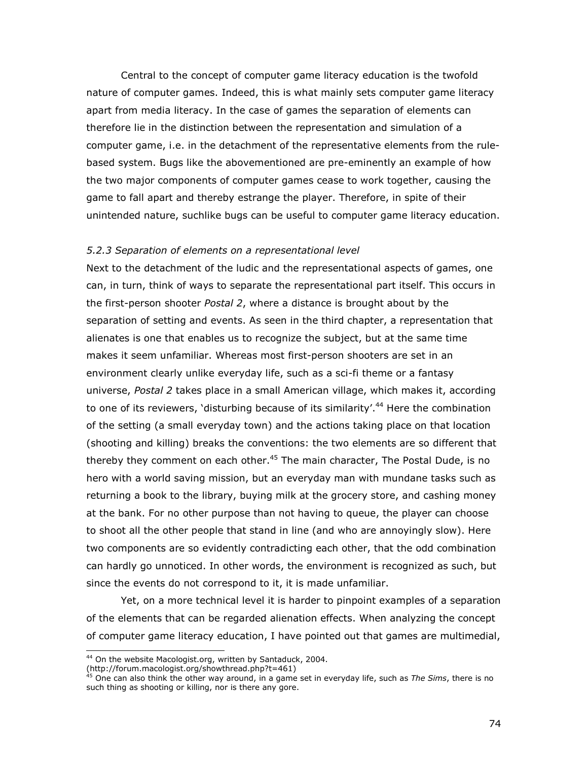Central to the concept of computer game literacy education is the twofold nature of computer games. Indeed, this is what mainly sets computer game literacy apart from media literacy. In the case of games the separation of elements can therefore lie in the distinction between the representation and simulation of a computer game, i.e. in the detachment of the representative elements from the rule-based system. Bugs like the abovementioned are pre-eminently an example of how the two major components of computer games cease to work together, causing the game to fall apart and thereby estrange the player. Therefore, in spite of their unintended nature, suchlike bugs can be useful to computer game literacy education.

### *5.2.3 Separation of elements on a representational level*

Next to the detachment of the ludic and the representational aspects of games, one can, in turn, think of ways to separate the representational part itself. This occurs in the first-person shooter *Postal 2*, where a distance is brought about by the separation of setting and events. As seen in the third chapter, a representation that alienates is one that enables us to recognize the subject, but at the same time makes it seem unfamiliar. Whereas most first-person shooters are set in an environment clearly unlike everyday life, such as a sci-fi theme or a fantasy universe, *Postal 2* takes place in a small American village, which makes it, according to one of its reviewers, 'disturbing because of its similarity'.[44] Here the combination of the setting (a small everyday town) and the actions taking place on that location (shooting and killing) breaks the conventions: the two elements are so different that thereby they comment on each other.[45] The main character, The Postal Dude, is no hero with a world saving mission, but an everyday man with mundane tasks such as returning a book to the library, buying milk at the grocery store, and cashing money at the bank. For no other purpose than not having to queue, the player can choose to shoot all the other people that stand in line (and who are annoyingly slow). Here two components are so evidently contradicting each other, that the odd combination can hardly go unnoticed. In other words, the environment is recognized as such, but since the events do not correspond to it, it is made unfamiliar.

Yet, on a more technical level it is harder to pinpoint examples of a separation of the elements that can be regarded alienation effects. When analyzing the concept of computer game literacy education, I have pointed out that games are multimedial,

---

[44] On the website Macologist.org, written by Santaduck, 2004. (http://forum.macologist.org/showthread.php?t=461)

[45] One can also think the other way around, in a game set in everyday life, such as *The Sims*, there is no such thing as shooting or killing, nor is there any gore.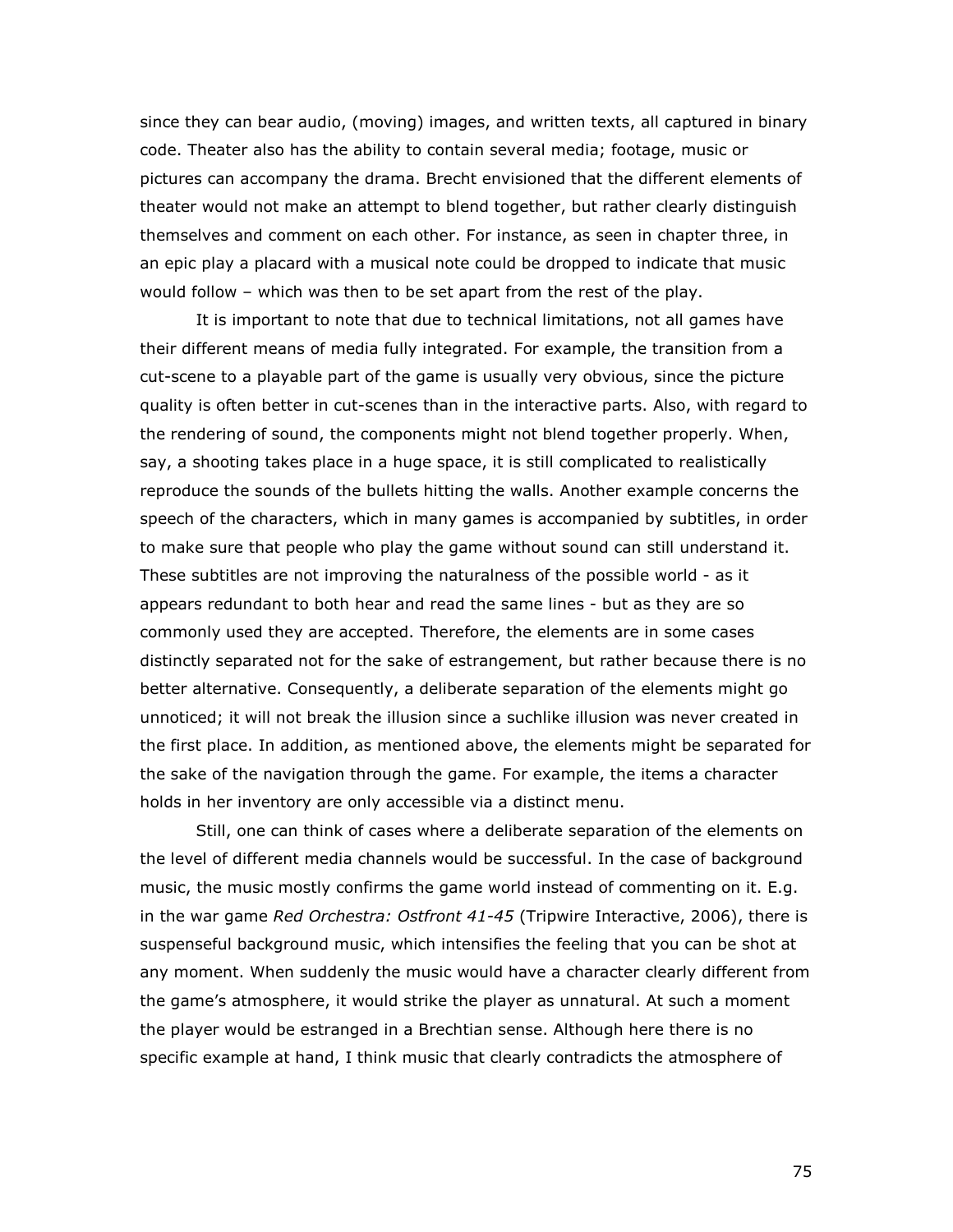since they can bear audio, (moving) images, and written texts, all captured in binary code. Theater also has the ability to contain several media; footage, music or pictures can accompany the drama. Brecht envisioned that the different elements of theater would not make an attempt to blend together, but rather clearly distinguish themselves and comment on each other. For instance, as seen in chapter three, in an epic play a placard with a musical note could be dropped to indicate that music would follow – which was then to be set apart from the rest of the play.

It is important to note that due to technical limitations, not all games have their different means of media fully integrated. For example, the transition from a cut-scene to a playable part of the game is usually very obvious, since the picture quality is often better in cut-scenes than in the interactive parts. Also, with regard to the rendering of sound, the components might not blend together properly. When, say, a shooting takes place in a huge space, it is still complicated to realistically reproduce the sounds of the bullets hitting the walls. Another example concerns the speech of the characters, which in many games is accompanied by subtitles, in order to make sure that people who play the game without sound can still understand it. These subtitles are not improving the naturalness of the possible world - as it appears redundant to both hear and read the same lines - but as they are so commonly used they are accepted. Therefore, the elements are in some cases distinctly separated not for the sake of estrangement, but rather because there is no better alternative. Consequently, a deliberate separation of the elements might go unnoticed; it will not break the illusion since a suchlike illusion was never created in the first place. In addition, as mentioned above, the elements might be separated for the sake of the navigation through the game. For example, the items a character holds in her inventory are only accessible via a distinct menu.

Still, one can think of cases where a deliberate separation of the elements on the level of different media channels would be successful. In the case of background music, the music mostly confirms the game world instead of commenting on it. E.g. in the war game *Red Orchestra: Ostfront 41-45* (Tripwire Interactive, 2006), there is suspenseful background music, which intensifies the feeling that you can be shot at any moment. When suddenly the music would have a character clearly different from the game's atmosphere, it would strike the player as unnatural. At such a moment the player would be estranged in a Brechtian sense. Although here there is no specific example at hand, I think music that clearly contradicts the atmosphere of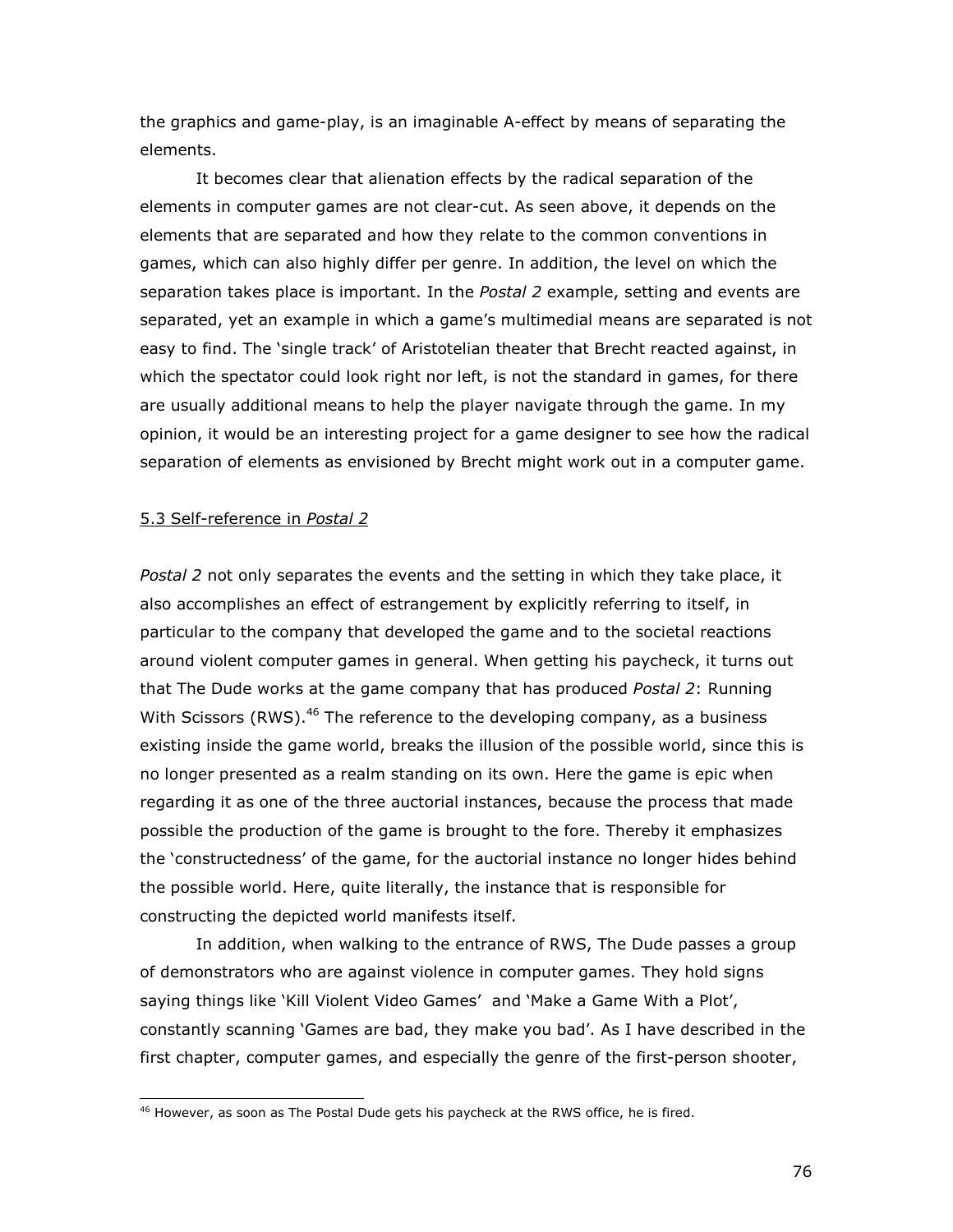the graphics and game-play, is an imaginable A-effect by means of separating the elements.

It becomes clear that alienation effects by the radical separation of the elements in computer games are not clear-cut. As seen above, it depends on the elements that are separated and how they relate to the common conventions in games, which can also highly differ per genre. In addition, the level on which the separation takes place is important. In the *Postal 2* example, setting and events are separated, yet an example in which a game's multimedial means are separated is not easy to find. The 'single track' of Aristotelian theater that Brecht reacted against, in which the spectator could look right nor left, is not the standard in games, for there are usually additional means to help the player navigate through the game. In my opinion, it would be an interesting project for a game designer to see how the radical separation of elements as envisioned by Brecht might work out in a computer game.

## 5.3 Self-reference in *Postal 2*

*Postal 2* not only separates the events and the setting in which they take place, it also accomplishes an effect of estrangement by explicitly referring to itself, in particular to the company that developed the game and to the societal reactions around violent computer games in general. When getting his paycheck, it turns out that The Dude works at the game company that has produced *Postal 2*: Running With Scissors (RWS).[46] The reference to the developing company, as a business existing inside the game world, breaks the illusion of the possible world, since this is no longer presented as a realm standing on its own. Here the game is epic when regarding it as one of the three auctorial instances, because the process that made possible the production of the game is brought to the fore. Thereby it emphasizes the 'constructedness' of the game, for the auctorial instance no longer hides behind the possible world. Here, quite literally, the instance that is responsible for constructing the depicted world manifests itself.

In addition, when walking to the entrance of RWS, The Dude passes a group of demonstrators who are against violence in computer games. They hold signs saying things like 'Kill Violent Video Games' and 'Make a Game With a Plot', constantly scanning 'Games are bad, they make you bad'. As I have described in the first chapter, computer games, and especially the genre of the first-person shooter,

[46] However, as soon as The Postal Dude gets his paycheck at the RWS office, he is fired.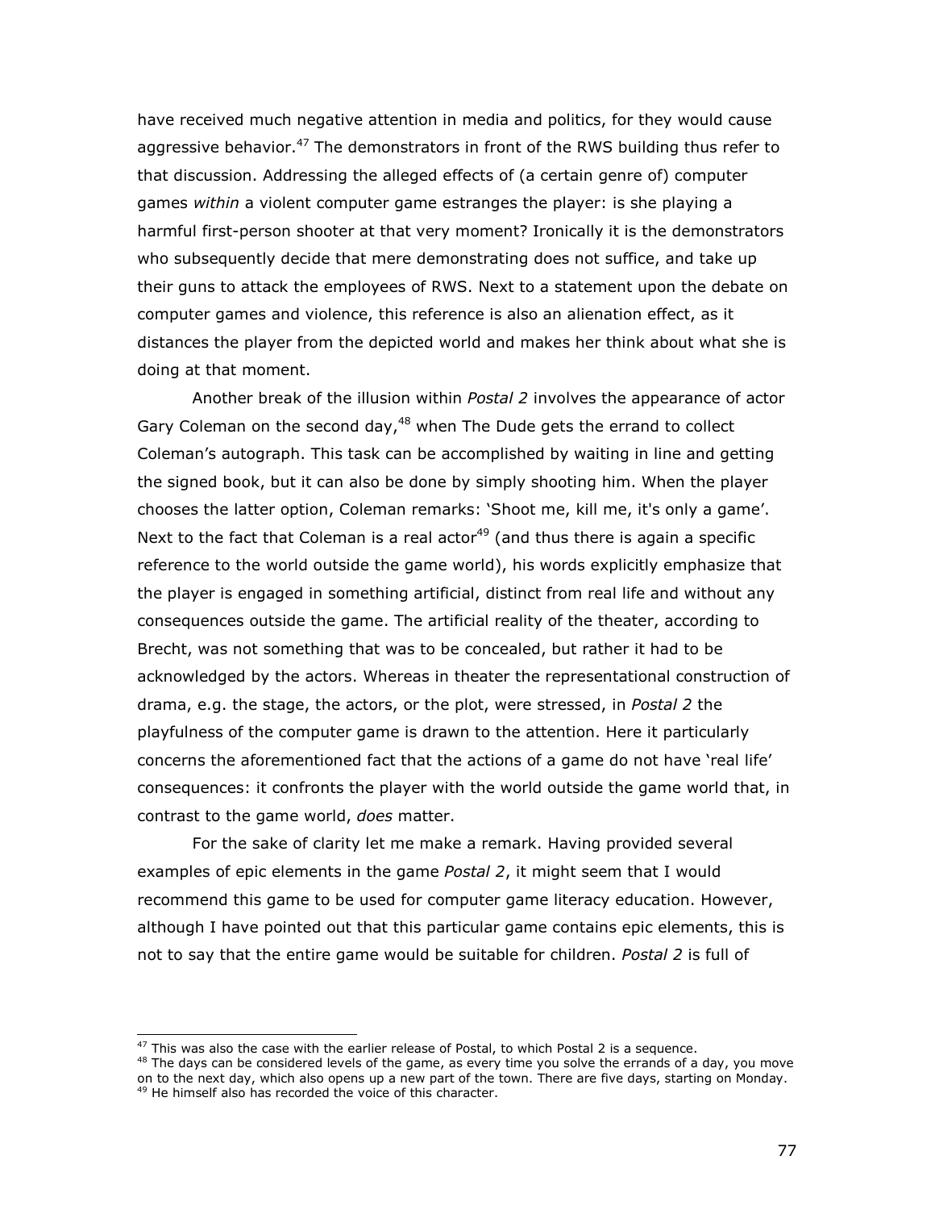have received much negative attention in media and politics, for they would cause aggressive behavior.[47] The demonstrators in front of the RWS building thus refer to that discussion. Addressing the alleged effects of (a certain genre of) computer games *within* a violent computer game estranges the player: is she playing a harmful first-person shooter at that very moment? Ironically it is the demonstrators who subsequently decide that mere demonstrating does not suffice, and take up their guns to attack the employees of RWS. Next to a statement upon the debate on computer games and violence, this reference is also an alienation effect, as it distances the player from the depicted world and makes her think about what she is doing at that moment.

Another break of the illusion within *Postal 2* involves the appearance of actor Gary Coleman on the second day,[48] when The Dude gets the errand to collect Coleman's autograph. This task can be accomplished by waiting in line and getting the signed book, but it can also be done by simply shooting him. When the player chooses the latter option, Coleman remarks: 'Shoot me, kill me, it's only a game'. Next to the fact that Coleman is a real actor[49] (and thus there is again a specific reference to the world outside the game world), his words explicitly emphasize that the player is engaged in something artificial, distinct from real life and without any consequences outside the game. The artificial reality of the theater, according to Brecht, was not something that was to be concealed, but rather it had to be acknowledged by the actors. Whereas in theater the representational construction of drama, e.g. the stage, the actors, or the plot, were stressed, in *Postal 2* the playfulness of the computer game is drawn to the attention. Here it particularly concerns the aforementioned fact that the actions of a game do not have 'real life' consequences: it confronts the player with the world outside the game world that, in contrast to the game world, *does* matter.

For the sake of clarity let me make a remark. Having provided several examples of epic elements in the game *Postal 2*, it might seem that I would recommend this game to be used for computer game literacy education. However, although I have pointed out that this particular game contains epic elements, this is not to say that the entire game would be suitable for children. *Postal 2* is full of

---

[47] This was also the case with the earlier release of Postal, to which Postal 2 is a sequence.

[48] The days can be considered levels of the game, as every time you solve the errands of a day, you move on to the next day, which also opens up a new part of the town. There are five days, starting on Monday.

[49] He himself also has recorded the voice of this character.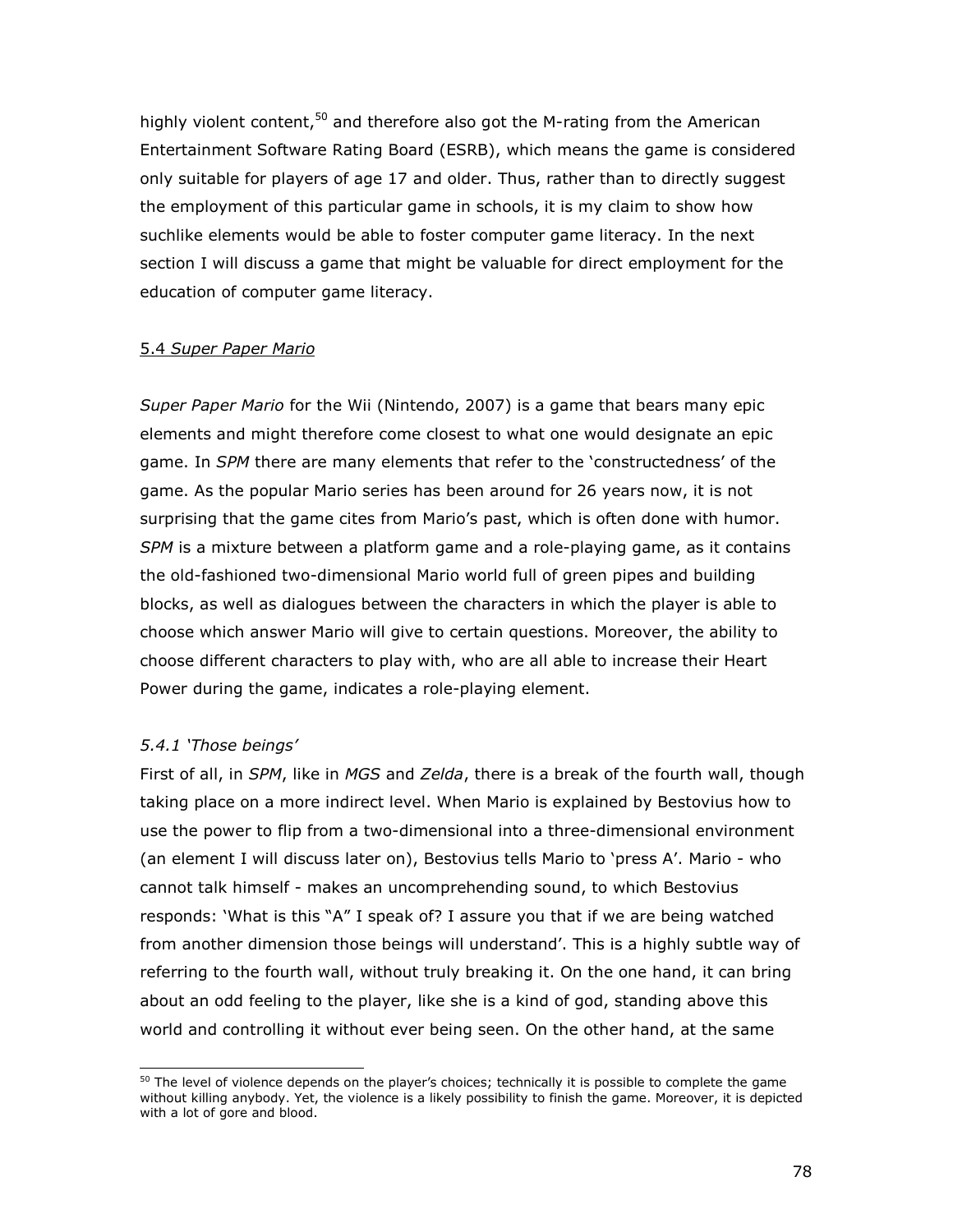highly violent content,[50] and therefore also got the M-rating from the American Entertainment Software Rating Board (ESRB), which means the game is considered only suitable for players of age 17 and older. Thus, rather than to directly suggest the employment of this particular game in schools, it is my claim to show how suchlike elements would be able to foster computer game literacy. In the next section I will discuss a game that might be valuable for direct employment for the education of computer game literacy.

### 5.4 *Super Paper Mario*

*Super Paper Mario* for the Wii (Nintendo, 2007) is a game that bears many epic elements and might therefore come closest to what one would designate an epic game. In *SPM* there are many elements that refer to the 'constructedness' of the game. As the popular Mario series has been around for 26 years now, it is not surprising that the game cites from Mario's past, which is often done with humor. *SPM* is a mixture between a platform game and a role-playing game, as it contains the old-fashioned two-dimensional Mario world full of green pipes and building blocks, as well as dialogues between the characters in which the player is able to choose which answer Mario will give to certain questions. Moreover, the ability to choose different characters to play with, who are all able to increase their Heart Power during the game, indicates a role-playing element.

#### *5.4.1 'Those beings'*

First of all, in *SPM*, like in *MGS* and *Zelda*, there is a break of the fourth wall, though taking place on a more indirect level. When Mario is explained by Bestovius how to use the power to flip from a two-dimensional into a three-dimensional environment (an element I will discuss later on), Bestovius tells Mario to 'press A'. Mario - who cannot talk himself - makes an uncomprehending sound, to which Bestovius responds: 'What is this "A" I speak of? I assure you that if we are being watched from another dimension those beings will understand'. This is a highly subtle way of referring to the fourth wall, without truly breaking it. On the one hand, it can bring about an odd feeling to the player, like she is a kind of god, standing above this world and controlling it without ever being seen. On the other hand, at the same

---

[50] The level of violence depends on the player's choices; technically it is possible to complete the game without killing anybody. Yet, the violence is a likely possibility to finish the game. Moreover, it is depicted with a lot of gore and blood.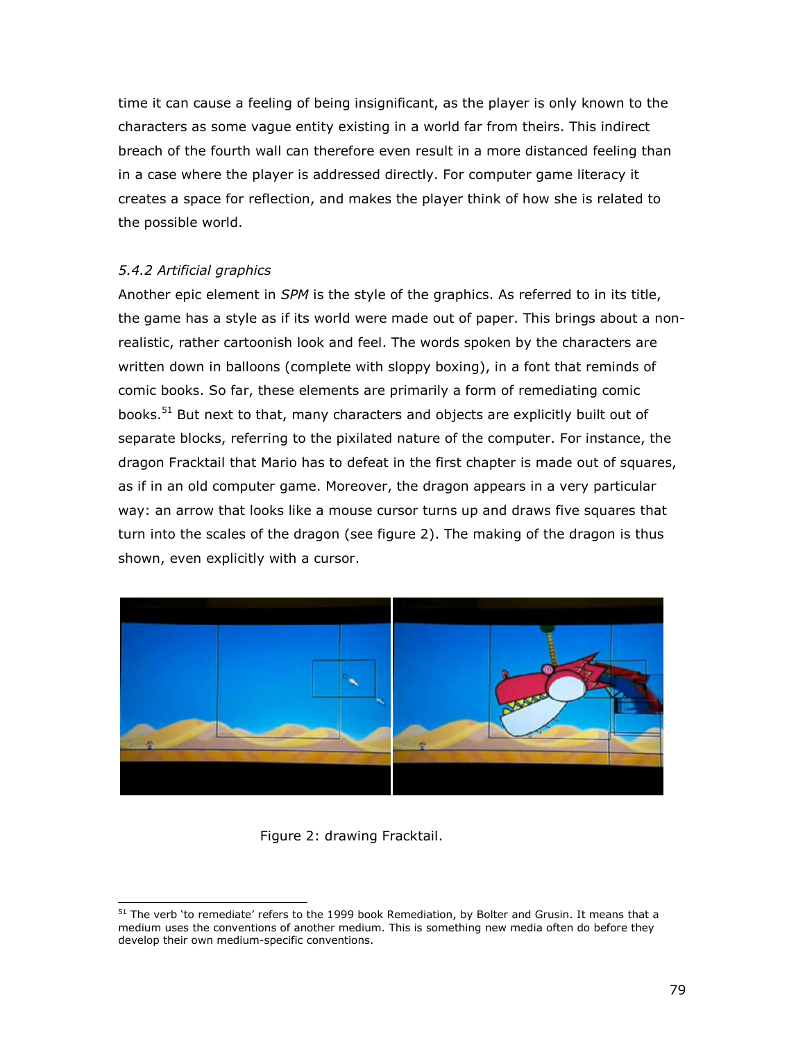time it can cause a feeling of being insignificant, as the player is only known to the characters as some vague entity existing in a world far from theirs. This indirect breach of the fourth wall can therefore even result in a more distanced feeling than in a case where the player is addressed directly. For computer game literacy it creates a space for reflection, and makes the player think of how she is related to the possible world.

### *5.4.2 Artificial graphics*

Another epic element in *SPM* is the style of the graphics. As referred to in its title, the game has a style as if its world were made out of paper. This brings about a non-realistic, rather cartoonish look and feel. The words spoken by the characters are written down in balloons (complete with sloppy boxing), in a font that reminds of comic books. So far, these elements are primarily a form of remediating comic books.[51] But next to that, many characters and objects are explicitly built out of separate blocks, referring to the pixilated nature of the computer. For instance, the dragon Fracktail that Mario has to defeat in the first chapter is made out of squares, as if in an old computer game. Moreover, the dragon appears in a very particular way: an arrow that looks like a mouse cursor turns up and draws five squares that turn into the scales of the dragon (see figure 2). The making of the dragon is thus shown, even explicitly with a cursor.

Figure 2: drawing Fracktail.

[51] The verb 'to remediate' refers to the 1999 book Remediation, by Bolter and Grusin. It means that a medium uses the conventions of another medium. This is something new media often do before they develop their own medium-specific conventions.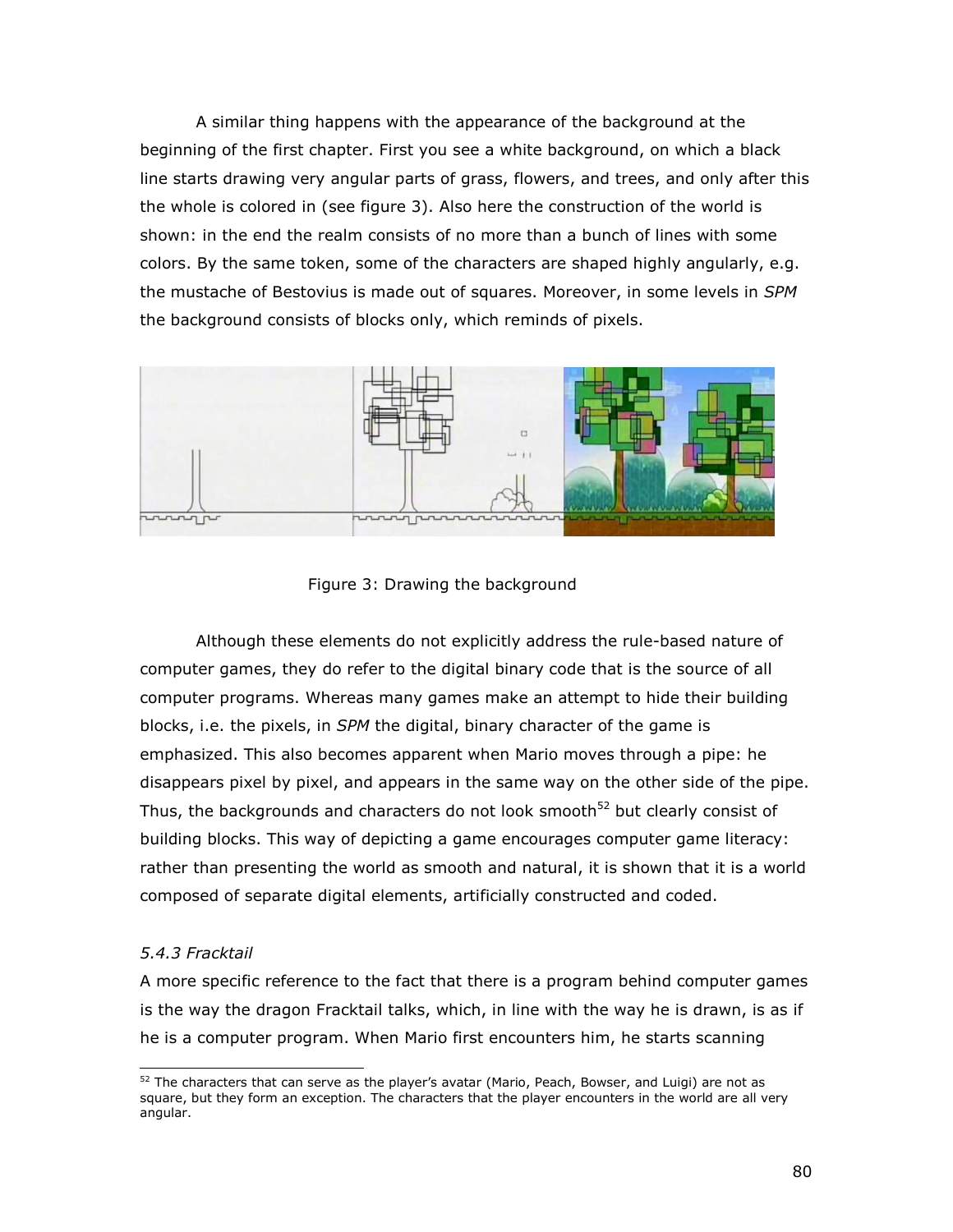A similar thing happens with the appearance of the background at the beginning of the first chapter. First you see a white background, on which a black line starts drawing very angular parts of grass, flowers, and trees, and only after this the whole is colored in (see figure 3). Also here the construction of the world is shown: in the end the realm consists of no more than a bunch of lines with some colors. By the same token, some of the characters are shaped highly angularly, e.g. the mustache of Bestovius is made out of squares. Moreover, in some levels in *SPM* the background consists of blocks only, which reminds of pixels.

Figure 3: Drawing the background

Although these elements do not explicitly address the rule-based nature of computer games, they do refer to the digital binary code that is the source of all computer programs. Whereas many games make an attempt to hide their building blocks, i.e. the pixels, in *SPM* the digital, binary character of the game is emphasized. This also becomes apparent when Mario moves through a pipe: he disappears pixel by pixel, and appears in the same way on the other side of the pipe. Thus, the backgrounds and characters do not look smooth[52] but clearly consist of building blocks. This way of depicting a game encourages computer game literacy: rather than presenting the world as smooth and natural, it is shown that it is a world composed of separate digital elements, artificially constructed and coded.

### *5.4.3 Fracktail*

A more specific reference to the fact that there is a program behind computer games is the way the dragon Fracktail talks, which, in line with the way he is drawn, is as if he is a computer program. When Mario first encounters him, he starts scanning

[52] The characters that can serve as the player's avatar (Mario, Peach, Bowser, and Luigi) are not as square, but they form an exception. The characters that the player encounters in the world are all very angular.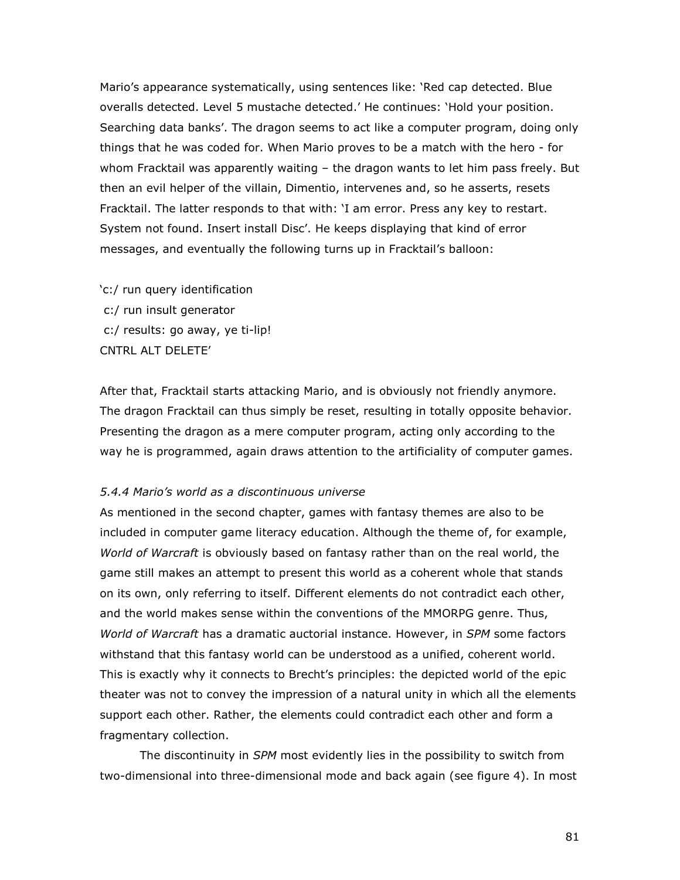Mario's appearance systematically, using sentences like: 'Red cap detected. Blue overalls detected. Level 5 mustache detected.' He continues: 'Hold your position. Searching data banks'. The dragon seems to act like a computer program, doing only things that he was coded for. When Mario proves to be a match with the hero - for whom Fracktail was apparently waiting – the dragon wants to let him pass freely. But then an evil helper of the villain, Dimentio, intervenes and, so he asserts, resets Fracktail. The latter responds to that with: 'I am error. Press any key to restart. System not found. Insert install Disc'. He keeps displaying that kind of error messages, and eventually the following turns up in Fracktail's balloon:

'c:/ run query identification
 c:/ run insult generator
 c:/ results: go away, ye ti-lip!
CNTRL ALT DELETE'

After that, Fracktail starts attacking Mario, and is obviously not friendly anymore. The dragon Fracktail can thus simply be reset, resulting in totally opposite behavior. Presenting the dragon as a mere computer program, acting only according to the way he is programmed, again draws attention to the artificiality of computer games.

#### *5.4.4 Mario's world as a discontinuous universe*

As mentioned in the second chapter, games with fantasy themes are also to be included in computer game literacy education. Although the theme of, for example, *World of Warcraft* is obviously based on fantasy rather than on the real world, the game still makes an attempt to present this world as a coherent whole that stands on its own, only referring to itself. Different elements do not contradict each other, and the world makes sense within the conventions of the MMORPG genre. Thus, *World of Warcraft* has a dramatic auctorial instance. However, in *SPM* some factors withstand that this fantasy world can be understood as a unified, coherent world. This is exactly why it connects to Brecht's principles: the depicted world of the epic theater was not to convey the impression of a natural unity in which all the elements support each other. Rather, the elements could contradict each other and form a fragmentary collection.

The discontinuity in *SPM* most evidently lies in the possibility to switch from two-dimensional into three-dimensional mode and back again (see figure 4). In most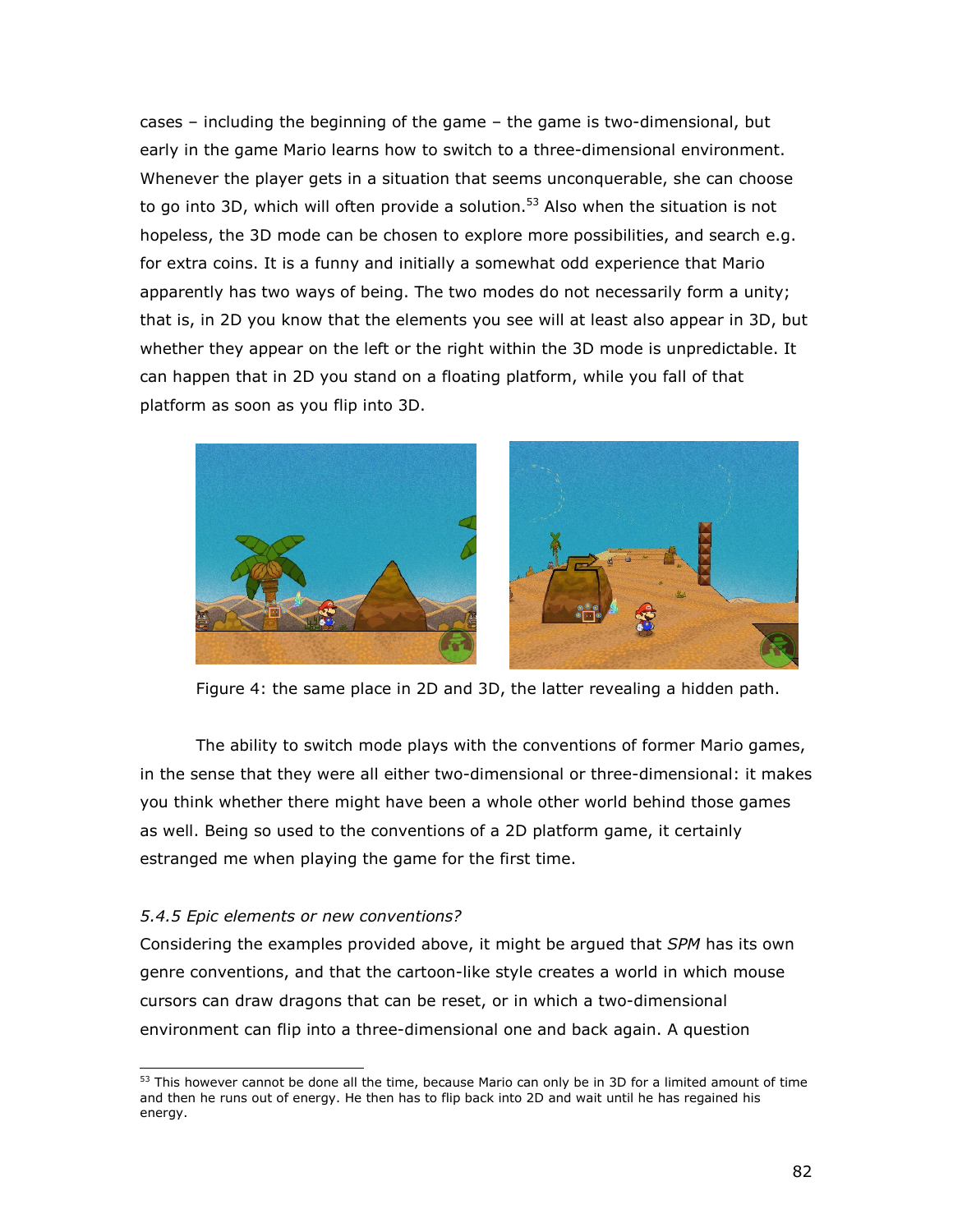cases – including the beginning of the game – the game is two-dimensional, but early in the game Mario learns how to switch to a three-dimensional environment. Whenever the player gets in a situation that seems unconquerable, she can choose to go into 3D, which will often provide a solution.[53] Also when the situation is not hopeless, the 3D mode can be chosen to explore more possibilities, and search e.g. for extra coins. It is a funny and initially a somewhat odd experience that Mario apparently has two ways of being. The two modes do not necessarily form a unity; that is, in 2D you know that the elements you see will at least also appear in 3D, but whether they appear on the left or the right within the 3D mode is unpredictable. It can happen that in 2D you stand on a floating platform, while you fall of that platform as soon as you flip into 3D.

Figure 4: the same place in 2D and 3D, the latter revealing a hidden path.

The ability to switch mode plays with the conventions of former Mario games, in the sense that they were all either two-dimensional or three-dimensional: it makes you think whether there might have been a whole other world behind those games as well. Being so used to the conventions of a 2D platform game, it certainly estranged me when playing the game for the first time.

### *5.4.5 Epic elements or new conventions?*

Considering the examples provided above, it might be argued that *SPM* has its own genre conventions, and that the cartoon-like style creates a world in which mouse cursors can draw dragons that can be reset, or in which a two-dimensional environment can flip into a three-dimensional one and back again. A question

[53] This however cannot be done all the time, because Mario can only be in 3D for a limited amount of time and then he runs out of energy. He then has to flip back into 2D and wait until he has regained his energy.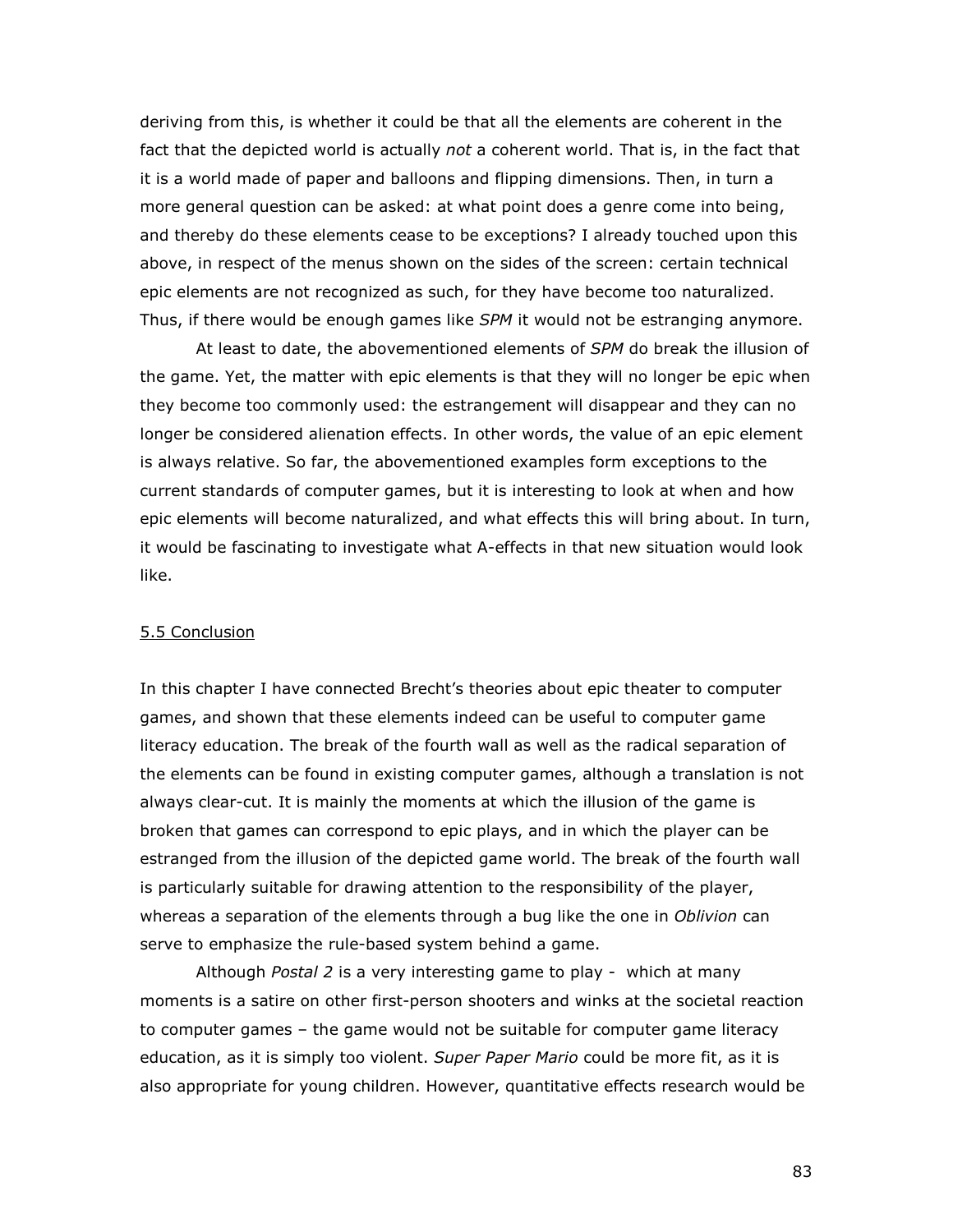deriving from this, is whether it could be that all the elements are coherent in the fact that the depicted world is actually *not* a coherent world. That is, in the fact that it is a world made of paper and balloons and flipping dimensions. Then, in turn a more general question can be asked: at what point does a genre come into being, and thereby do these elements cease to be exceptions? I already touched upon this above, in respect of the menus shown on the sides of the screen: certain technical epic elements are not recognized as such, for they have become too naturalized. Thus, if there would be enough games like *SPM* it would not be estranging anymore.

At least to date, the abovementioned elements of *SPM* do break the illusion of the game. Yet, the matter with epic elements is that they will no longer be epic when they become too commonly used: the estrangement will disappear and they can no longer be considered alienation effects. In other words, the value of an epic element is always relative. So far, the abovementioned examples form exceptions to the current standards of computer games, but it is interesting to look at when and how epic elements will become naturalized, and what effects this will bring about. In turn, it would be fascinating to investigate what A-effects in that new situation would look like.

## 5.5 Conclusion

In this chapter I have connected Brecht's theories about epic theater to computer games, and shown that these elements indeed can be useful to computer game literacy education. The break of the fourth wall as well as the radical separation of the elements can be found in existing computer games, although a translation is not always clear-cut. It is mainly the moments at which the illusion of the game is broken that games can correspond to epic plays, and in which the player can be estranged from the illusion of the depicted game world. The break of the fourth wall is particularly suitable for drawing attention to the responsibility of the player, whereas a separation of the elements through a bug like the one in *Oblivion* can serve to emphasize the rule-based system behind a game.

Although *Postal 2* is a very interesting game to play - which at many moments is a satire on other first-person shooters and winks at the societal reaction to computer games – the game would not be suitable for computer game literacy education, as it is simply too violent. *Super Paper Mario* could be more fit, as it is also appropriate for young children. However, quantitative effects research would be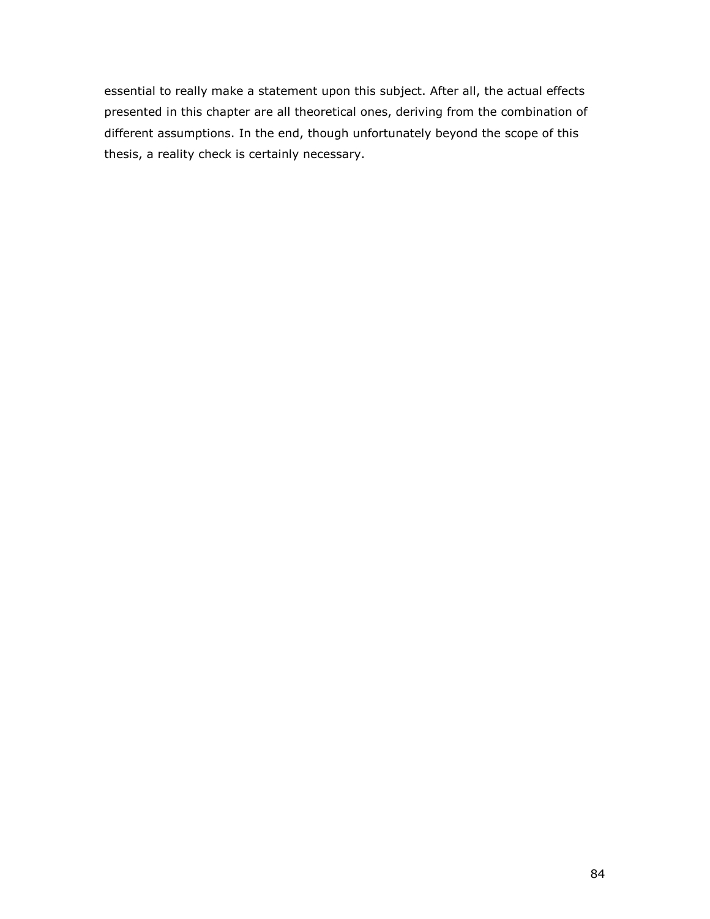essential to really make a statement upon this subject. After all, the actual effects presented in this chapter are all theoretical ones, deriving from the combination of different assumptions. In the end, though unfortunately beyond the scope of this thesis, a reality check is certainly necessary.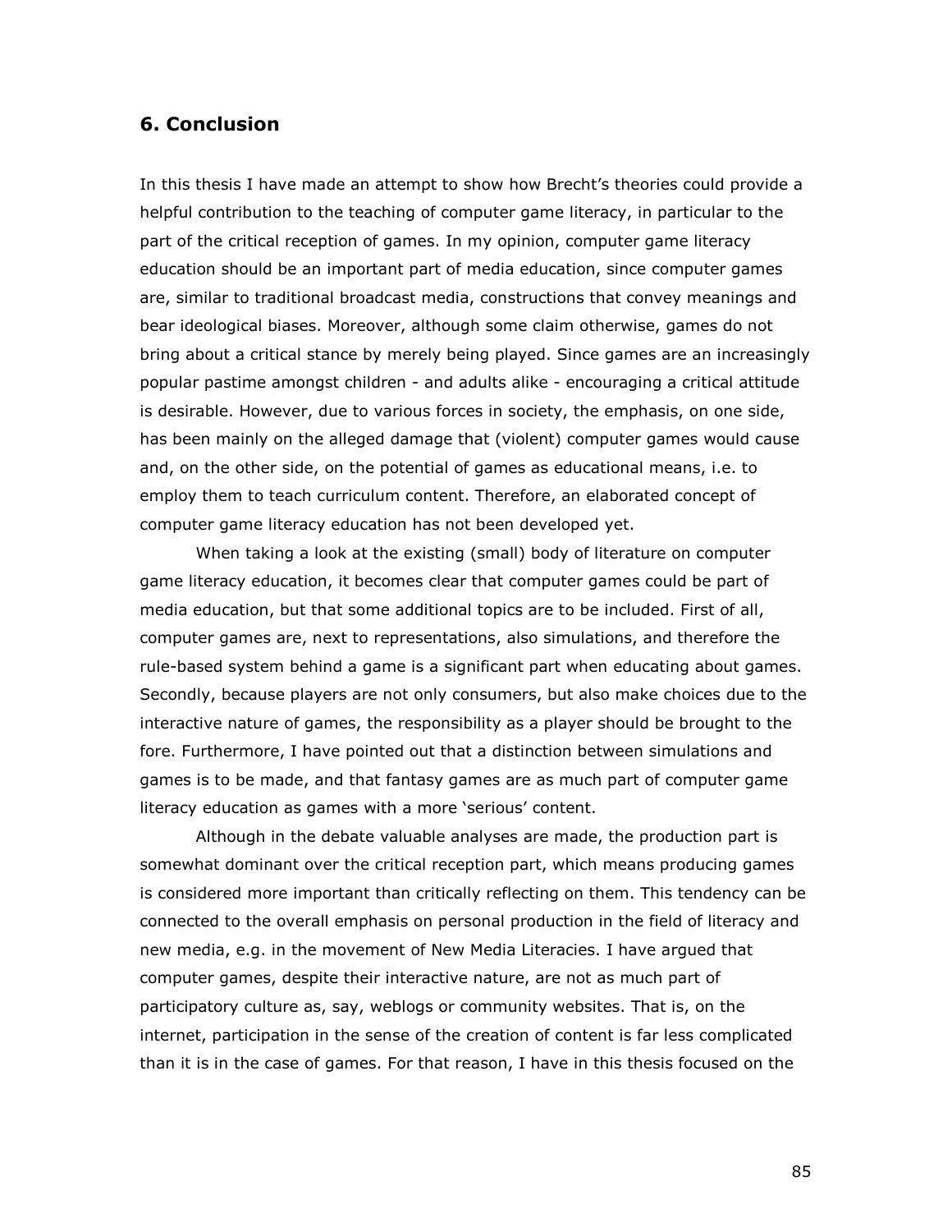## 6. Conclusion

In this thesis I have made an attempt to show how Brecht's theories could provide a helpful contribution to the teaching of computer game literacy, in particular to the part of the critical reception of games. In my opinion, computer game literacy education should be an important part of media education, since computer games are, similar to traditional broadcast media, constructions that convey meanings and bear ideological biases. Moreover, although some claim otherwise, games do not bring about a critical stance by merely being played. Since games are an increasingly popular pastime amongst children - and adults alike - encouraging a critical attitude is desirable. However, due to various forces in society, the emphasis, on one side, has been mainly on the alleged damage that (violent) computer games would cause and, on the other side, on the potential of games as educational means, i.e. to employ them to teach curriculum content. Therefore, an elaborated concept of computer game literacy education has not been developed yet.

When taking a look at the existing (small) body of literature on computer game literacy education, it becomes clear that computer games could be part of media education, but that some additional topics are to be included. First of all, computer games are, next to representations, also simulations, and therefore the rule-based system behind a game is a significant part when educating about games. Secondly, because players are not only consumers, but also make choices due to the interactive nature of games, the responsibility as a player should be brought to the fore. Furthermore, I have pointed out that a distinction between simulations and games is to be made, and that fantasy games are as much part of computer game literacy education as games with a more 'serious' content.

Although in the debate valuable analyses are made, the production part is somewhat dominant over the critical reception part, which means producing games is considered more important than critically reflecting on them. This tendency can be connected to the overall emphasis on personal production in the field of literacy and new media, e.g. in the movement of New Media Literacies. I have argued that computer games, despite their interactive nature, are not as much part of participatory culture as, say, weblogs or community websites. That is, on the internet, participation in the sense of the creation of content is far less complicated than it is in the case of games. For that reason, I have in this thesis focused on the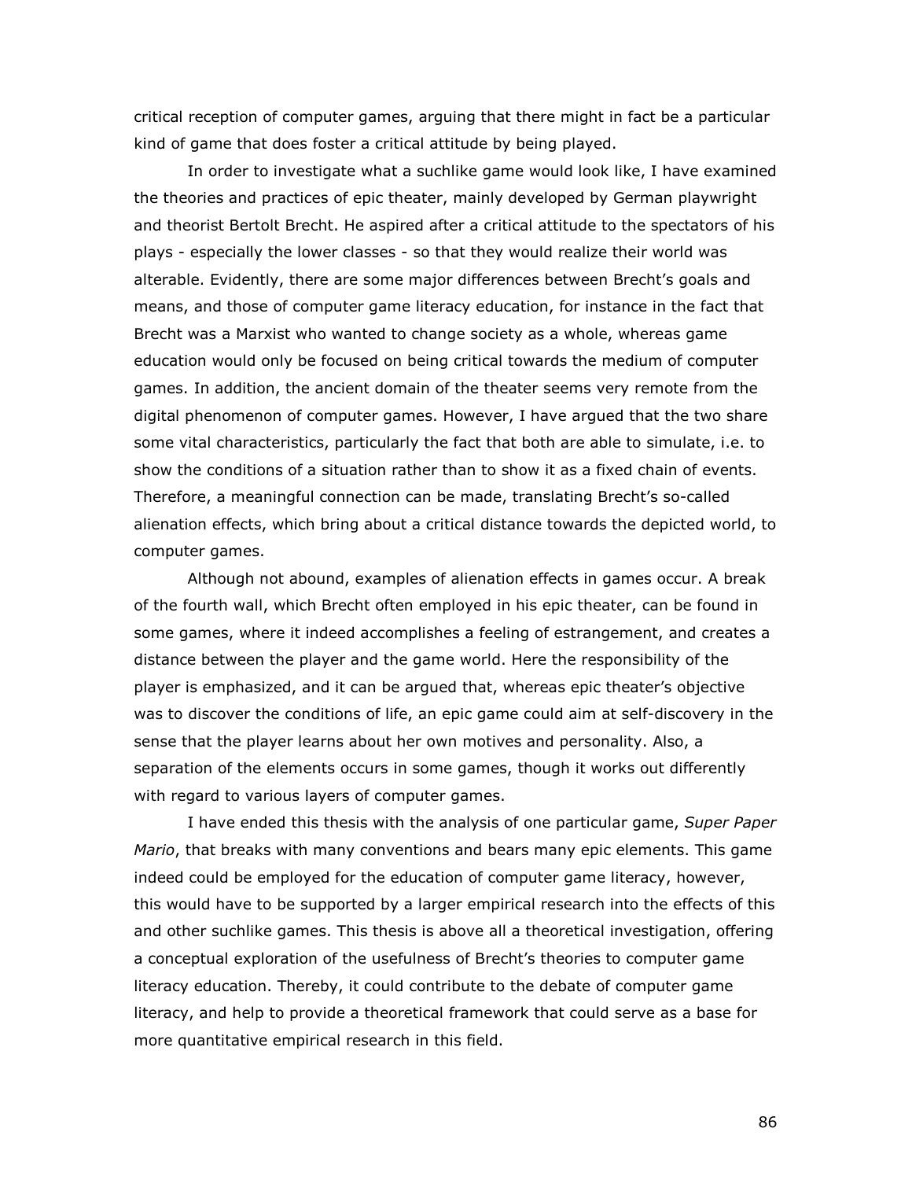critical reception of computer games, arguing that there might in fact be a particular kind of game that does foster a critical attitude by being played.

In order to investigate what a suchlike game would look like, I have examined the theories and practices of epic theater, mainly developed by German playwright and theorist Bertolt Brecht. He aspired after a critical attitude to the spectators of his plays - especially the lower classes - so that they would realize their world was alterable. Evidently, there are some major differences between Brecht's goals and means, and those of computer game literacy education, for instance in the fact that Brecht was a Marxist who wanted to change society as a whole, whereas game education would only be focused on being critical towards the medium of computer games. In addition, the ancient domain of the theater seems very remote from the digital phenomenon of computer games. However, I have argued that the two share some vital characteristics, particularly the fact that both are able to simulate, i.e. to show the conditions of a situation rather than to show it as a fixed chain of events. Therefore, a meaningful connection can be made, translating Brecht's so-called alienation effects, which bring about a critical distance towards the depicted world, to computer games.

Although not abound, examples of alienation effects in games occur. A break of the fourth wall, which Brecht often employed in his epic theater, can be found in some games, where it indeed accomplishes a feeling of estrangement, and creates a distance between the player and the game world. Here the responsibility of the player is emphasized, and it can be argued that, whereas epic theater's objective was to discover the conditions of life, an epic game could aim at self-discovery in the sense that the player learns about her own motives and personality. Also, a separation of the elements occurs in some games, though it works out differently with regard to various layers of computer games.

I have ended this thesis with the analysis of one particular game, *Super Paper Mario*, that breaks with many conventions and bears many epic elements. This game indeed could be employed for the education of computer game literacy, however, this would have to be supported by a larger empirical research into the effects of this and other suchlike games. This thesis is above all a theoretical investigation, offering a conceptual exploration of the usefulness of Brecht's theories to computer game literacy education. Thereby, it could contribute to the debate of computer game literacy, and help to provide a theoretical framework that could serve as a base for more quantitative empirical research in this field.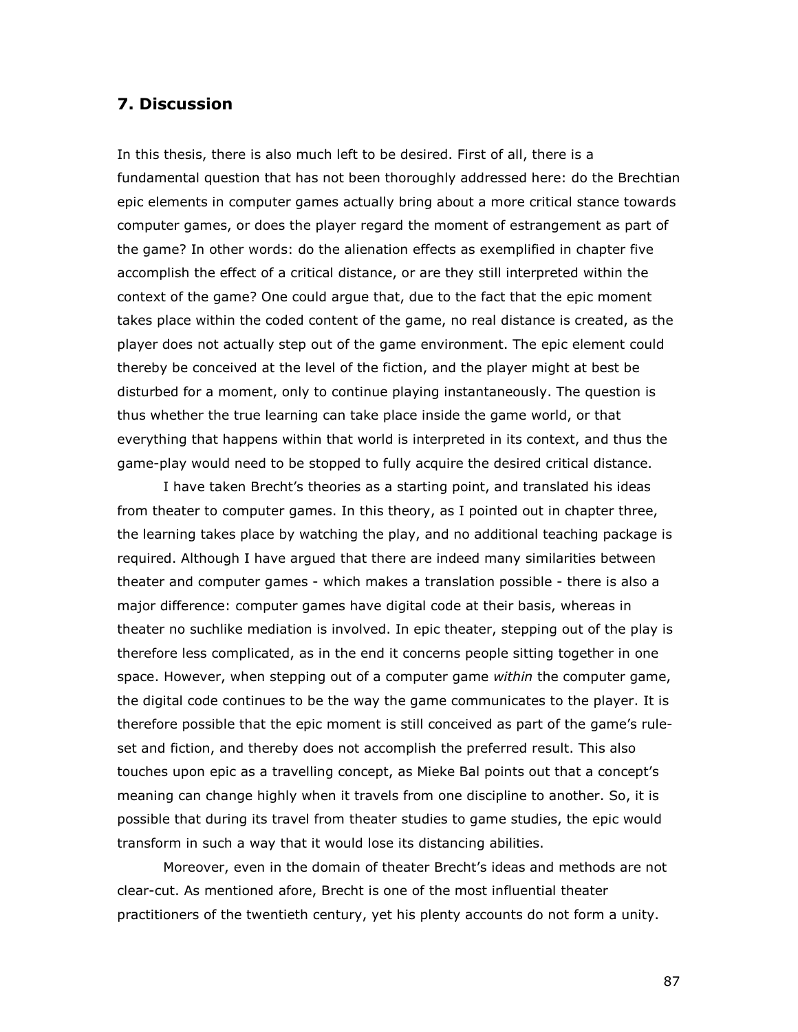## 7. Discussion

In this thesis, there is also much left to be desired. First of all, there is a fundamental question that has not been thoroughly addressed here: do the Brechtian epic elements in computer games actually bring about a more critical stance towards computer games, or does the player regard the moment of estrangement as part of the game? In other words: do the alienation effects as exemplified in chapter five accomplish the effect of a critical distance, or are they still interpreted within the context of the game? One could argue that, due to the fact that the epic moment takes place within the coded content of the game, no real distance is created, as the player does not actually step out of the game environment. The epic element could thereby be conceived at the level of the fiction, and the player might at best be disturbed for a moment, only to continue playing instantaneously. The question is thus whether the true learning can take place inside the game world, or that everything that happens within that world is interpreted in its context, and thus the game-play would need to be stopped to fully acquire the desired critical distance.

I have taken Brecht's theories as a starting point, and translated his ideas from theater to computer games. In this theory, as I pointed out in chapter three, the learning takes place by watching the play, and no additional teaching package is required. Although I have argued that there are indeed many similarities between theater and computer games - which makes a translation possible - there is also a major difference: computer games have digital code at their basis, whereas in theater no suchlike mediation is involved. In epic theater, stepping out of the play is therefore less complicated, as in the end it concerns people sitting together in one space. However, when stepping out of a computer game *within* the computer game, the digital code continues to be the way the game communicates to the player. It is therefore possible that the epic moment is still conceived as part of the game's rule-set and fiction, and thereby does not accomplish the preferred result. This also touches upon epic as a travelling concept, as Mieke Bal points out that a concept's meaning can change highly when it travels from one discipline to another. So, it is possible that during its travel from theater studies to game studies, the epic would transform in such a way that it would lose its distancing abilities.

Moreover, even in the domain of theater Brecht's ideas and methods are not clear-cut. As mentioned afore, Brecht is one of the most influential theater practitioners of the twentieth century, yet his plenty accounts do not form a unity.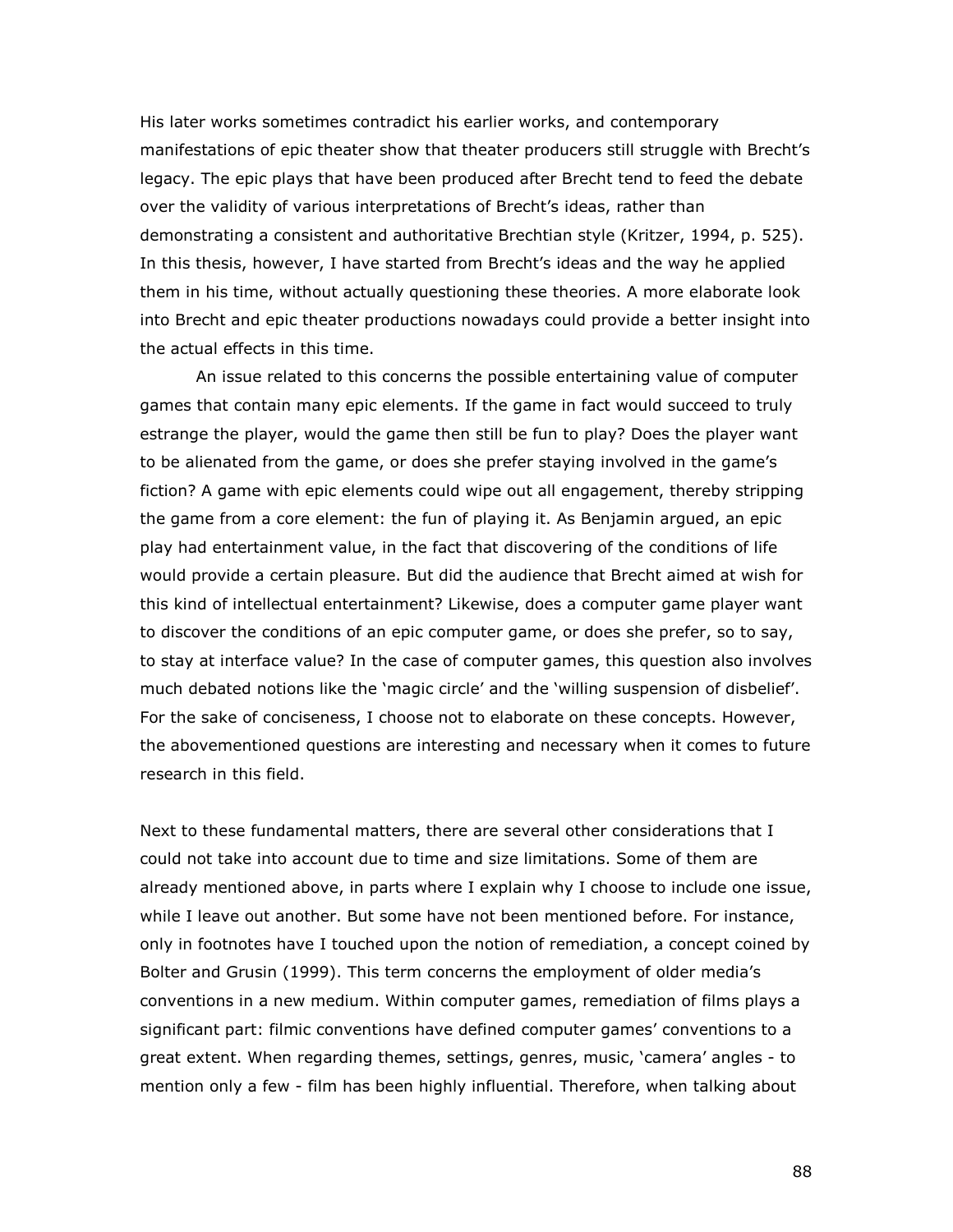His later works sometimes contradict his earlier works, and contemporary manifestations of epic theater show that theater producers still struggle with Brecht's legacy. The epic plays that have been produced after Brecht tend to feed the debate over the validity of various interpretations of Brecht's ideas, rather than demonstrating a consistent and authoritative Brechtian style (Kritzer, 1994, p. 525). In this thesis, however, I have started from Brecht's ideas and the way he applied them in his time, without actually questioning these theories. A more elaborate look into Brecht and epic theater productions nowadays could provide a better insight into the actual effects in this time.

An issue related to this concerns the possible entertaining value of computer games that contain many epic elements. If the game in fact would succeed to truly estrange the player, would the game then still be fun to play? Does the player want to be alienated from the game, or does she prefer staying involved in the game's fiction? A game with epic elements could wipe out all engagement, thereby stripping the game from a core element: the fun of playing it. As Benjamin argued, an epic play had entertainment value, in the fact that discovering of the conditions of life would provide a certain pleasure. But did the audience that Brecht aimed at wish for this kind of intellectual entertainment? Likewise, does a computer game player want to discover the conditions of an epic computer game, or does she prefer, so to say, to stay at interface value? In the case of computer games, this question also involves much debated notions like the 'magic circle' and the 'willing suspension of disbelief'. For the sake of conciseness, I choose not to elaborate on these concepts. However, the abovementioned questions are interesting and necessary when it comes to future research in this field.

Next to these fundamental matters, there are several other considerations that I could not take into account due to time and size limitations. Some of them are already mentioned above, in parts where I explain why I choose to include one issue, while I leave out another. But some have not been mentioned before. For instance, only in footnotes have I touched upon the notion of remediation, a concept coined by Bolter and Grusin (1999). This term concerns the employment of older media's conventions in a new medium. Within computer games, remediation of films plays a significant part: filmic conventions have defined computer games' conventions to a great extent. When regarding themes, settings, genres, music, 'camera' angles - to mention only a few - film has been highly influential. Therefore, when talking about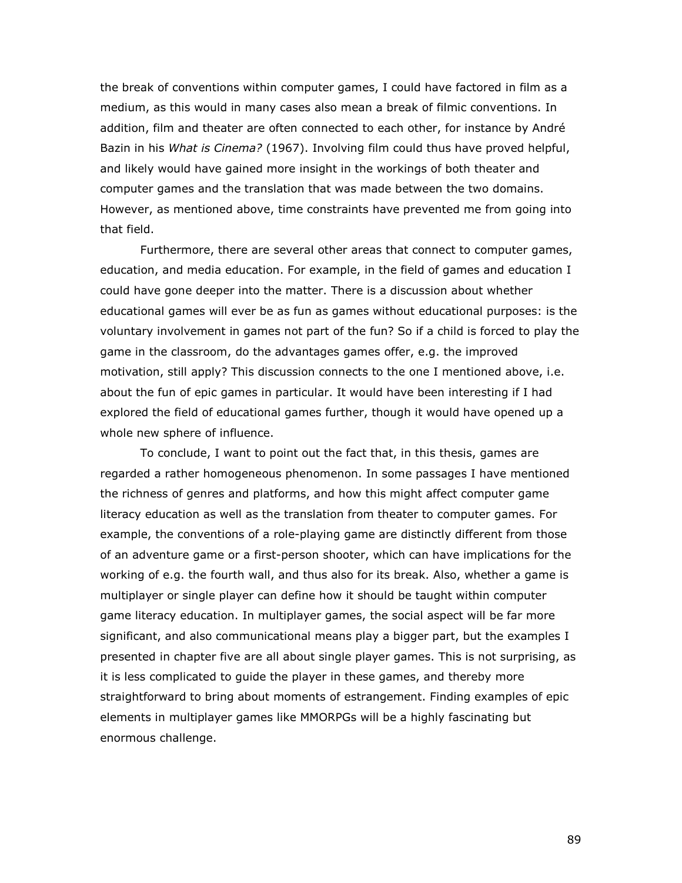the break of conventions within computer games, I could have factored in film as a medium, as this would in many cases also mean a break of filmic conventions. In addition, film and theater are often connected to each other, for instance by André Bazin in his *What is Cinema?* (1967). Involving film could thus have proved helpful, and likely would have gained more insight in the workings of both theater and computer games and the translation that was made between the two domains. However, as mentioned above, time constraints have prevented me from going into that field.

Furthermore, there are several other areas that connect to computer games, education, and media education. For example, in the field of games and education I could have gone deeper into the matter. There is a discussion about whether educational games will ever be as fun as games without educational purposes: is the voluntary involvement in games not part of the fun? So if a child is forced to play the game in the classroom, do the advantages games offer, e.g. the improved motivation, still apply? This discussion connects to the one I mentioned above, i.e. about the fun of epic games in particular. It would have been interesting if I had explored the field of educational games further, though it would have opened up a whole new sphere of influence.

To conclude, I want to point out the fact that, in this thesis, games are regarded a rather homogeneous phenomenon. In some passages I have mentioned the richness of genres and platforms, and how this might affect computer game literacy education as well as the translation from theater to computer games. For example, the conventions of a role-playing game are distinctly different from those of an adventure game or a first-person shooter, which can have implications for the working of e.g. the fourth wall, and thus also for its break. Also, whether a game is multiplayer or single player can define how it should be taught within computer game literacy education. In multiplayer games, the social aspect will be far more significant, and also communicational means play a bigger part, but the examples I presented in chapter five are all about single player games. This is not surprising, as it is less complicated to guide the player in these games, and thereby more straightforward to bring about moments of estrangement. Finding examples of epic elements in multiplayer games like MMORPGs will be a highly fascinating but enormous challenge.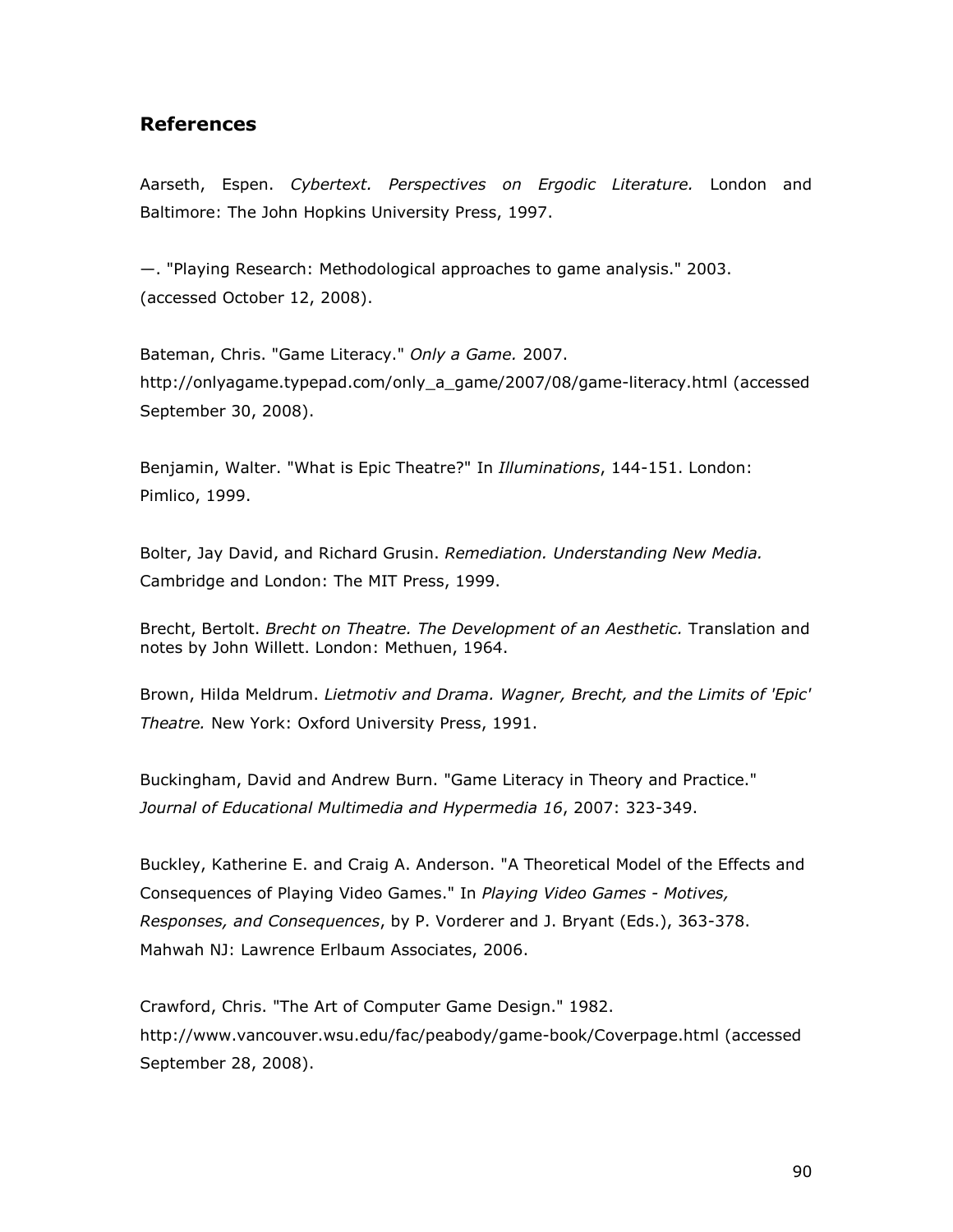## References

Aarseth, Espen. *Cybertext. Perspectives on Ergodic Literature.* London and Baltimore: The John Hopkins University Press, 1997.

—. "Playing Research: Methodological approaches to game analysis." 2003. (accessed October 12, 2008).

Bateman, Chris. "Game Literacy." *Only a Game.* 2007. http://onlyagame.typepad.com/only_a_game/2007/08/game-literacy.html (accessed September 30, 2008).

Benjamin, Walter. "What is Epic Theatre?" In *Illuminations*, 144-151. London: Pimlico, 1999.

Bolter, Jay David, and Richard Grusin. *Remediation. Understanding New Media.* Cambridge and London: The MIT Press, 1999.

Brecht, Bertolt. *Brecht on Theatre. The Development of an Aesthetic.* Translation and notes by John Willett. London: Methuen, 1964.

Brown, Hilda Meldrum. *Lietmotiv and Drama. Wagner, Brecht, and the Limits of 'Epic' Theatre.* New York: Oxford University Press, 1991.

Buckingham, David and Andrew Burn. "Game Literacy in Theory and Practice." *Journal of Educational Multimedia and Hypermedia 16*, 2007: 323-349.

Buckley, Katherine E. and Craig A. Anderson. "A Theoretical Model of the Effects and Consequences of Playing Video Games." In *Playing Video Games - Motives, Responses, and Consequences*, by P. Vorderer and J. Bryant (Eds.), 363-378. Mahwah NJ: Lawrence Erlbaum Associates, 2006.

Crawford, Chris. "The Art of Computer Game Design." 1982. http://www.vancouver.wsu.edu/fac/peabody/game-book/Coverpage.html (accessed September 28, 2008).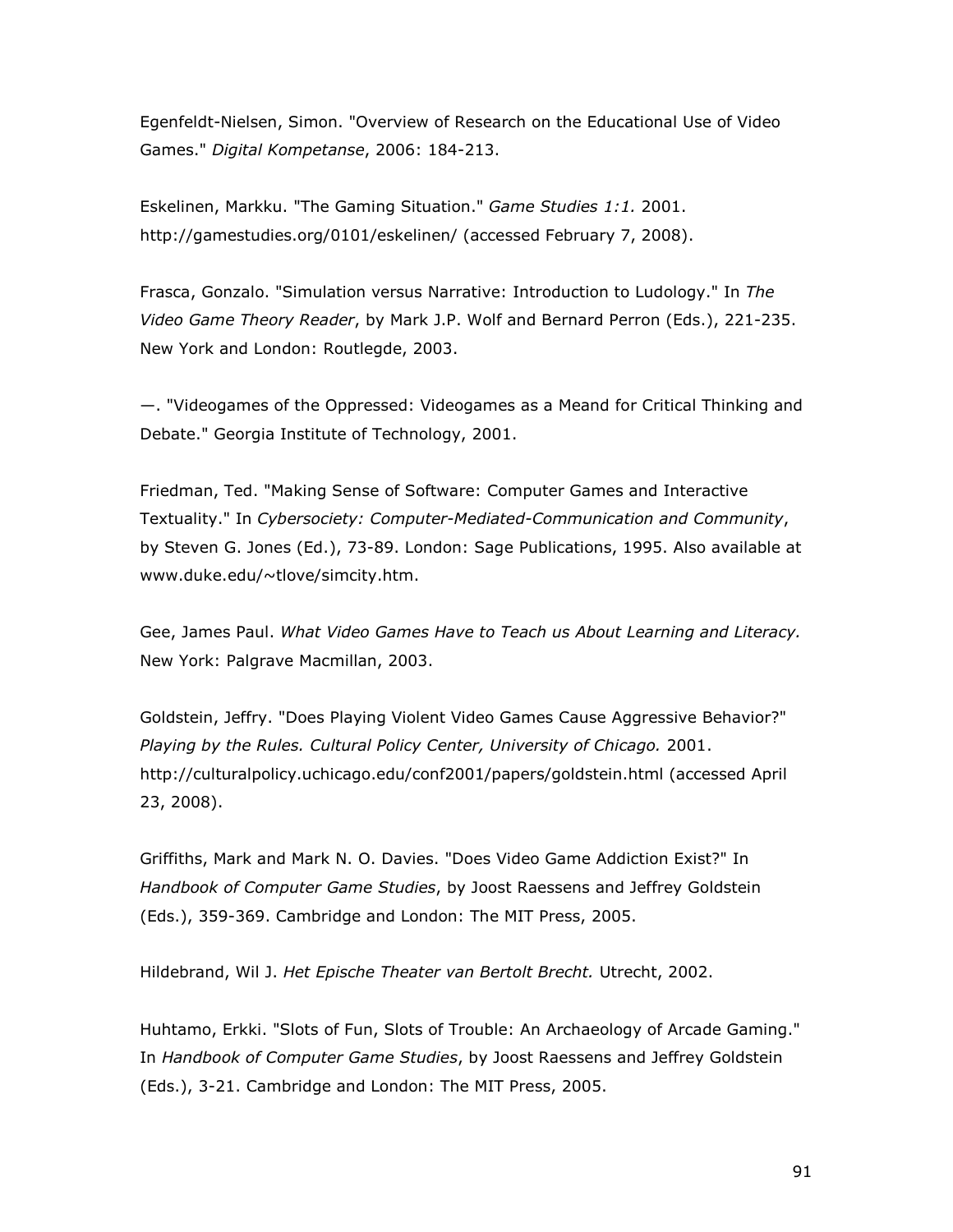Egenfeldt-Nielsen, Simon. "Overview of Research on the Educational Use of Video Games." *Digital Kompetanse*, 2006: 184-213.

Eskelinen, Markku. "The Gaming Situation." *Game Studies 1:1.* 2001. http://gamestudies.org/0101/eskelinen/ (accessed February 7, 2008).

Frasca, Gonzalo. "Simulation versus Narrative: Introduction to Ludology." In *The Video Game Theory Reader*, by Mark J.P. Wolf and Bernard Perron (Eds.), 221-235. New York and London: Routlegde, 2003.

—. "Videogames of the Oppressed: Videogames as a Meand for Critical Thinking and Debate." Georgia Institute of Technology, 2001.

Friedman, Ted. "Making Sense of Software: Computer Games and Interactive Textuality." In *Cybersociety: Computer-Mediated-Communication and Community*, by Steven G. Jones (Ed.), 73-89. London: Sage Publications, 1995. Also available at www.duke.edu/~tlove/simcity.htm.

Gee, James Paul. *What Video Games Have to Teach us About Learning and Literacy.* New York: Palgrave Macmillan, 2003.

Goldstein, Jeffry. "Does Playing Violent Video Games Cause Aggressive Behavior?" *Playing by the Rules. Cultural Policy Center, University of Chicago.* 2001. http://culturalpolicy.uchicago.edu/conf2001/papers/goldstein.html (accessed April 23, 2008).

Griffiths, Mark and Mark N. O. Davies. "Does Video Game Addiction Exist?" In *Handbook of Computer Game Studies*, by Joost Raessens and Jeffrey Goldstein (Eds.), 359-369. Cambridge and London: The MIT Press, 2005.

Hildebrand, Wil J. *Het Epische Theater van Bertolt Brecht.* Utrecht, 2002.

Huhtamo, Erkki. "Slots of Fun, Slots of Trouble: An Archaeology of Arcade Gaming." In *Handbook of Computer Game Studies*, by Joost Raessens and Jeffrey Goldstein (Eds.), 3-21. Cambridge and London: The MIT Press, 2005.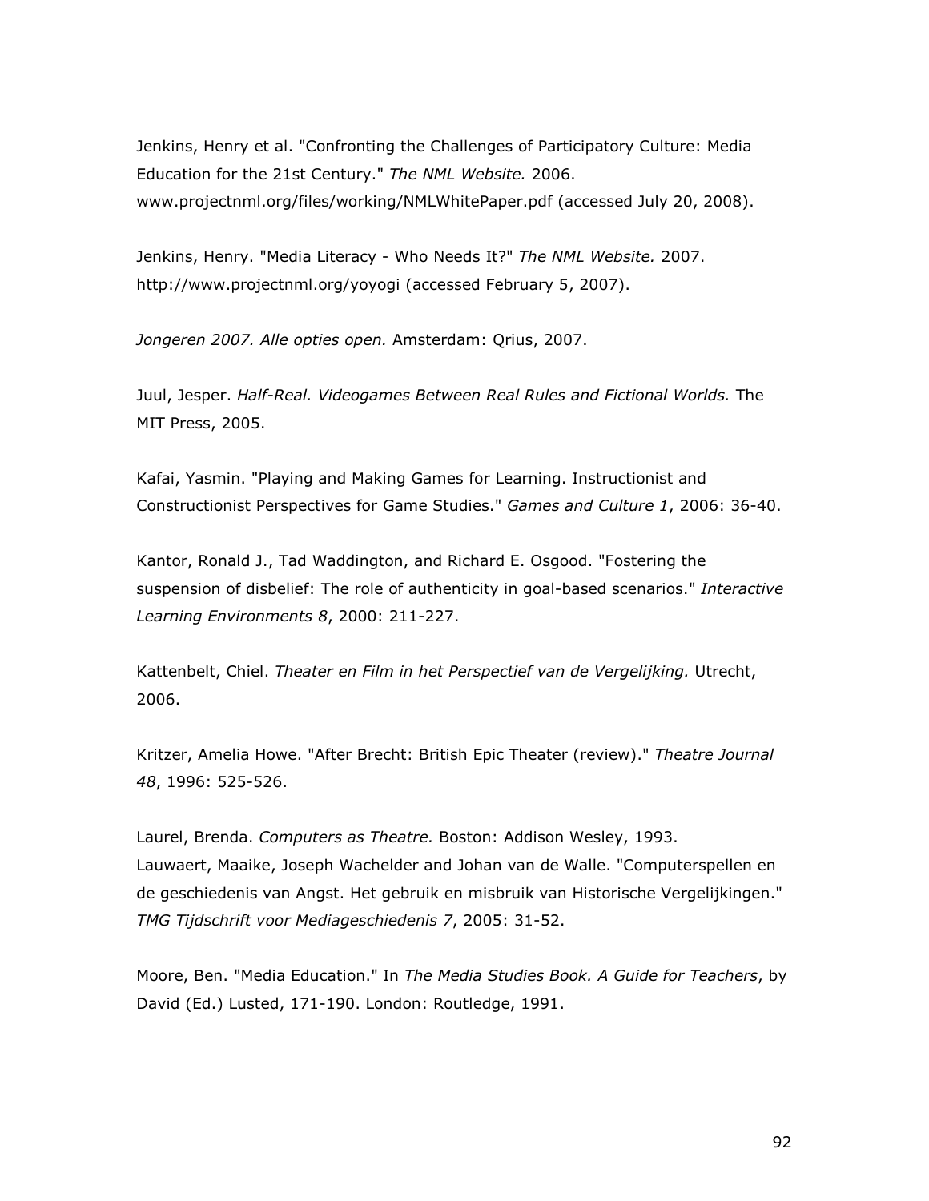Jenkins, Henry et al. "Confronting the Challenges of Participatory Culture: Media Education for the 21st Century." *The NML Website.* 2006. www.projectnml.org/files/working/NMLWhitePaper.pdf (accessed July 20, 2008).

Jenkins, Henry. "Media Literacy - Who Needs It?" *The NML Website.* 2007. http://www.projectnml.org/yoyogi (accessed February 5, 2007).

*Jongeren 2007. Alle opties open.* Amsterdam: Qrius, 2007.

Juul, Jesper. *Half-Real. Videogames Between Real Rules and Fictional Worlds.* The MIT Press, 2005.

Kafai, Yasmin. "Playing and Making Games for Learning. Instructionist and Constructionist Perspectives for Game Studies." *Games and Culture 1*, 2006: 36-40.

Kantor, Ronald J., Tad Waddington, and Richard E. Osgood. "Fostering the suspension of disbelief: The role of authenticity in goal-based scenarios." *Interactive Learning Environments 8*, 2000: 211-227.

Kattenbelt, Chiel. *Theater en Film in het Perspectief van de Vergelijking.* Utrecht, 2006.

Kritzer, Amelia Howe. "After Brecht: British Epic Theater (review)." *Theatre Journal 48*, 1996: 525-526.

Laurel, Brenda. *Computers as Theatre.* Boston: Addison Wesley, 1993.
Lauwaert, Maaike, Joseph Wachelder and Johan van de Walle. "Computerspellen en de geschiedenis van Angst. Het gebruik en misbruik van Historische Vergelijkingen." *TMG Tijdschrift voor Mediageschiedenis 7*, 2005: 31-52.

Moore, Ben. "Media Education." In *The Media Studies Book. A Guide for Teachers*, by David (Ed.) Lusted, 171-190. London: Routledge, 1991.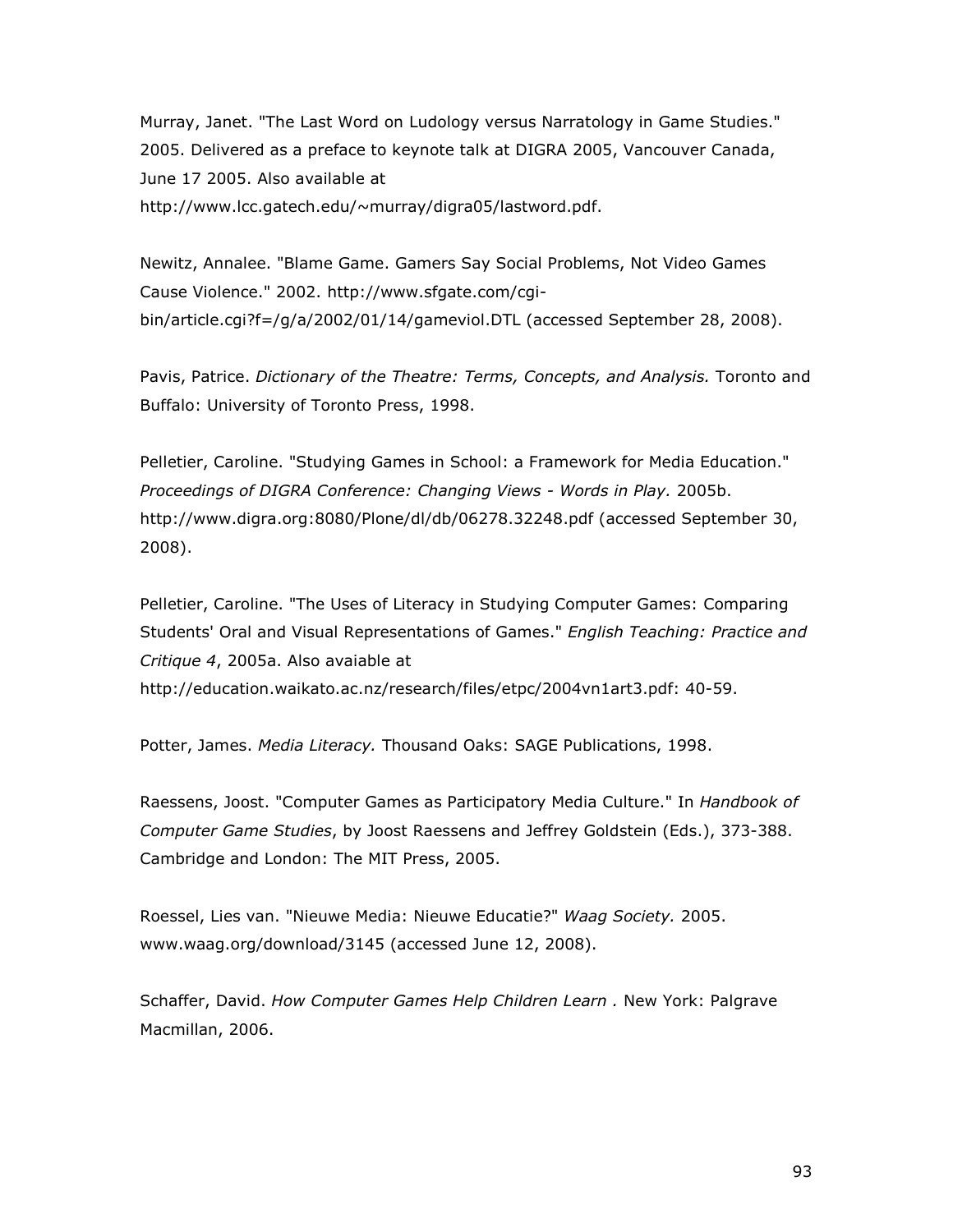Murray, Janet. "The Last Word on Ludology versus Narratology in Game Studies." 2005. Delivered as a preface to keynote talk at DIGRA 2005, Vancouver Canada, June 17 2005. Also available at http://www.lcc.gatech.edu/~murray/digra05/lastword.pdf.

Newitz, Annalee. "Blame Game. Gamers Say Social Problems, Not Video Games Cause Violence." 2002. http://www.sfgate.com/cgi-bin/article.cgi?f=/g/a/2002/01/14/gameviol.DTL (accessed September 28, 2008).

Pavis, Patrice. *Dictionary of the Theatre: Terms, Concepts, and Analysis.* Toronto and Buffalo: University of Toronto Press, 1998.

Pelletier, Caroline. "Studying Games in School: a Framework for Media Education." *Proceedings of DIGRA Conference: Changing Views - Words in Play.* 2005b. http://www.digra.org:8080/Plone/dl/db/06278.32248.pdf (accessed September 30, 2008).

Pelletier, Caroline. "The Uses of Literacy in Studying Computer Games: Comparing Students' Oral and Visual Representations of Games." *English Teaching: Practice and Critique 4*, 2005a. Also avaiable at http://education.waikato.ac.nz/research/files/etpc/2004vn1art3.pdf: 40-59.

Potter, James. *Media Literacy.* Thousand Oaks: SAGE Publications, 1998.

Raessens, Joost. "Computer Games as Participatory Media Culture." In *Handbook of Computer Game Studies*, by Joost Raessens and Jeffrey Goldstein (Eds.), 373-388. Cambridge and London: The MIT Press, 2005.

Roessel, Lies van. "Nieuwe Media: Nieuwe Educatie?" *Waag Society.* 2005. www.waag.org/download/3145 (accessed June 12, 2008).

Schaffer, David. *How Computer Games Help Children Learn .* New York: Palgrave Macmillan, 2006.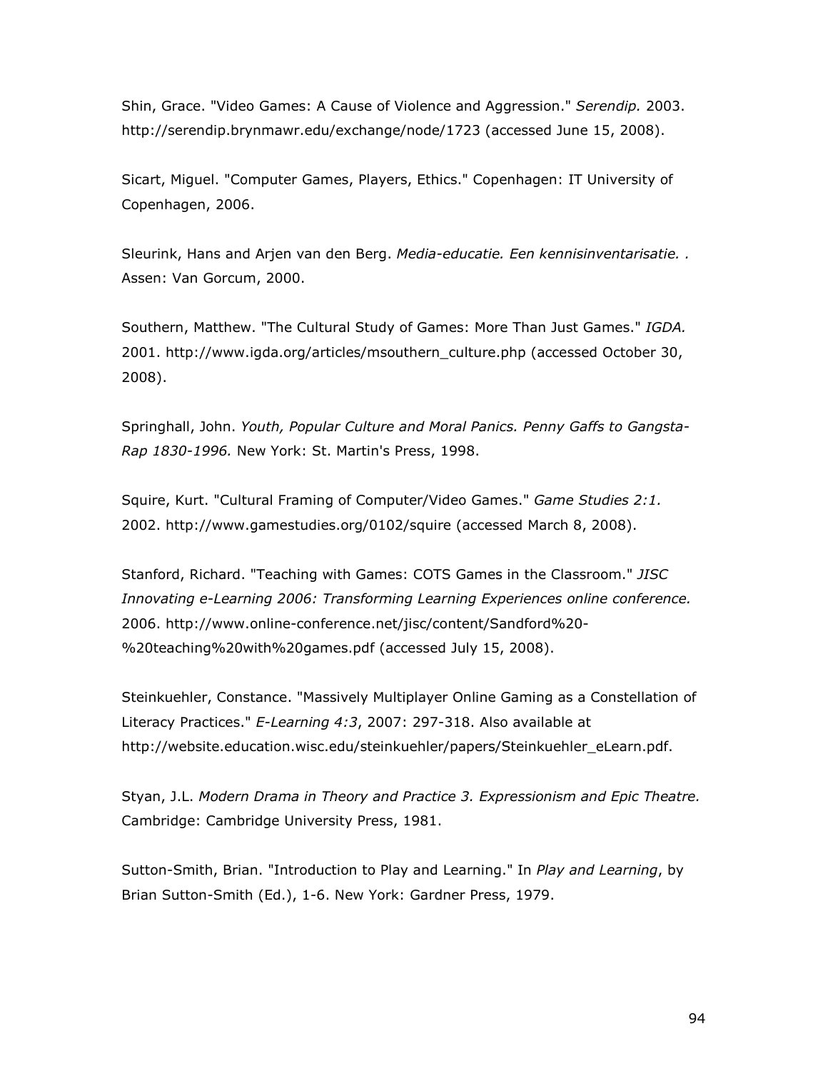Shin, Grace. "Video Games: A Cause of Violence and Aggression." *Serendip.* 2003. http://serendip.brynmawr.edu/exchange/node/1723 (accessed June 15, 2008).

Sicart, Miguel. "Computer Games, Players, Ethics." Copenhagen: IT University of Copenhagen, 2006.

Sleurink, Hans and Arjen van den Berg. *Media-educatie. Een kennisinventarisatie. .* Assen: Van Gorcum, 2000.

Southern, Matthew. "The Cultural Study of Games: More Than Just Games." *IGDA.* 2001. http://www.igda.org/articles/msouthern_culture.php (accessed October 30, 2008).

Springhall, John. *Youth, Popular Culture and Moral Panics. Penny Gaffs to Gangsta-Rap 1830-1996.* New York: St. Martin's Press, 1998.

Squire, Kurt. "Cultural Framing of Computer/Video Games." *Game Studies 2:1.* 2002. http://www.gamestudies.org/0102/squire (accessed March 8, 2008).

Stanford, Richard. "Teaching with Games: COTS Games in the Classroom." *JISC Innovating e-Learning 2006: Transforming Learning Experiences online conference.* 2006. http://www.online-conference.net/jisc/content/Sandford%20-%20teaching%20with%20games.pdf (accessed July 15, 2008).

Steinkuehler, Constance. "Massively Multiplayer Online Gaming as a Constellation of Literacy Practices." *E-Learning 4:3*, 2007: 297-318. Also available at http://website.education.wisc.edu/steinkuehler/papers/Steinkuehler_eLearn.pdf.

Styan, J.L. *Modern Drama in Theory and Practice 3. Expressionism and Epic Theatre.* Cambridge: Cambridge University Press, 1981.

Sutton-Smith, Brian. "Introduction to Play and Learning." In *Play and Learning*, by Brian Sutton-Smith (Ed.), 1-6. New York: Gardner Press, 1979.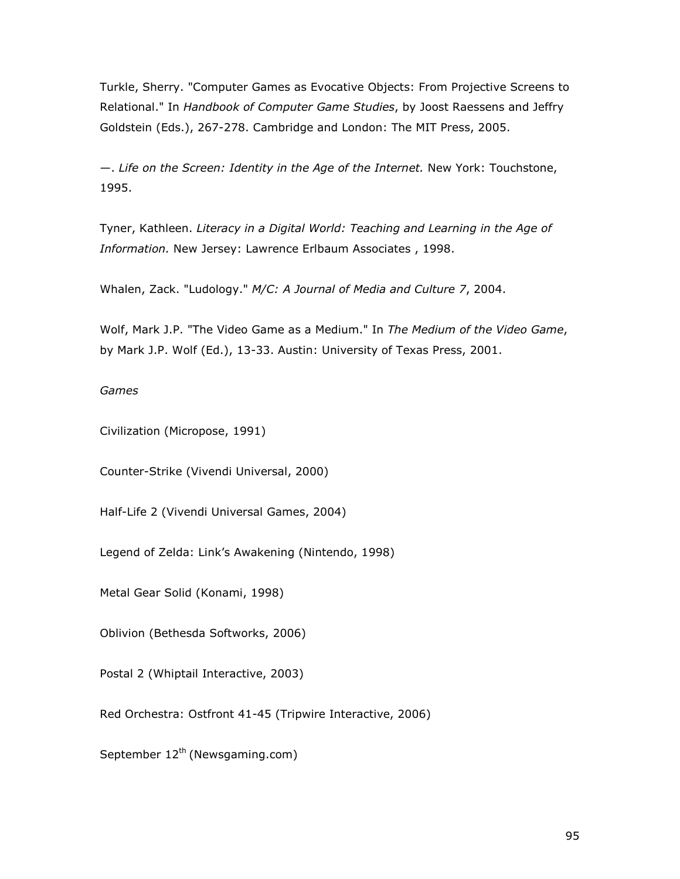Turkle, Sherry. "Computer Games as Evocative Objects: From Projective Screens to Relational." In *Handbook of Computer Game Studies*, by Joost Raessens and Jeffry Goldstein (Eds.), 267-278. Cambridge and London: The MIT Press, 2005.

—. *Life on the Screen: Identity in the Age of the Internet.* New York: Touchstone, 1995.

Tyner, Kathleen. *Literacy in a Digital World: Teaching and Learning in the Age of Information.* New Jersey: Lawrence Erlbaum Associates , 1998.

Whalen, Zack. "Ludology." *M/C: A Journal of Media and Culture 7*, 2004.

Wolf, Mark J.P. "The Video Game as a Medium." In *The Medium of the Video Game*, by Mark J.P. Wolf (Ed.), 13-33. Austin: University of Texas Press, 2001.

*Games*

Civilization (Micropose, 1991)

Counter-Strike (Vivendi Universal, 2000)

Half-Life 2 (Vivendi Universal Games, 2004)

Legend of Zelda: Link's Awakening (Nintendo, 1998)

Metal Gear Solid (Konami, 1998)

Oblivion (Bethesda Softworks, 2006)

Postal 2 (Whiptail Interactive, 2003)

Red Orchestra: Ostfront 41-45 (Tripwire Interactive, 2006)

September 12th (Newsgaming.com)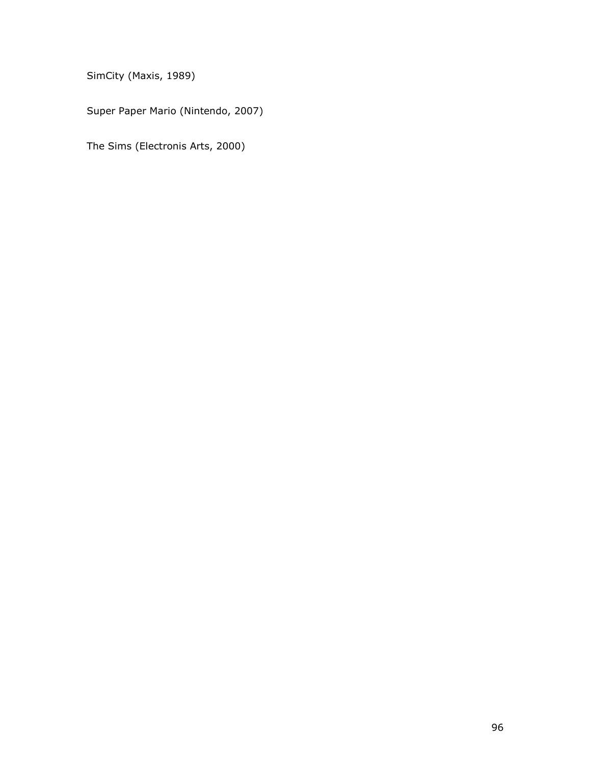SimCity (Maxis, 1989)

Super Paper Mario (Nintendo, 2007)

The Sims (Electronis Arts, 2000)